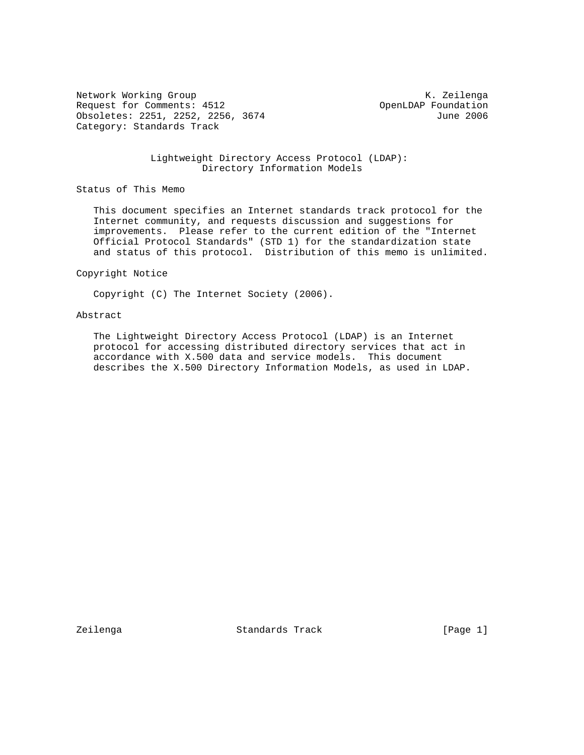Network Working Group                                        K. Zeilenga
Request for Comments: 4512                           OpenLDAP Foundation
Obsoletes: 2251, 2252, 2256, 3674                              June 2006
Category: Standards Track

# Lightweight Directory Access Protocol (LDAP): Directory Information Models

## Status of This Memo

This document specifies an Internet standards track protocol for the Internet community, and requests discussion and suggestions for improvements. Please refer to the current edition of the "Internet Official Protocol Standards" (STD 1) for the standardization state and status of this protocol. Distribution of this memo is unlimited.

## Copyright Notice

Copyright (C) The Internet Society (2006).

## Abstract

The Lightweight Directory Access Protocol (LDAP) is an Internet protocol for accessing distributed directory services that act in accordance with X.500 data and service models. This document describes the X.500 Directory Information Models, as used in LDAP.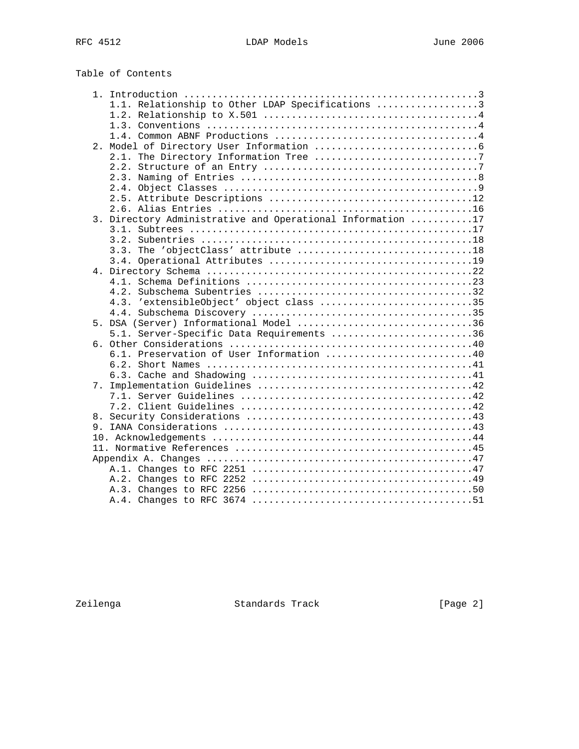# Table of Contents

```
   1. Introduction ....................................................3
      1.1. Relationship to Other LDAP Specifications ..................3
      1.2. Relationship to X.501 ......................................4
      1.3. Conventions ................................................4
      1.4. Common ABNF Productions ....................................4
   2. Model of Directory User Information .............................6
      2.1. The Directory Information Tree .............................7
      2.2. Structure of an Entry ......................................7
      2.3. Naming of Entries ..........................................8
      2.4. Object Classes .............................................9
      2.5. Attribute Descriptions ....................................12
      2.6. Alias Entries .............................................16
   3. Directory Administrative and Operational Information ...........17
      3.1. Subtrees ..................................................17
      3.2. Subentries ................................................18
      3.3. The 'objectClass' attribute ...............................18
      3.4. Operational Attributes ....................................19
   4. Directory Schema ...............................................22
      4.1. Schema Definitions ........................................23
      4.2. Subschema Subentries ......................................32
      4.3. 'extensibleObject' object class ...........................35
      4.4. Subschema Discovery .......................................35
   5. DSA (Server) Informational Model ...............................36
      5.1. Server-Specific Data Requirements .........................36
   6. Other Considerations ...........................................40
      6.1. Preservation of User Information ..........................40
      6.2. Short Names ...............................................41
      6.3. Cache and Shadowing .......................................41
   7. Implementation Guidelines ......................................42
      7.1. Server Guidelines .........................................42
      7.2. Client Guidelines .........................................42
   8. Security Considerations ........................................43
   9. IANA Considerations ............................................43
   10. Acknowledgements ..............................................44
   11. Normative References ..........................................45
   Appendix A. Changes ...............................................47
      A.1. Changes to RFC 2251 .......................................47
      A.2. Changes to RFC 2252 .......................................49
      A.3. Changes to RFC 2256 .......................................50
      A.4. Changes to RFC 3674 .......................................51
```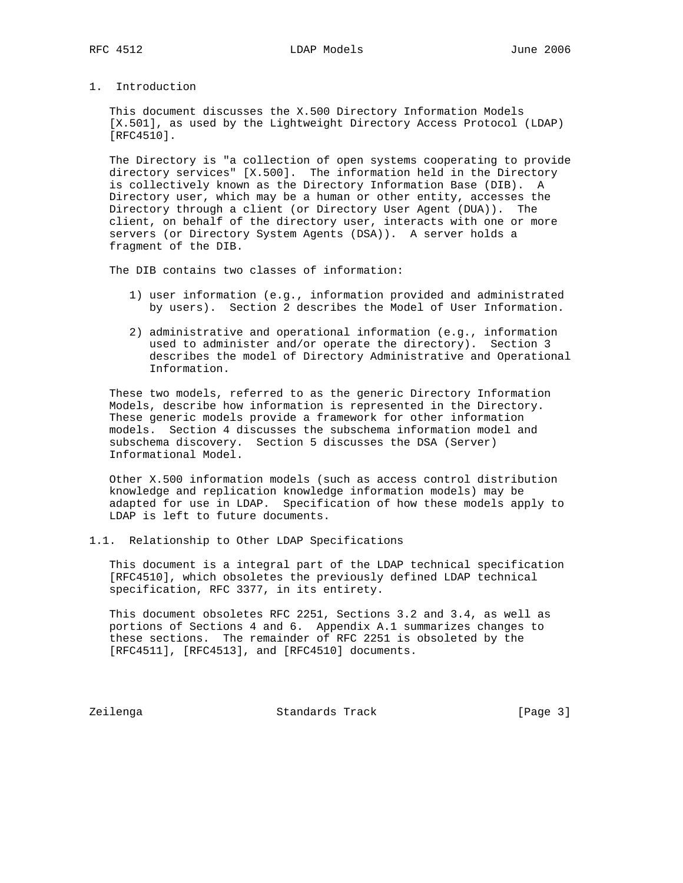# 1. Introduction

This document discusses the X.500 Directory Information Models [X.501], as used by the Lightweight Directory Access Protocol (LDAP) [RFC4510].

The Directory is "a collection of open systems cooperating to provide directory services" [X.500]. The information held in the Directory is collectively known as the Directory Information Base (DIB). A Directory user, which may be a human or other entity, accesses the Directory through a client (or Directory User Agent (DUA)). The client, on behalf of the directory user, interacts with one or more servers (or Directory System Agents (DSA)). A server holds a fragment of the DIB.

The DIB contains two classes of information:

1) user information (e.g., information provided and administrated by users). Section 2 describes the Model of User Information.

2) administrative and operational information (e.g., information used to administer and/or operate the directory). Section 3 describes the model of Directory Administrative and Operational Information.

These two models, referred to as the generic Directory Information Models, describe how information is represented in the Directory. These generic models provide a framework for other information models. Section 4 discusses the subschema information model and subschema discovery. Section 5 discusses the DSA (Server) Informational Model.

Other X.500 information models (such as access control distribution knowledge and replication knowledge information models) may be adapted for use in LDAP. Specification of how these models apply to LDAP is left to future documents.

## 1.1. Relationship to Other LDAP Specifications

This document is a integral part of the LDAP technical specification [RFC4510], which obsoletes the previously defined LDAP technical specification, RFC 3377, in its entirety.

This document obsoletes RFC 2251, Sections 3.2 and 3.4, as well as portions of Sections 4 and 6. Appendix A.1 summarizes changes to these sections. The remainder of RFC 2251 is obsoleted by the [RFC4511], [RFC4513], and [RFC4510] documents.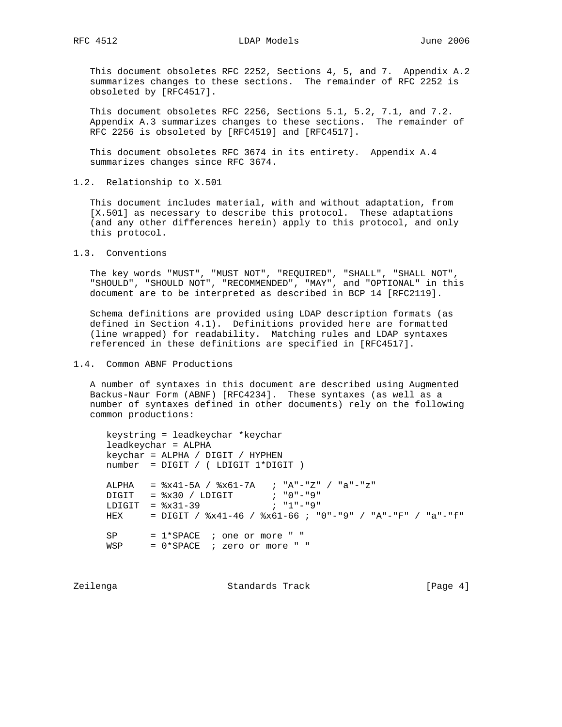This document obsoletes RFC 2252, Sections 4, 5, and 7. Appendix A.2 summarizes changes to these sections. The remainder of RFC 2252 is obsoleted by [RFC4517].

This document obsoletes RFC 2256, Sections 5.1, 5.2, 7.1, and 7.2. Appendix A.3 summarizes changes to these sections. The remainder of RFC 2256 is obsoleted by [RFC4519] and [RFC4517].

This document obsoletes RFC 3674 in its entirety. Appendix A.4 summarizes changes since RFC 3674.

## 1.2. Relationship to X.501

This document includes material, with and without adaptation, from [X.501] as necessary to describe this protocol. These adaptations (and any other differences herein) apply to this protocol, and only this protocol.

## 1.3. Conventions

The key words "MUST", "MUST NOT", "REQUIRED", "SHALL", "SHALL NOT", "SHOULD", "SHOULD NOT", "RECOMMENDED", "MAY", and "OPTIONAL" in this document are to be interpreted as described in BCP 14 [RFC2119].

Schema definitions are provided using LDAP description formats (as defined in Section 4.1). Definitions provided here are formatted (line wrapped) for readability. Matching rules and LDAP syntaxes referenced in these definitions are specified in [RFC4517].

## 1.4. Common ABNF Productions

A number of syntaxes in this document are described using Augmented Backus-Naur Form (ABNF) [RFC4234]. These syntaxes (as well as a number of syntaxes defined in other documents) rely on the following common productions:

```
keystring = leadkeychar *keychar
leadkeychar = ALPHA
keychar = ALPHA / DIGIT / HYPHEN
number  = DIGIT / ( LDIGIT 1*DIGIT )

ALPHA   = %x41-5A / %x61-7A   ; "A"-"Z" / "a"-"z"
DIGIT   = %x30 / LDIGIT       ; "0"-"9"
LDIGIT  = %x31-39             ; "1"-"9"
HEX     = DIGIT / %x41-46 / %x61-66 ; "0"-"9" / "A"-"F" / "a"-"f"

SP      = 1*SPACE  ; one or more " "
WSP     = 0*SPACE  ; zero or more " "
```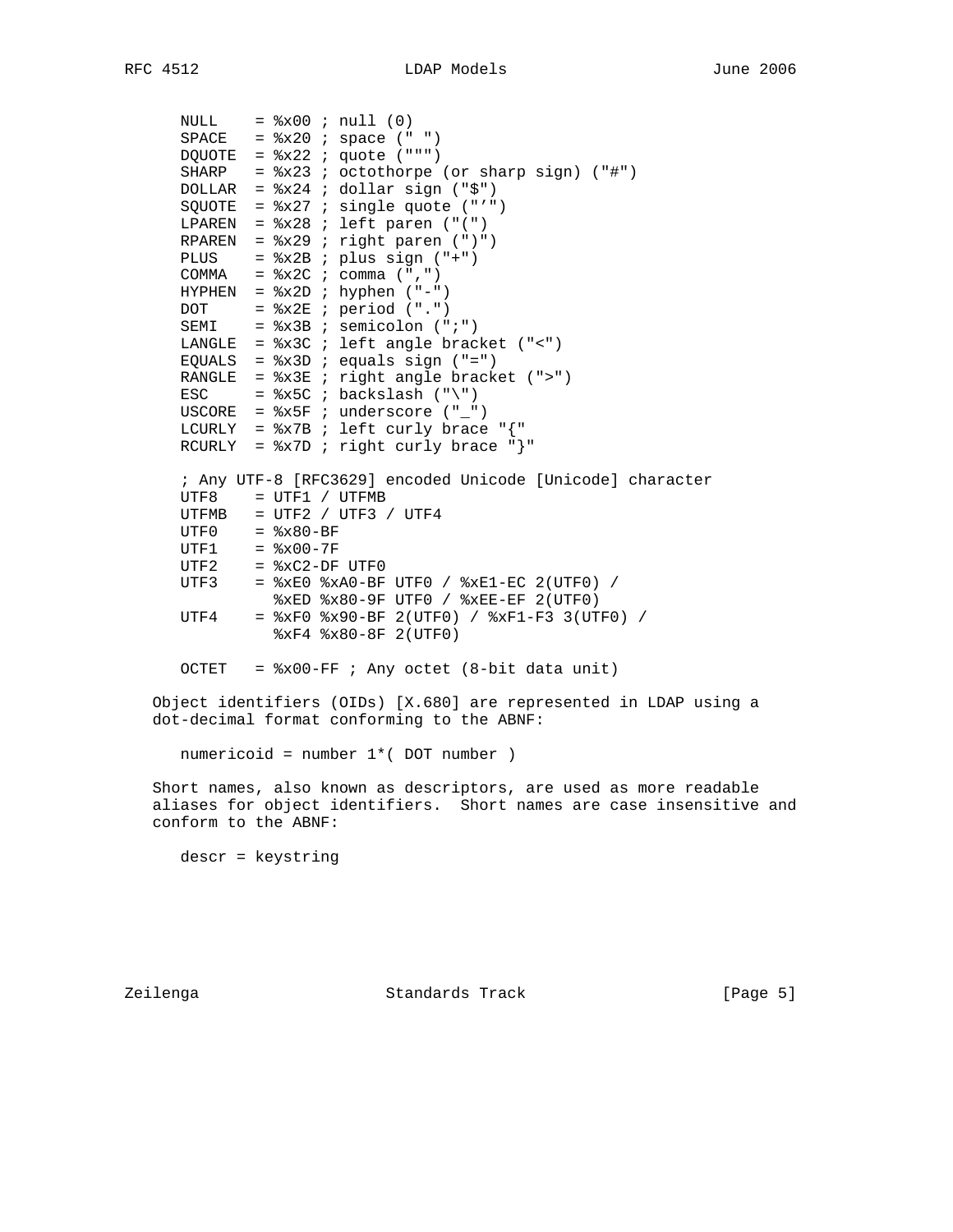```
      NULL    = %x00 ; null (0)
      SPACE   = %x20 ; space (" ")
      DQUOTE  = %x22 ; quote (""")
      SHARP   = %x23 ; octothorpe (or sharp sign) ("#")
      DOLLAR  = %x24 ; dollar sign ("$")
      SQUOTE  = %x27 ; single quote ("'")
      LPAREN  = %x28 ; left paren ("(")
      RPAREN  = %x29 ; right paren (")")
      PLUS    = %x2B ; plus sign ("+")
      COMMA   = %x2C ; comma (",")
      HYPHEN  = %x2D ; hyphen ("-")
      DOT     = %x2E ; period (".")
      SEMI    = %x3B ; semicolon (";")
      LANGLE  = %x3C ; left angle bracket ("<")
      EQUALS  = %x3D ; equals sign ("=")
      RANGLE  = %x3E ; right angle bracket (">")
      ESC     = %x5C ; backslash ("\")
      USCORE  = %x5F ; underscore ("_")
      LCURLY  = %x7B ; left curly brace "{"
      RCURLY  = %x7D ; right curly brace "}"

      ; Any UTF-8 [RFC3629] encoded Unicode [Unicode] character
      UTF8    = UTF1 / UTFMB
      UTFMB   = UTF2 / UTF3 / UTF4
      UTF0    = %x80-BF
      UTF1    = %x00-7F
      UTF2    = %xC2-DF UTF0
      UTF3    = %xE0 %xA0-BF UTF0 / %xE1-EC 2(UTF0) /
                %xED %x80-9F UTF0 / %xEE-EF 2(UTF0)
      UTF4    = %xF0 %x90-BF 2(UTF0) / %xF1-F3 3(UTF0) /
                %xF4 %x80-8F 2(UTF0)

      OCTET   = %x00-FF ; Any octet (8-bit data unit)
```

Object identifiers (OIDs) [X.680] are represented in LDAP using a dot-decimal format conforming to the ABNF:

```
      numericoid = number 1*( DOT number )
```

Short names, also known as descriptors, are used as more readable aliases for object identifiers. Short names are case insensitive and conform to the ABNF:

```
      descr = keystring
```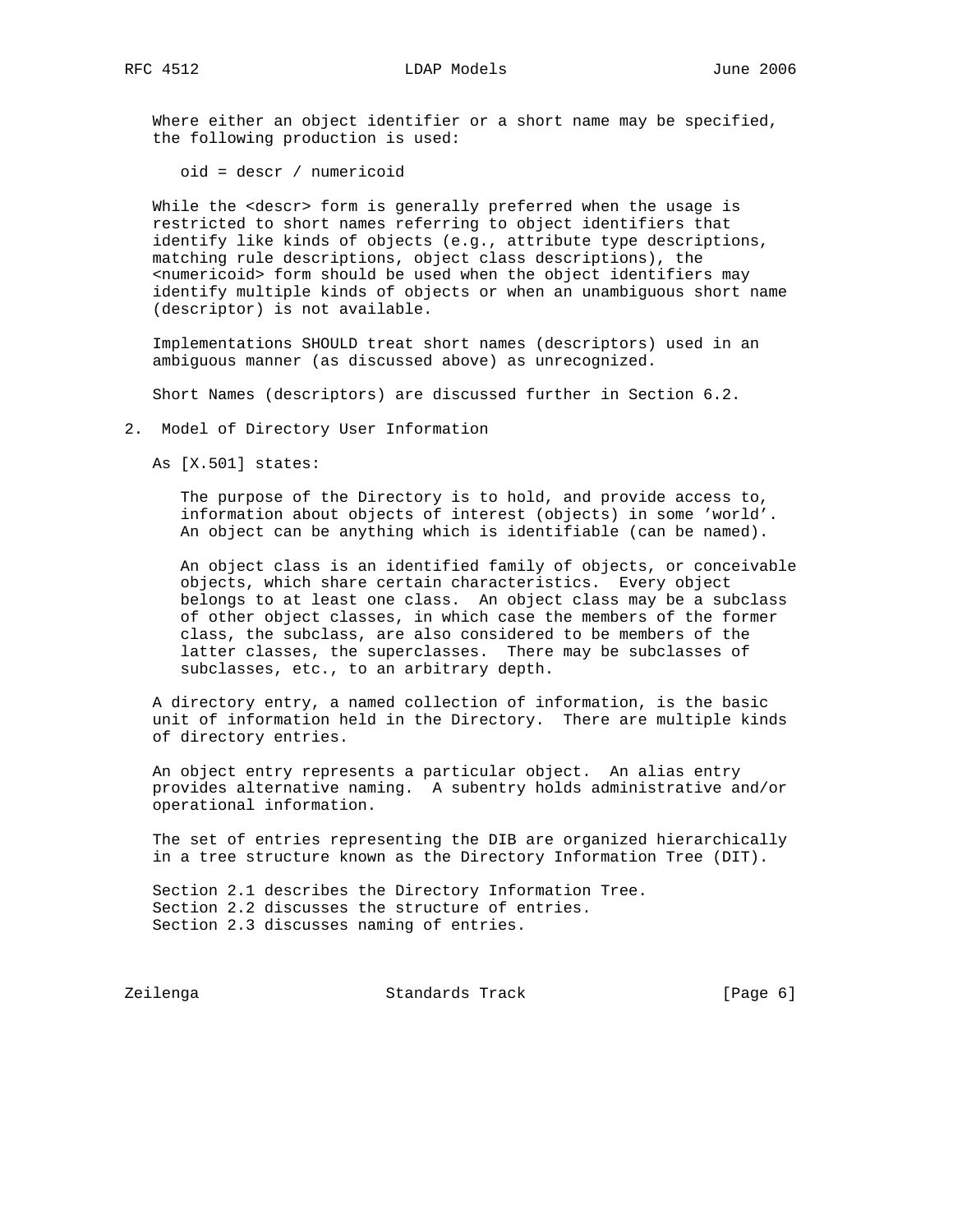Where either an object identifier or a short name may be specified, the following production is used:

```
oid = descr / numericoid
```

While the <descr> form is generally preferred when the usage is restricted to short names referring to object identifiers that identify like kinds of objects (e.g., attribute type descriptions, matching rule descriptions, object class descriptions), the <numericoid> form should be used when the object identifiers may identify multiple kinds of objects or when an unambiguous short name (descriptor) is not available.

Implementations SHOULD treat short names (descriptors) used in an ambiguous manner (as discussed above) as unrecognized.

Short Names (descriptors) are discussed further in Section 6.2.

## 2. Model of Directory User Information

As [X.501] states:

> The purpose of the Directory is to hold, and provide access to, information about objects of interest (objects) in some 'world'. An object can be anything which is identifiable (can be named).
>
> An object class is an identified family of objects, or conceivable objects, which share certain characteristics. Every object belongs to at least one class. An object class may be a subclass of other object classes, in which case the members of the former class, the subclass, are also considered to be members of the latter classes, the superclasses. There may be subclasses of subclasses, etc., to an arbitrary depth.

A directory entry, a named collection of information, is the basic unit of information held in the Directory. There are multiple kinds of directory entries.

An object entry represents a particular object. An alias entry provides alternative naming. A subentry holds administrative and/or operational information.

The set of entries representing the DIB are organized hierarchically in a tree structure known as the Directory Information Tree (DIT).

Section 2.1 describes the Directory Information Tree.
Section 2.2 discusses the structure of entries.
Section 2.3 discusses naming of entries.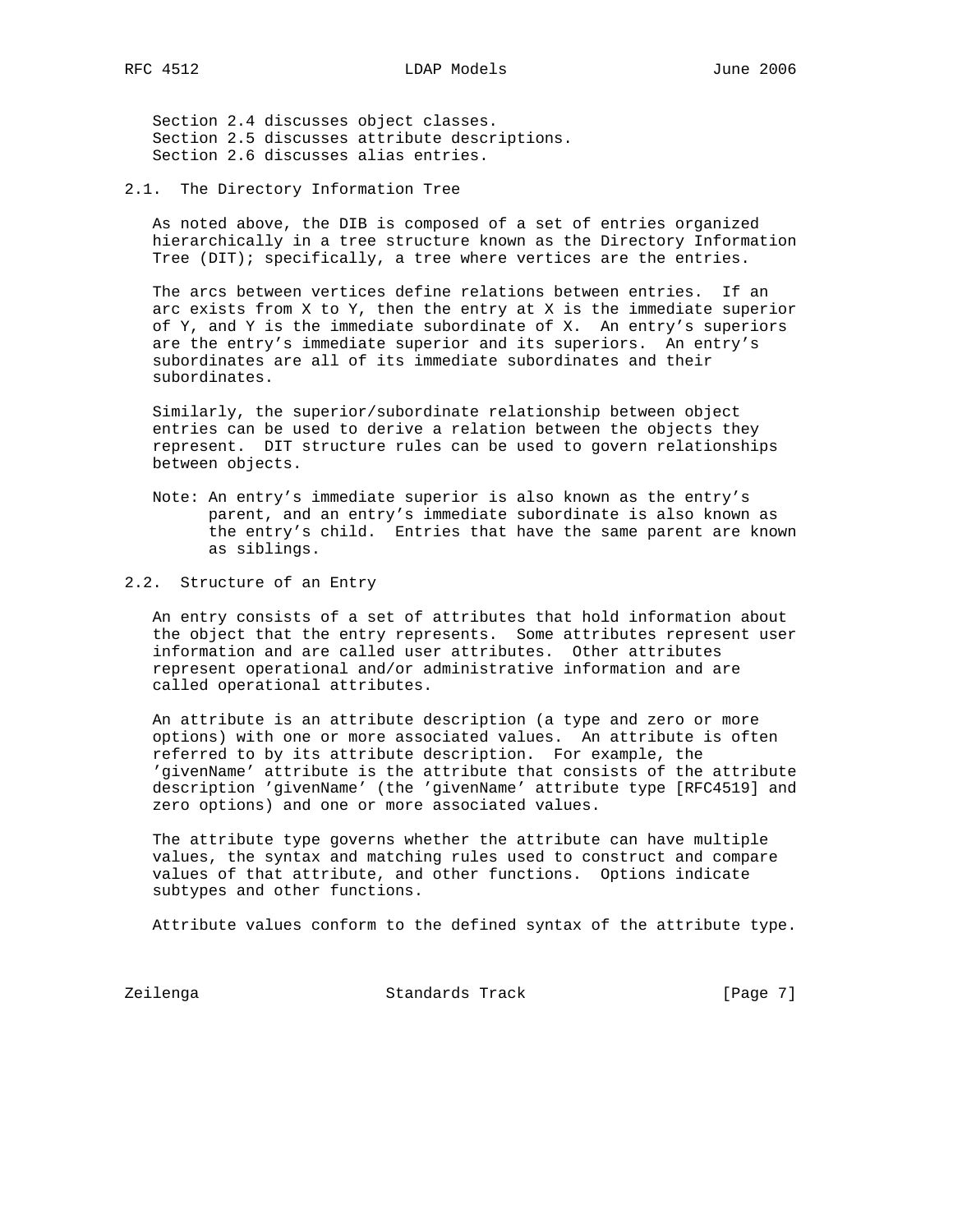Section 2.4 discusses object classes.
Section 2.5 discusses attribute descriptions.
Section 2.6 discusses alias entries.

## 2.1. The Directory Information Tree

As noted above, the DIB is composed of a set of entries organized hierarchically in a tree structure known as the Directory Information Tree (DIT); specifically, a tree where vertices are the entries.

The arcs between vertices define relations between entries. If an arc exists from X to Y, then the entry at X is the immediate superior of Y, and Y is the immediate subordinate of X. An entry's superiors are the entry's immediate superior and its superiors. An entry's subordinates are all of its immediate subordinates and their subordinates.

Similarly, the superior/subordinate relationship between object entries can be used to derive a relation between the objects they represent. DIT structure rules can be used to govern relationships between objects.

Note: An entry's immediate superior is also known as the entry's parent, and an entry's immediate subordinate is also known as the entry's child. Entries that have the same parent are known as siblings.

## 2.2. Structure of an Entry

An entry consists of a set of attributes that hold information about the object that the entry represents. Some attributes represent user information and are called user attributes. Other attributes represent operational and/or administrative information and are called operational attributes.

An attribute is an attribute description (a type and zero or more options) with one or more associated values. An attribute is often referred to by its attribute description. For example, the 'givenName' attribute is the attribute that consists of the attribute description 'givenName' (the 'givenName' attribute type [RFC4519] and zero options) and one or more associated values.

The attribute type governs whether the attribute can have multiple values, the syntax and matching rules used to construct and compare values of that attribute, and other functions. Options indicate subtypes and other functions.

Attribute values conform to the defined syntax of the attribute type.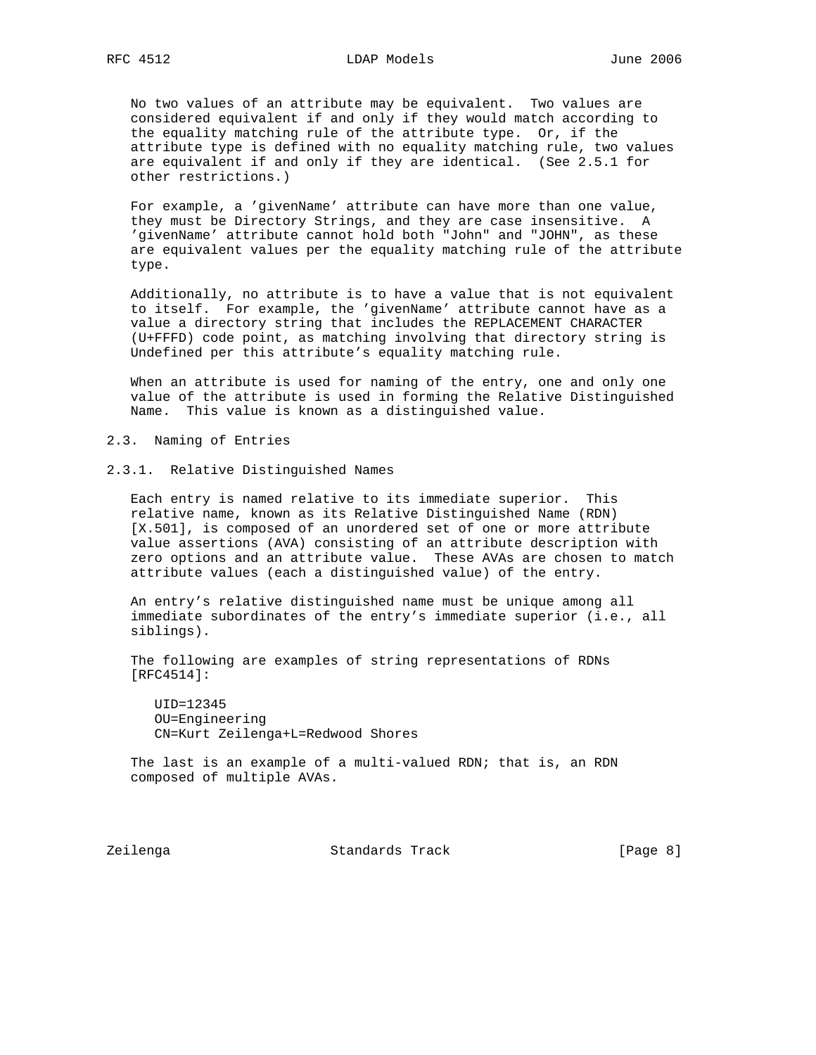No two values of an attribute may be equivalent. Two values are considered equivalent if and only if they would match according to the equality matching rule of the attribute type. Or, if the attribute type is defined with no equality matching rule, two values are equivalent if and only if they are identical. (See 2.5.1 for other restrictions.)

For example, a 'givenName' attribute can have more than one value, they must be Directory Strings, and they are case insensitive. A 'givenName' attribute cannot hold both "John" and "JOHN", as these are equivalent values per the equality matching rule of the attribute type.

Additionally, no attribute is to have a value that is not equivalent to itself. For example, the 'givenName' attribute cannot have as a value a directory string that includes the REPLACEMENT CHARACTER (U+FFFD) code point, as matching involving that directory string is Undefined per this attribute's equality matching rule.

When an attribute is used for naming of the entry, one and only one value of the attribute is used in forming the Relative Distinguished Name. This value is known as a distinguished value.

## 2.3. Naming of Entries

### 2.3.1. Relative Distinguished Names

Each entry is named relative to its immediate superior. This relative name, known as its Relative Distinguished Name (RDN) [X.501], is composed of an unordered set of one or more attribute value assertions (AVA) consisting of an attribute description with zero options and an attribute value. These AVAs are chosen to match attribute values (each a distinguished value) of the entry.

An entry's relative distinguished name must be unique among all immediate subordinates of the entry's immediate superior (i.e., all siblings).

The following are examples of string representations of RDNs [RFC4514]:

```
UID=12345
OU=Engineering
CN=Kurt Zeilenga+L=Redwood Shores
```

The last is an example of a multi-valued RDN; that is, an RDN composed of multiple AVAs.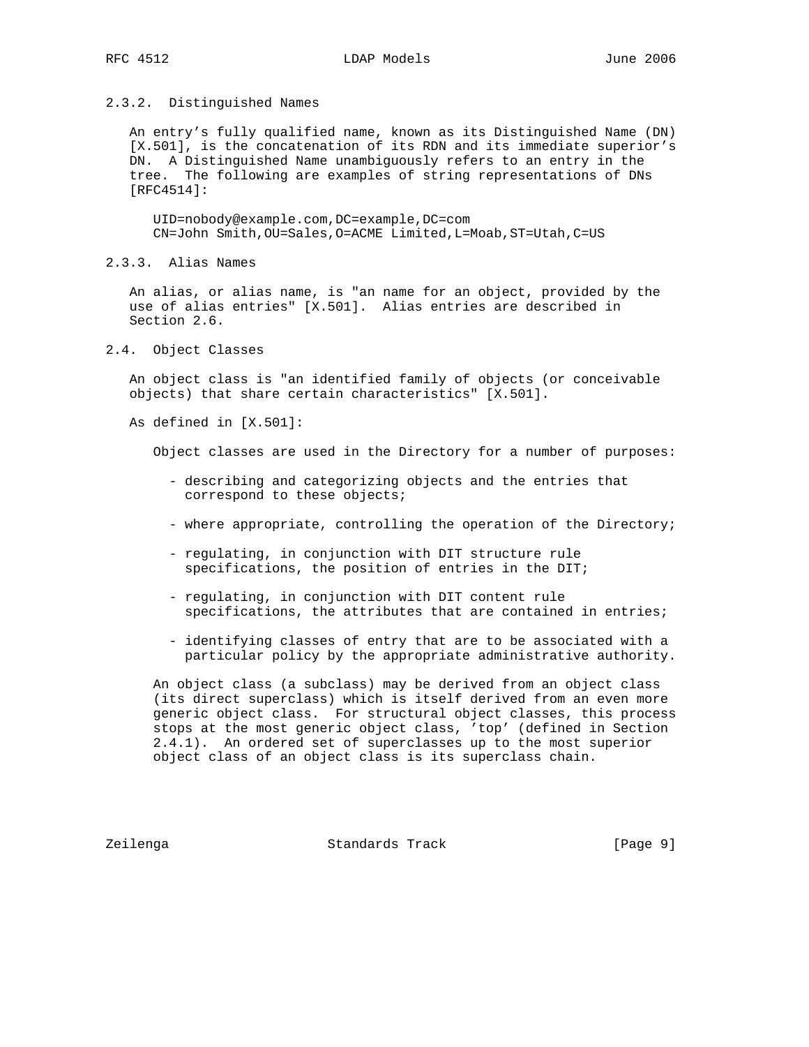### 2.3.2. Distinguished Names

An entry's fully qualified name, known as its Distinguished Name (DN) [X.501], is the concatenation of its RDN and its immediate superior's DN. A Distinguished Name unambiguously refers to an entry in the tree. The following are examples of string representations of DNs [RFC4514]:

```
UID=nobody@example.com,DC=example,DC=com
CN=John Smith,OU=Sales,O=ACME Limited,L=Moab,ST=Utah,C=US
```

### 2.3.3. Alias Names

An alias, or alias name, is "an name for an object, provided by the use of alias entries" [X.501]. Alias entries are described in Section 2.6.

## 2.4. Object Classes

An object class is "an identified family of objects (or conceivable objects) that share certain characteristics" [X.501].

As defined in [X.501]:

> Object classes are used in the Directory for a number of purposes:
>
> - describing and categorizing objects and the entries that correspond to these objects;
> - where appropriate, controlling the operation of the Directory;
> - regulating, in conjunction with DIT structure rule specifications, the position of entries in the DIT;
> - regulating, in conjunction with DIT content rule specifications, the attributes that are contained in entries;
> - identifying classes of entry that are to be associated with a particular policy by the appropriate administrative authority.
>
> An object class (a subclass) may be derived from an object class (its direct superclass) which is itself derived from an even more generic object class. For structural object classes, this process stops at the most generic object class, 'top' (defined in Section 2.4.1). An ordered set of superclasses up to the most superior object class of an object class is its superclass chain.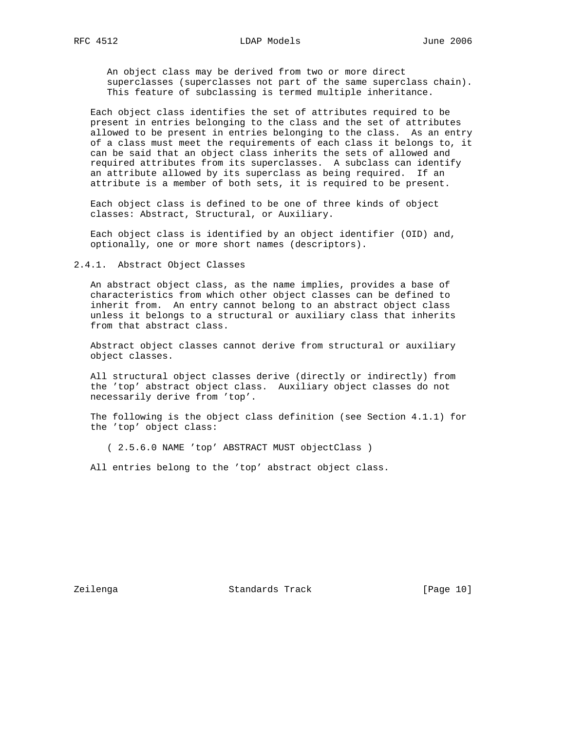An object class may be derived from two or more direct superclasses (superclasses not part of the same superclass chain). This feature of subclassing is termed multiple inheritance.

Each object class identifies the set of attributes required to be present in entries belonging to the class and the set of attributes allowed to be present in entries belonging to the class. As an entry of a class must meet the requirements of each class it belongs to, it can be said that an object class inherits the sets of allowed and required attributes from its superclasses. A subclass can identify an attribute allowed by its superclass as being required. If an attribute is a member of both sets, it is required to be present.

Each object class is defined to be one of three kinds of object classes: Abstract, Structural, or Auxiliary.

Each object class is identified by an object identifier (OID) and, optionally, one or more short names (descriptors).

### 2.4.1. Abstract Object Classes

An abstract object class, as the name implies, provides a base of characteristics from which other object classes can be defined to inherit from. An entry cannot belong to an abstract object class unless it belongs to a structural or auxiliary class that inherits from that abstract class.

Abstract object classes cannot derive from structural or auxiliary object classes.

All structural object classes derive (directly or indirectly) from the 'top' abstract object class. Auxiliary object classes do not necessarily derive from 'top'.

The following is the object class definition (see Section 4.1.1) for the 'top' object class:

```
( 2.5.6.0 NAME 'top' ABSTRACT MUST objectClass )
```

All entries belong to the 'top' abstract object class.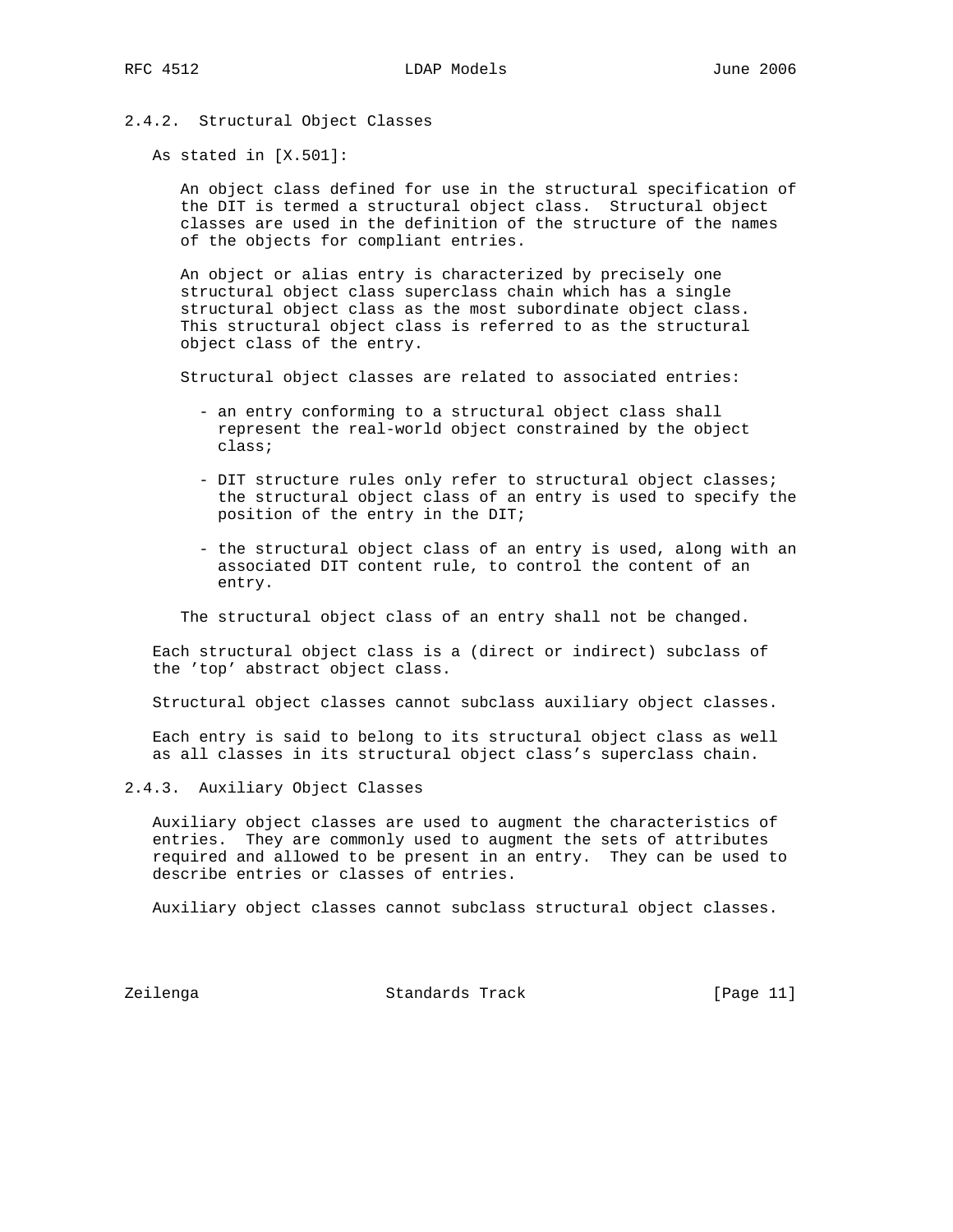### 2.4.2. Structural Object Classes

As stated in [X.501]:

> An object class defined for use in the structural specification of the DIT is termed a structural object class. Structural object classes are used in the definition of the structure of the names of the objects for compliant entries.
>
> An object or alias entry is characterized by precisely one structural object class superclass chain which has a single structural object class as the most subordinate object class. This structural object class is referred to as the structural object class of the entry.
>
> Structural object classes are related to associated entries:
>
> - an entry conforming to a structural object class shall represent the real-world object constrained by the object class;
>
> - DIT structure rules only refer to structural object classes; the structural object class of an entry is used to specify the position of the entry in the DIT;
>
> - the structural object class of an entry is used, along with an associated DIT content rule, to control the content of an entry.
>
> The structural object class of an entry shall not be changed.

Each structural object class is a (direct or indirect) subclass of the 'top' abstract object class.

Structural object classes cannot subclass auxiliary object classes.

Each entry is said to belong to its structural object class as well as all classes in its structural object class's superclass chain.

### 2.4.3. Auxiliary Object Classes

Auxiliary object classes are used to augment the characteristics of entries. They are commonly used to augment the sets of attributes required and allowed to be present in an entry. They can be used to describe entries or classes of entries.

Auxiliary object classes cannot subclass structural object classes.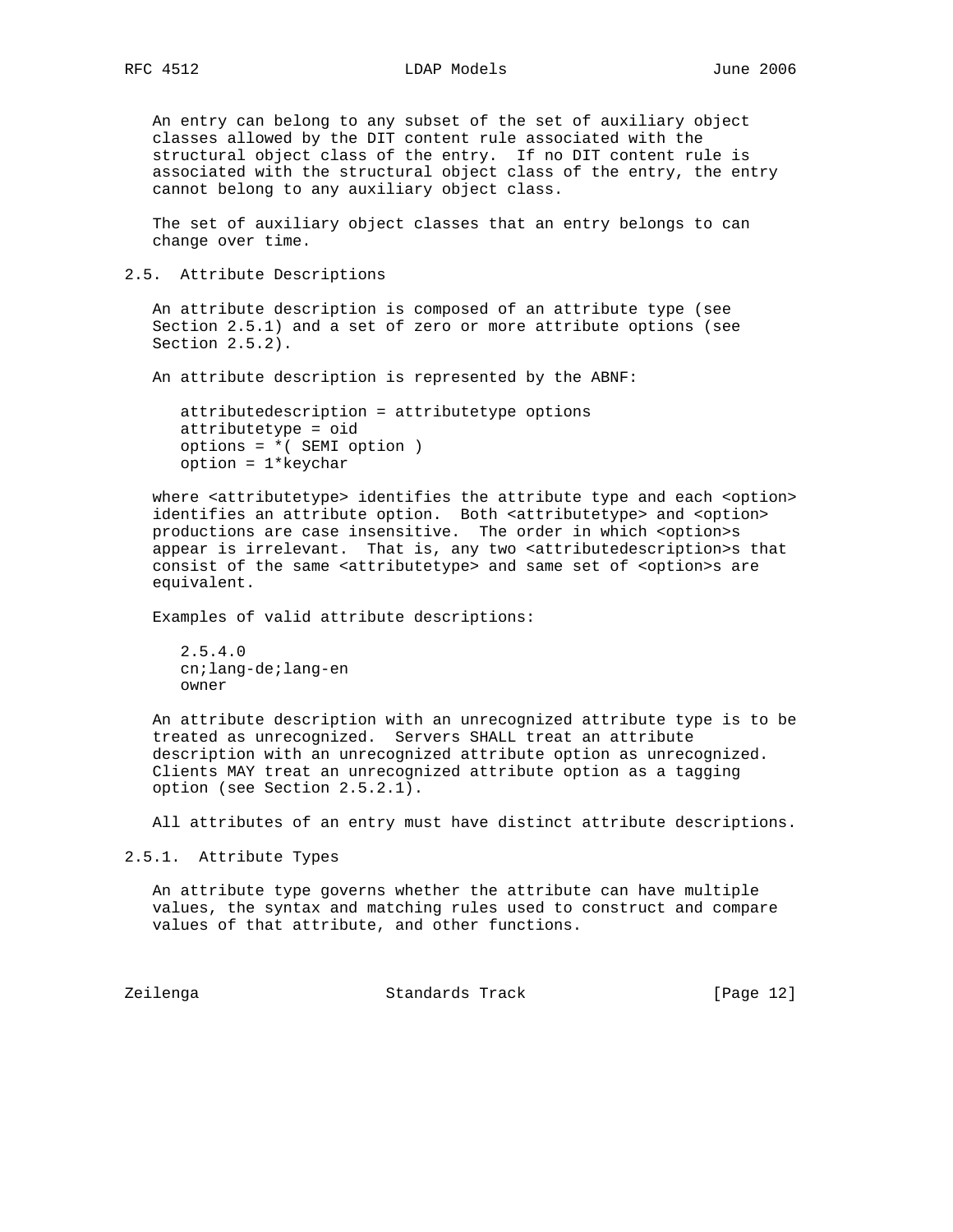An entry can belong to any subset of the set of auxiliary object classes allowed by the DIT content rule associated with the structural object class of the entry. If no DIT content rule is associated with the structural object class of the entry, the entry cannot belong to any auxiliary object class.

The set of auxiliary object classes that an entry belongs to can change over time.

## 2.5. Attribute Descriptions

An attribute description is composed of an attribute type (see Section 2.5.1) and a set of zero or more attribute options (see Section 2.5.2).

An attribute description is represented by the ABNF:

```
attributedescription = attributetype options
attributetype = oid
options = *( SEMI option )
option = 1*keychar
```

where <attributetype> identifies the attribute type and each <option> identifies an attribute option. Both <attributetype> and <option> productions are case insensitive. The order in which <option>s appear is irrelevant. That is, any two <attributedescription>s that consist of the same <attributetype> and same set of <option>s are equivalent.

Examples of valid attribute descriptions:

```
2.5.4.0
cn;lang-de;lang-en
owner
```

An attribute description with an unrecognized attribute type is to be treated as unrecognized. Servers SHALL treat an attribute description with an unrecognized attribute option as unrecognized. Clients MAY treat an unrecognized attribute option as a tagging option (see Section 2.5.2.1).

All attributes of an entry must have distinct attribute descriptions.

### 2.5.1. Attribute Types

An attribute type governs whether the attribute can have multiple values, the syntax and matching rules used to construct and compare values of that attribute, and other functions.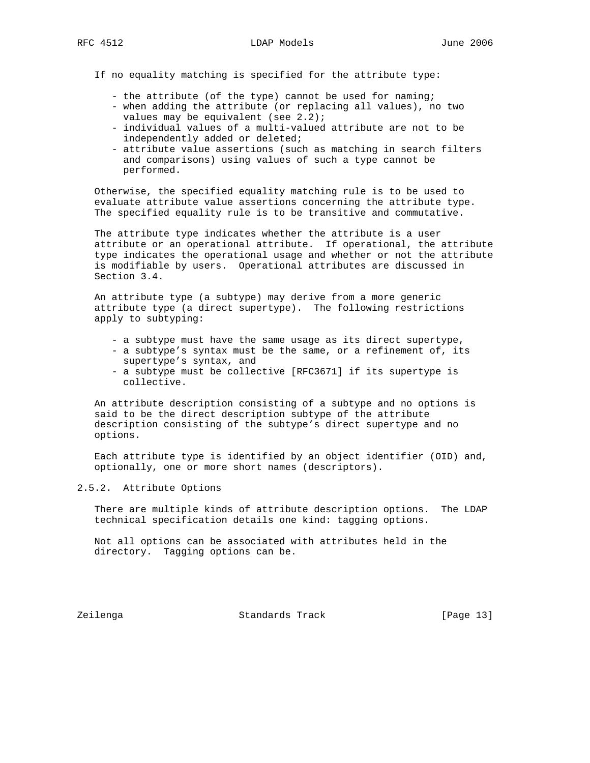If no equality matching is specified for the attribute type:

- the attribute (of the type) cannot be used for naming;
- when adding the attribute (or replacing all values), no two values may be equivalent (see 2.2);
- individual values of a multi-valued attribute are not to be independently added or deleted;
- attribute value assertions (such as matching in search filters and comparisons) using values of such a type cannot be performed.

Otherwise, the specified equality matching rule is to be used to evaluate attribute value assertions concerning the attribute type. The specified equality rule is to be transitive and commutative.

The attribute type indicates whether the attribute is a user attribute or an operational attribute. If operational, the attribute type indicates the operational usage and whether or not the attribute is modifiable by users. Operational attributes are discussed in Section 3.4.

An attribute type (a subtype) may derive from a more generic attribute type (a direct supertype). The following restrictions apply to subtyping:

- a subtype must have the same usage as its direct supertype,
- a subtype's syntax must be the same, or a refinement of, its supertype's syntax, and
- a subtype must be collective [RFC3671] if its supertype is collective.

An attribute description consisting of a subtype and no options is said to be the direct description subtype of the attribute description consisting of the subtype's direct supertype and no options.

Each attribute type is identified by an object identifier (OID) and, optionally, one or more short names (descriptors).

### 2.5.2. Attribute Options

There are multiple kinds of attribute description options. The LDAP technical specification details one kind: tagging options.

Not all options can be associated with attributes held in the directory. Tagging options can be.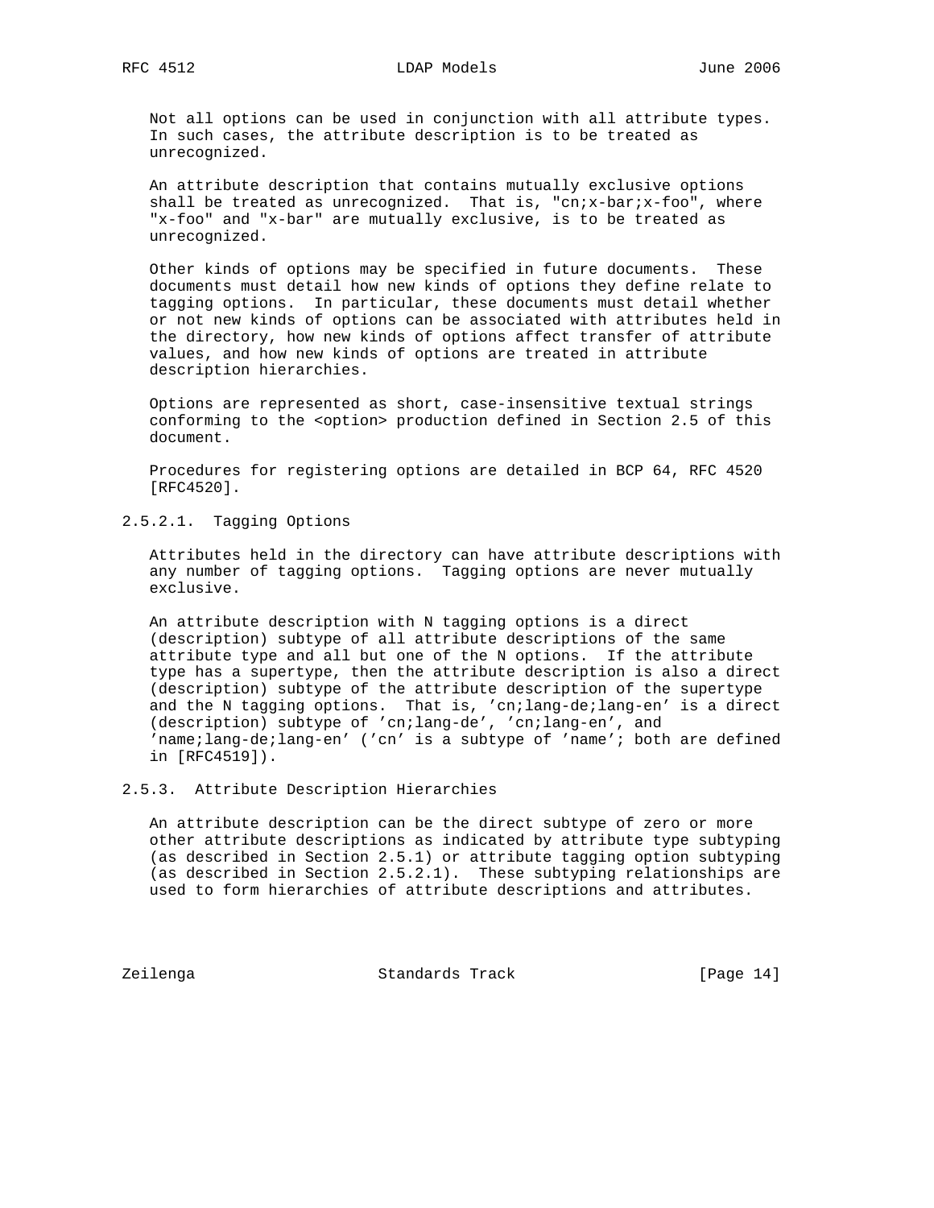Not all options can be used in conjunction with all attribute types. In such cases, the attribute description is to be treated as unrecognized.

An attribute description that contains mutually exclusive options shall be treated as unrecognized. That is, "cn;x-bar;x-foo", where "x-foo" and "x-bar" are mutually exclusive, is to be treated as unrecognized.

Other kinds of options may be specified in future documents. These documents must detail how new kinds of options they define relate to tagging options. In particular, these documents must detail whether or not new kinds of options can be associated with attributes held in the directory, how new kinds of options affect transfer of attribute values, and how new kinds of options are treated in attribute description hierarchies.

Options are represented as short, case-insensitive textual strings conforming to the <option> production defined in Section 2.5 of this document.

Procedures for registering options are detailed in BCP 64, RFC 4520 [RFC4520].

#### 2.5.2.1. Tagging Options

Attributes held in the directory can have attribute descriptions with any number of tagging options. Tagging options are never mutually exclusive.

An attribute description with N tagging options is a direct (description) subtype of all attribute descriptions of the same attribute type and all but one of the N options. If the attribute type has a supertype, then the attribute description is also a direct (description) subtype of the attribute description of the supertype and the N tagging options. That is, 'cn;lang-de;lang-en' is a direct (description) subtype of 'cn;lang-de', 'cn;lang-en', and 'name;lang-de;lang-en' ('cn' is a subtype of 'name'; both are defined in [RFC4519]).

### 2.5.3. Attribute Description Hierarchies

An attribute description can be the direct subtype of zero or more other attribute descriptions as indicated by attribute type subtyping (as described in Section 2.5.1) or attribute tagging option subtyping (as described in Section 2.5.2.1). These subtyping relationships are used to form hierarchies of attribute descriptions and attributes.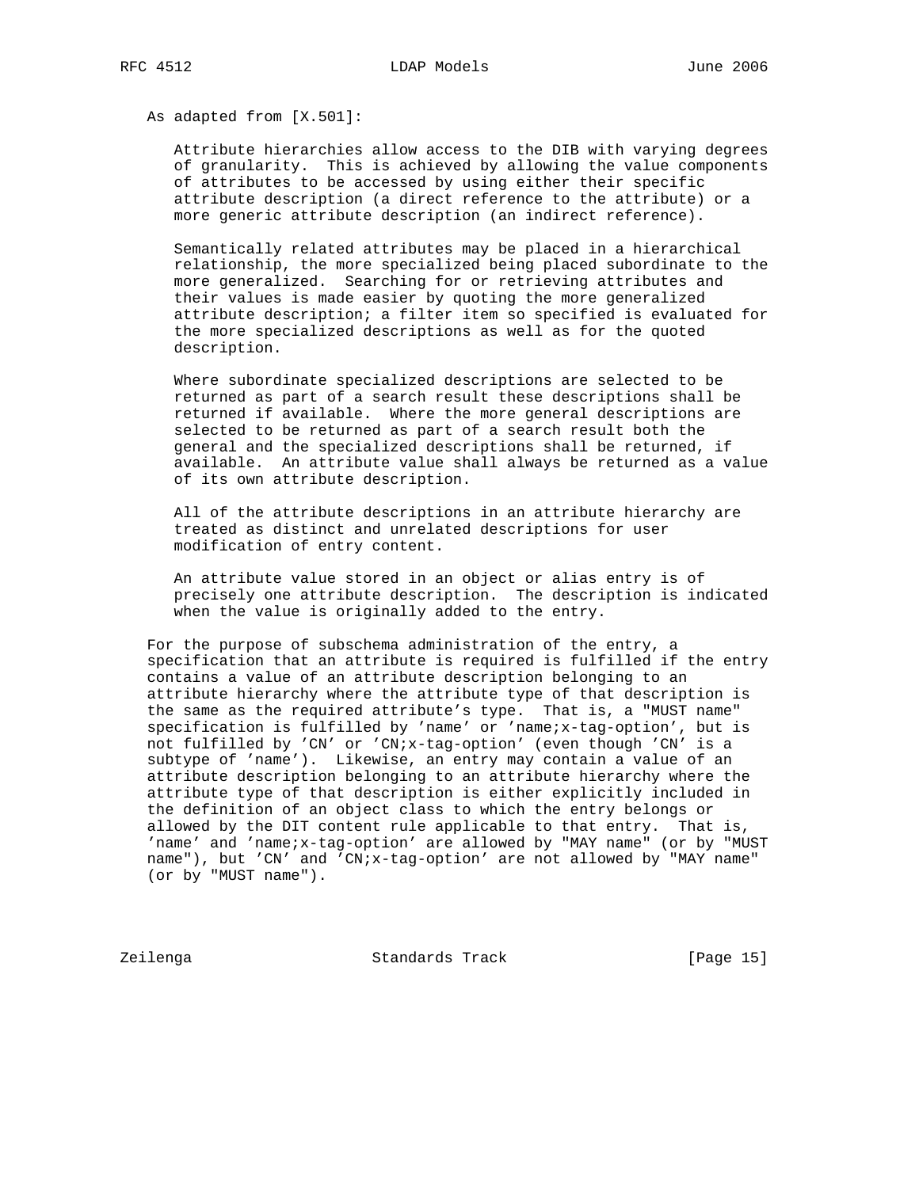As adapted from [X.501]:

> Attribute hierarchies allow access to the DIB with varying degrees of granularity. This is achieved by allowing the value components of attributes to be accessed by using either their specific attribute description (a direct reference to the attribute) or a more generic attribute description (an indirect reference).
>
> Semantically related attributes may be placed in a hierarchical relationship, the more specialized being placed subordinate to the more generalized. Searching for or retrieving attributes and their values is made easier by quoting the more generalized attribute description; a filter item so specified is evaluated for the more specialized descriptions as well as for the quoted description.
>
> Where subordinate specialized descriptions are selected to be returned as part of a search result these descriptions shall be returned if available. Where the more general descriptions are selected to be returned as part of a search result both the general and the specialized descriptions shall be returned, if available. An attribute value shall always be returned as a value of its own attribute description.
>
> All of the attribute descriptions in an attribute hierarchy are treated as distinct and unrelated descriptions for user modification of entry content.
>
> An attribute value stored in an object or alias entry is of precisely one attribute description. The description is indicated when the value is originally added to the entry.

For the purpose of subschema administration of the entry, a specification that an attribute is required is fulfilled if the entry contains a value of an attribute description belonging to an attribute hierarchy where the attribute type of that description is the same as the required attribute's type. That is, a "MUST name" specification is fulfilled by 'name' or 'name;x-tag-option', but is not fulfilled by 'CN' or 'CN;x-tag-option' (even though 'CN' is a subtype of 'name'). Likewise, an entry may contain a value of an attribute description belonging to an attribute hierarchy where the attribute type of that description is either explicitly included in the definition of an object class to which the entry belongs or allowed by the DIT content rule applicable to that entry. That is, 'name' and 'name;x-tag-option' are allowed by "MAY name" (or by "MUST name"), but 'CN' and 'CN;x-tag-option' are not allowed by "MAY name" (or by "MUST name").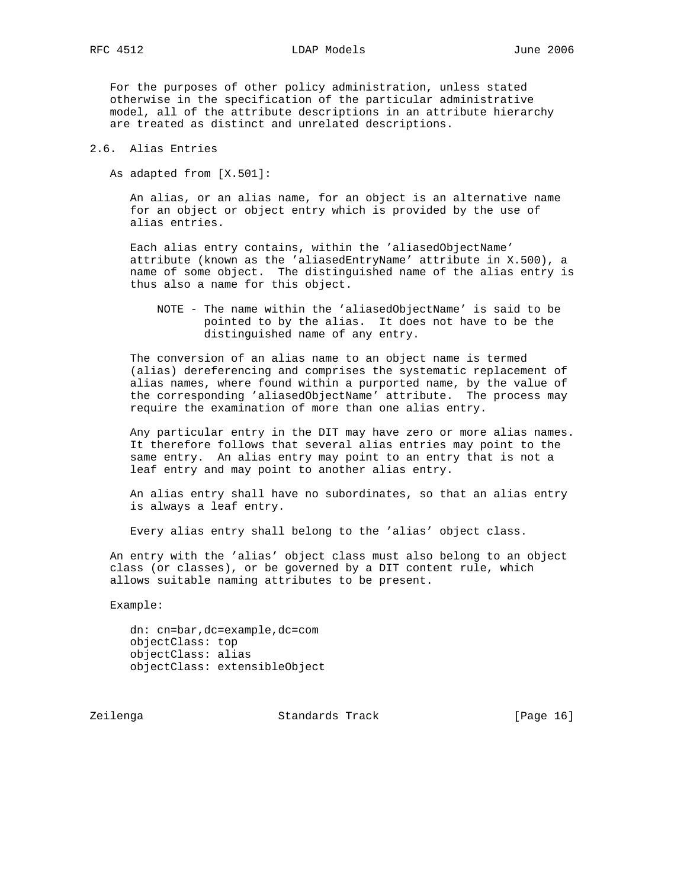For the purposes of other policy administration, unless stated otherwise in the specification of the particular administrative model, all of the attribute descriptions in an attribute hierarchy are treated as distinct and unrelated descriptions.

## 2.6. Alias Entries

As adapted from [X.501]:

> An alias, or an alias name, for an object is an alternative name for an object or object entry which is provided by the use of alias entries.
>
> Each alias entry contains, within the 'aliasedObjectName' attribute (known as the 'aliasedEntryName' attribute in X.500), a name of some object. The distinguished name of the alias entry is thus also a name for this object.
>
> > NOTE - The name within the 'aliasedObjectName' is said to be pointed to by the alias. It does not have to be the distinguished name of any entry.
>
> The conversion of an alias name to an object name is termed (alias) dereferencing and comprises the systematic replacement of alias names, where found within a purported name, by the value of the corresponding 'aliasedObjectName' attribute. The process may require the examination of more than one alias entry.
>
> Any particular entry in the DIT may have zero or more alias names. It therefore follows that several alias entries may point to the same entry. An alias entry may point to an entry that is not a leaf entry and may point to another alias entry.
>
> An alias entry shall have no subordinates, so that an alias entry is always a leaf entry.
>
> Every alias entry shall belong to the 'alias' object class.

An entry with the 'alias' object class must also belong to an object class (or classes), or be governed by a DIT content rule, which allows suitable naming attributes to be present.

Example:

```
dn: cn=bar,dc=example,dc=com
objectClass: top
objectClass: alias
objectClass: extensibleObject
```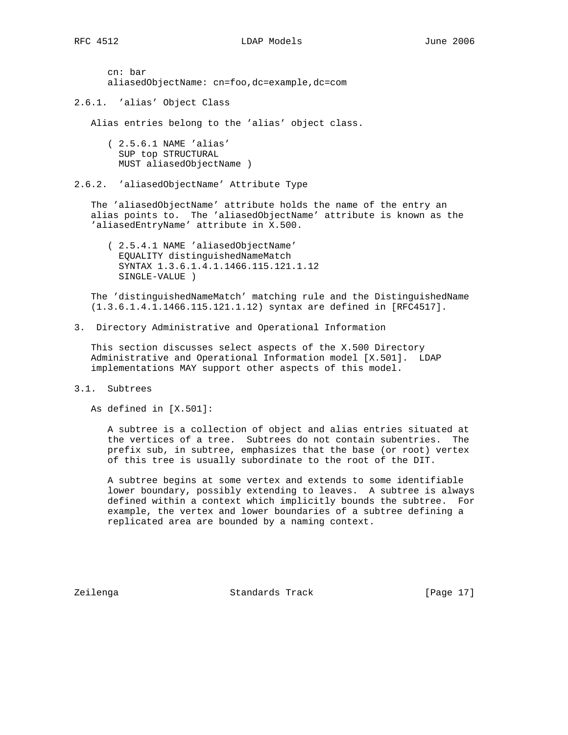```
cn: bar
aliasedObjectName: cn=foo,dc=example,dc=com
```

### 2.6.1. 'alias' Object Class

Alias entries belong to the 'alias' object class.

```
( 2.5.6.1 NAME 'alias'
  SUP top STRUCTURAL
  MUST aliasedObjectName )
```

### 2.6.2. 'aliasedObjectName' Attribute Type

The 'aliasedObjectName' attribute holds the name of the entry an alias points to. The 'aliasedObjectName' attribute is known as the 'aliasedEntryName' attribute in X.500.

```
( 2.5.4.1 NAME 'aliasedObjectName'
  EQUALITY distinguishedNameMatch
  SYNTAX 1.3.6.1.4.1.1466.115.121.1.12
  SINGLE-VALUE )
```

The 'distinguishedNameMatch' matching rule and the DistinguishedName (1.3.6.1.4.1.1466.115.121.1.12) syntax are defined in [RFC4517].

## 3. Directory Administrative and Operational Information

This section discusses select aspects of the X.500 Directory Administrative and Operational Information model [X.501]. LDAP implementations MAY support other aspects of this model.

### 3.1. Subtrees

As defined in [X.501]:

> A subtree is a collection of object and alias entries situated at the vertices of a tree. Subtrees do not contain subentries. The prefix sub, in subtree, emphasizes that the base (or root) vertex of this tree is usually subordinate to the root of the DIT.
>
> A subtree begins at some vertex and extends to some identifiable lower boundary, possibly extending to leaves. A subtree is always defined within a context which implicitly bounds the subtree. For example, the vertex and lower boundaries of a subtree defining a replicated area are bounded by a naming context.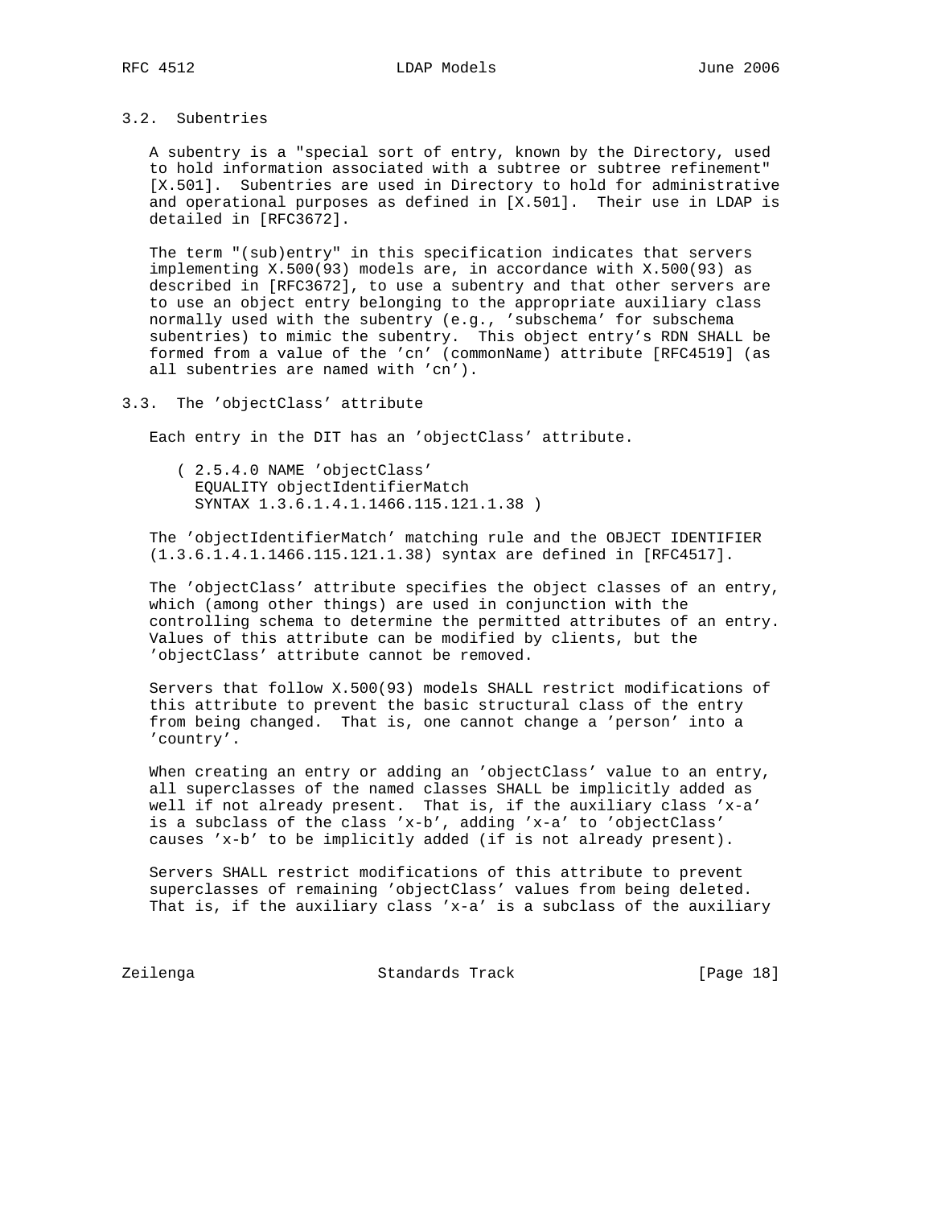### 3.2. Subentries

A subentry is a "special sort of entry, known by the Directory, used to hold information associated with a subtree or subtree refinement" [X.501]. Subentries are used in Directory to hold for administrative and operational purposes as defined in [X.501]. Their use in LDAP is detailed in [RFC3672].

The term "(sub)entry" in this specification indicates that servers implementing X.500(93) models are, in accordance with X.500(93) as described in [RFC3672], to use a subentry and that other servers are to use an object entry belonging to the appropriate auxiliary class normally used with the subentry (e.g., 'subschema' for subschema subentries) to mimic the subentry. This object entry's RDN SHALL be formed from a value of the 'cn' (commonName) attribute [RFC4519] (as all subentries are named with 'cn').

### 3.3. The 'objectClass' attribute

Each entry in the DIT has an 'objectClass' attribute.

```
( 2.5.4.0 NAME 'objectClass'
  EQUALITY objectIdentifierMatch
  SYNTAX 1.3.6.1.4.1.1466.115.121.1.38 )
```

The 'objectIdentifierMatch' matching rule and the OBJECT IDENTIFIER (1.3.6.1.4.1.1466.115.121.1.38) syntax are defined in [RFC4517].

The 'objectClass' attribute specifies the object classes of an entry, which (among other things) are used in conjunction with the controlling schema to determine the permitted attributes of an entry. Values of this attribute can be modified by clients, but the 'objectClass' attribute cannot be removed.

Servers that follow X.500(93) models SHALL restrict modifications of this attribute to prevent the basic structural class of the entry from being changed. That is, one cannot change a 'person' into a 'country'.

When creating an entry or adding an 'objectClass' value to an entry, all superclasses of the named classes SHALL be implicitly added as well if not already present. That is, if the auxiliary class 'x-a' is a subclass of the class 'x-b', adding 'x-a' to 'objectClass' causes 'x-b' to be implicitly added (if is not already present).

Servers SHALL restrict modifications of this attribute to prevent superclasses of remaining 'objectClass' values from being deleted. That is, if the auxiliary class 'x-a' is a subclass of the auxiliary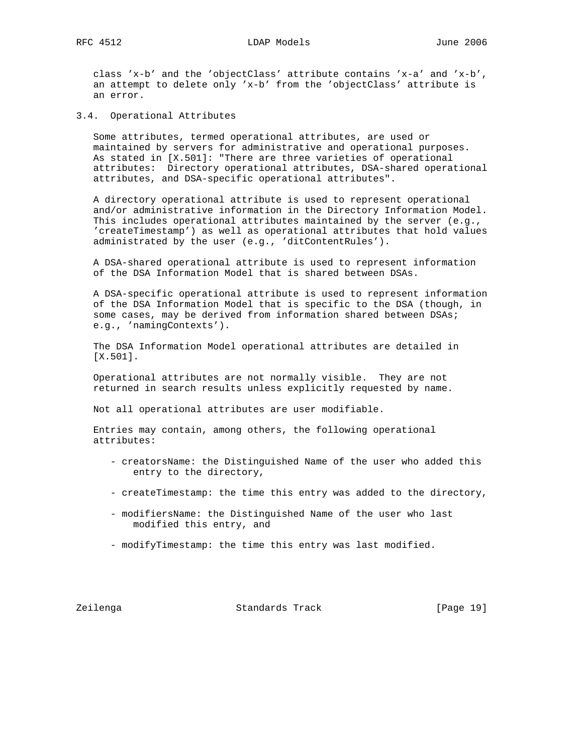class 'x-b' and the 'objectClass' attribute contains 'x-a' and 'x-b', an attempt to delete only 'x-b' from the 'objectClass' attribute is an error.

### 3.4. Operational Attributes

Some attributes, termed operational attributes, are used or maintained by servers for administrative and operational purposes. As stated in [X.501]: "There are three varieties of operational attributes: Directory operational attributes, DSA-shared operational attributes, and DSA-specific operational attributes".

A directory operational attribute is used to represent operational and/or administrative information in the Directory Information Model. This includes operational attributes maintained by the server (e.g., 'createTimestamp') as well as operational attributes that hold values administrated by the user (e.g., 'ditContentRules').

A DSA-shared operational attribute is used to represent information of the DSA Information Model that is shared between DSAs.

A DSA-specific operational attribute is used to represent information of the DSA Information Model that is specific to the DSA (though, in some cases, may be derived from information shared between DSAs; e.g., 'namingContexts').

The DSA Information Model operational attributes are detailed in [X.501].

Operational attributes are not normally visible. They are not returned in search results unless explicitly requested by name.

Not all operational attributes are user modifiable.

Entries may contain, among others, the following operational attributes:

- creatorsName: the Distinguished Name of the user who added this entry to the directory,

- createTimestamp: the time this entry was added to the directory,

- modifiersName: the Distinguished Name of the user who last modified this entry, and

- modifyTimestamp: the time this entry was last modified.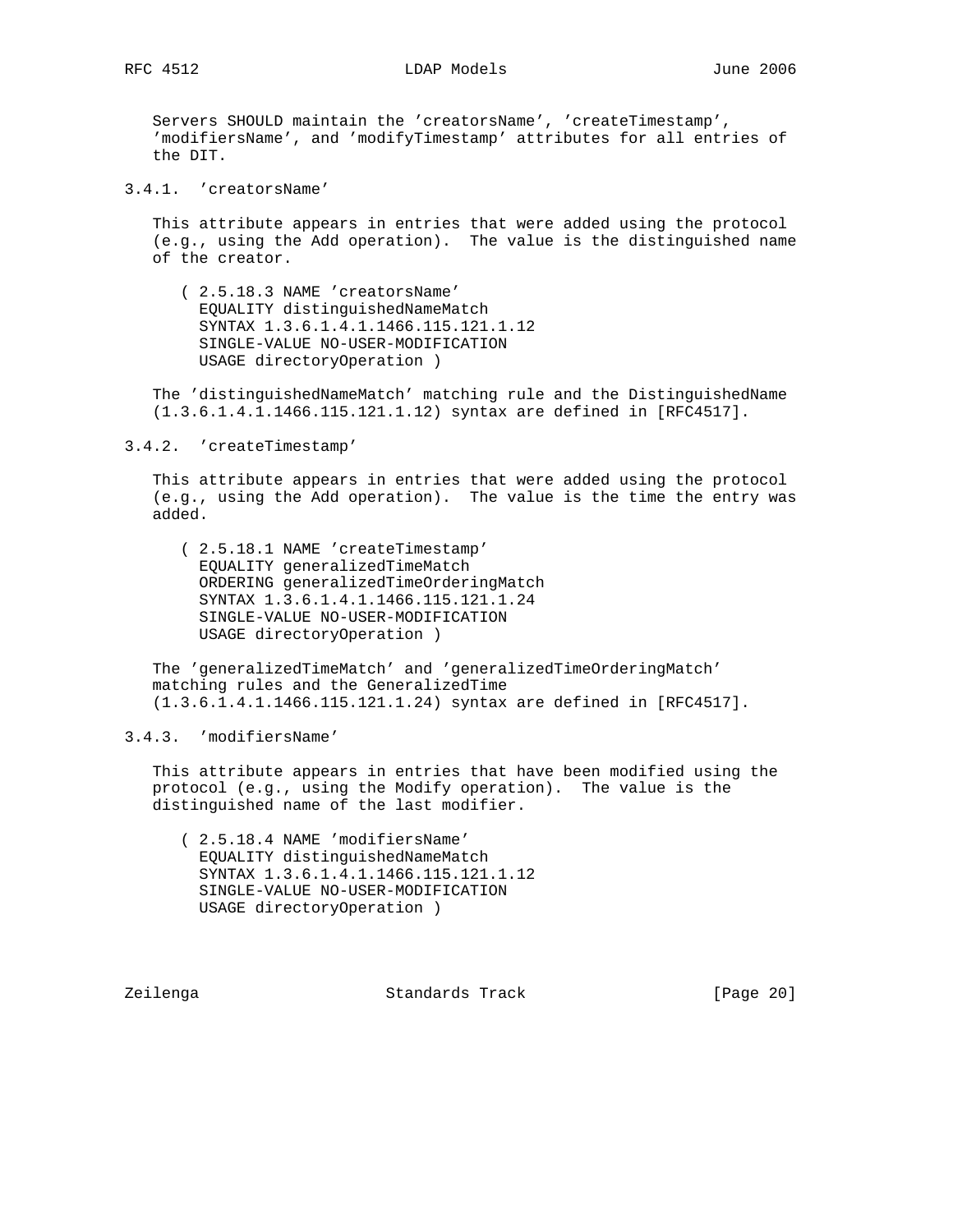Servers SHOULD maintain the 'creatorsName', 'createTimestamp', 'modifiersName', and 'modifyTimestamp' attributes for all entries of the DIT.

### 3.4.1. 'creatorsName'

This attribute appears in entries that were added using the protocol (e.g., using the Add operation). The value is the distinguished name of the creator.

```
( 2.5.18.3 NAME 'creatorsName'
  EQUALITY distinguishedNameMatch
  SYNTAX 1.3.6.1.4.1.1466.115.121.1.12
  SINGLE-VALUE NO-USER-MODIFICATION
  USAGE directoryOperation )
```

The 'distinguishedNameMatch' matching rule and the DistinguishedName (1.3.6.1.4.1.1466.115.121.1.12) syntax are defined in [RFC4517].

### 3.4.2. 'createTimestamp'

This attribute appears in entries that were added using the protocol (e.g., using the Add operation). The value is the time the entry was added.

```
( 2.5.18.1 NAME 'createTimestamp'
  EQUALITY generalizedTimeMatch
  ORDERING generalizedTimeOrderingMatch
  SYNTAX 1.3.6.1.4.1.1466.115.121.1.24
  SINGLE-VALUE NO-USER-MODIFICATION
  USAGE directoryOperation )
```

The 'generalizedTimeMatch' and 'generalizedTimeOrderingMatch' matching rules and the GeneralizedTime (1.3.6.1.4.1.1466.115.121.1.24) syntax are defined in [RFC4517].

### 3.4.3. 'modifiersName'

This attribute appears in entries that have been modified using the protocol (e.g., using the Modify operation). The value is the distinguished name of the last modifier.

```
( 2.5.18.4 NAME 'modifiersName'
  EQUALITY distinguishedNameMatch
  SYNTAX 1.3.6.1.4.1.1466.115.121.1.12
  SINGLE-VALUE NO-USER-MODIFICATION
  USAGE directoryOperation )
```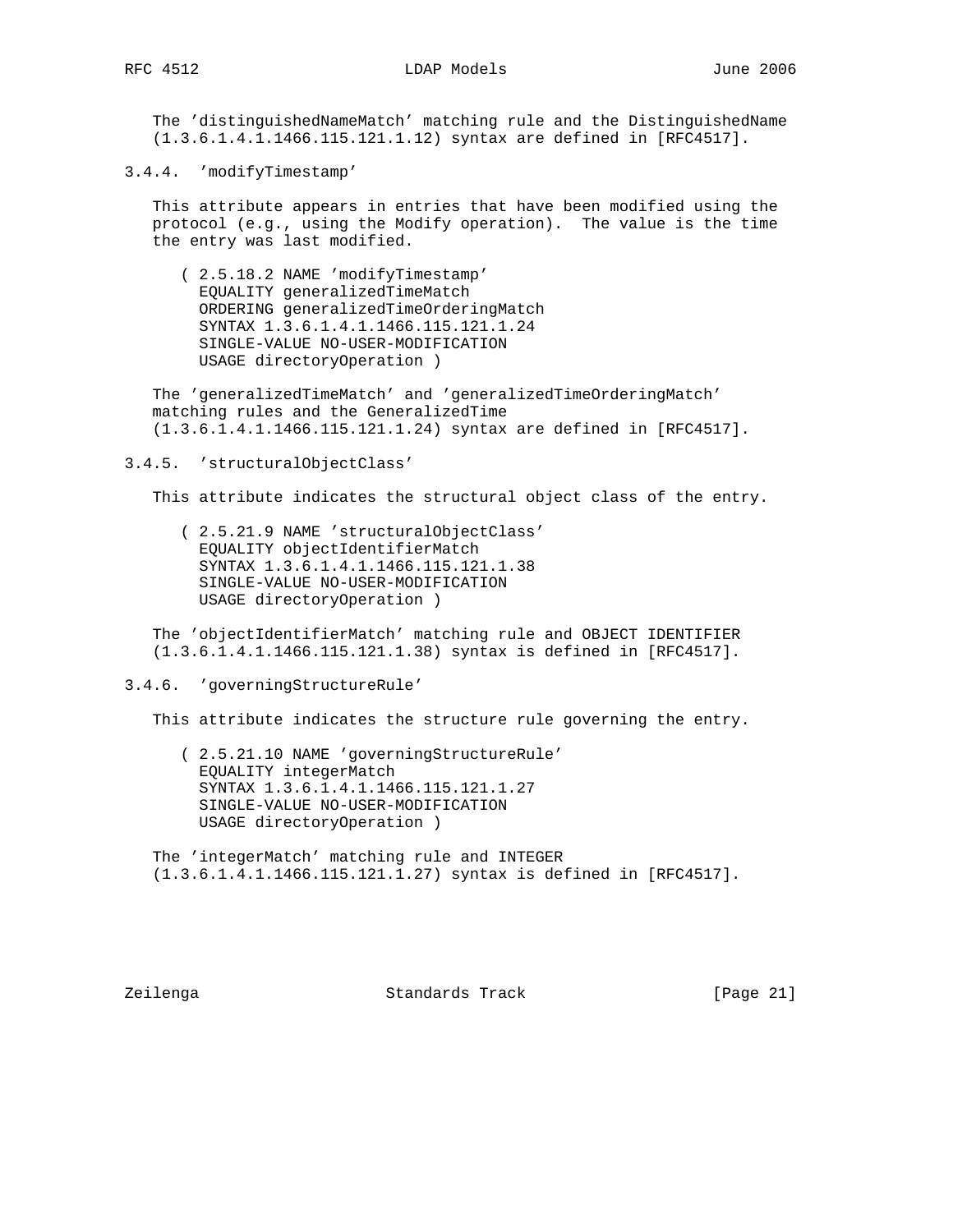The 'distinguishedNameMatch' matching rule and the DistinguishedName (1.3.6.1.4.1.1466.115.121.1.12) syntax are defined in [RFC4517].

### 3.4.4. 'modifyTimestamp'

This attribute appears in entries that have been modified using the protocol (e.g., using the Modify operation). The value is the time the entry was last modified.

```
( 2.5.18.2 NAME 'modifyTimestamp'
  EQUALITY generalizedTimeMatch
  ORDERING generalizedTimeOrderingMatch
  SYNTAX 1.3.6.1.4.1.1466.115.121.1.24
  SINGLE-VALUE NO-USER-MODIFICATION
  USAGE directoryOperation )
```

The 'generalizedTimeMatch' and 'generalizedTimeOrderingMatch' matching rules and the GeneralizedTime (1.3.6.1.4.1.1466.115.121.1.24) syntax are defined in [RFC4517].

### 3.4.5. 'structuralObjectClass'

This attribute indicates the structural object class of the entry.

```
( 2.5.21.9 NAME 'structuralObjectClass'
  EQUALITY objectIdentifierMatch
  SYNTAX 1.3.6.1.4.1.1466.115.121.1.38
  SINGLE-VALUE NO-USER-MODIFICATION
  USAGE directoryOperation )
```

The 'objectIdentifierMatch' matching rule and OBJECT IDENTIFIER (1.3.6.1.4.1.1466.115.121.1.38) syntax is defined in [RFC4517].

### 3.4.6. 'governingStructureRule'

This attribute indicates the structure rule governing the entry.

```
( 2.5.21.10 NAME 'governingStructureRule'
  EQUALITY integerMatch
  SYNTAX 1.3.6.1.4.1.1466.115.121.1.27
  SINGLE-VALUE NO-USER-MODIFICATION
  USAGE directoryOperation )
```

The 'integerMatch' matching rule and INTEGER (1.3.6.1.4.1.1466.115.121.1.27) syntax is defined in [RFC4517].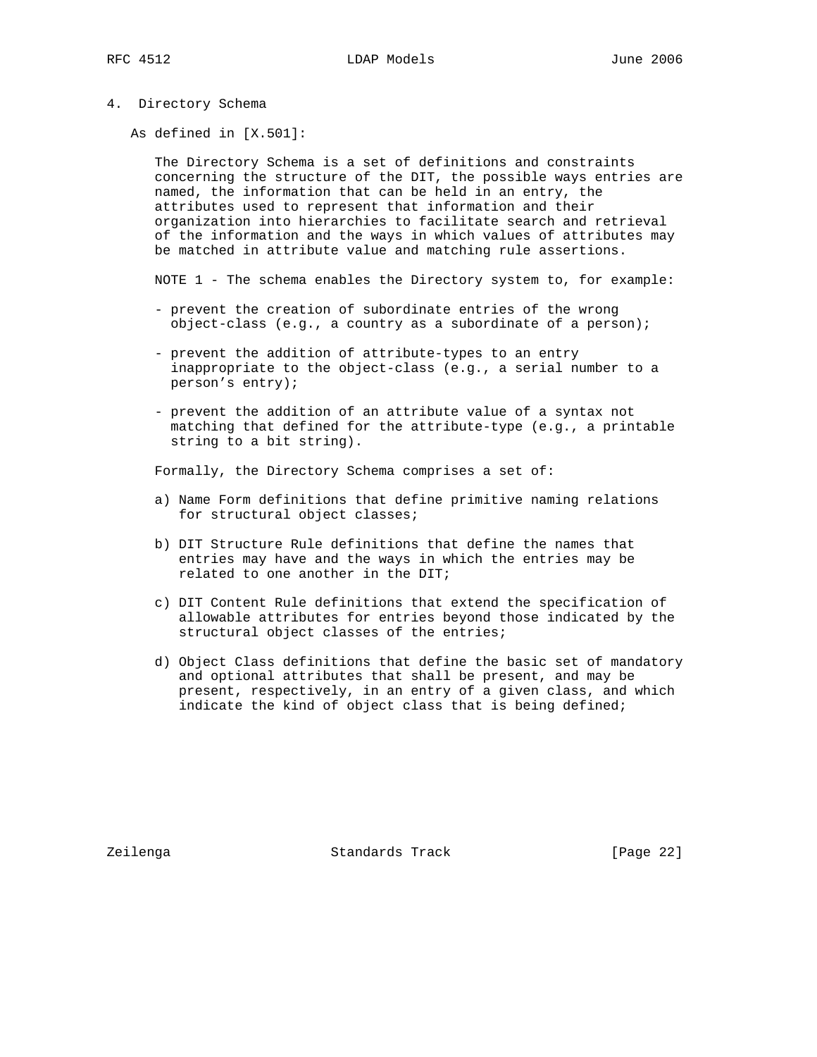## 4. Directory Schema

As defined in [X.501]:

> The Directory Schema is a set of definitions and constraints concerning the structure of the DIT, the possible ways entries are named, the information that can be held in an entry, the attributes used to represent that information and their organization into hierarchies to facilitate search and retrieval of the information and the ways in which values of attributes may be matched in attribute value and matching rule assertions.
>
> NOTE 1 - The schema enables the Directory system to, for example:
>
> - prevent the creation of subordinate entries of the wrong object-class (e.g., a country as a subordinate of a person);
> - prevent the addition of attribute-types to an entry inappropriate to the object-class (e.g., a serial number to a person's entry);
> - prevent the addition of an attribute value of a syntax not matching that defined for the attribute-type (e.g., a printable string to a bit string).
>
> Formally, the Directory Schema comprises a set of:
>
> a) Name Form definitions that define primitive naming relations for structural object classes;
>
> b) DIT Structure Rule definitions that define the names that entries may have and the ways in which the entries may be related to one another in the DIT;
>
> c) DIT Content Rule definitions that extend the specification of allowable attributes for entries beyond those indicated by the structural object classes of the entries;
>
> d) Object Class definitions that define the basic set of mandatory and optional attributes that shall be present, and may be present, respectively, in an entry of a given class, and which indicate the kind of object class that is being defined;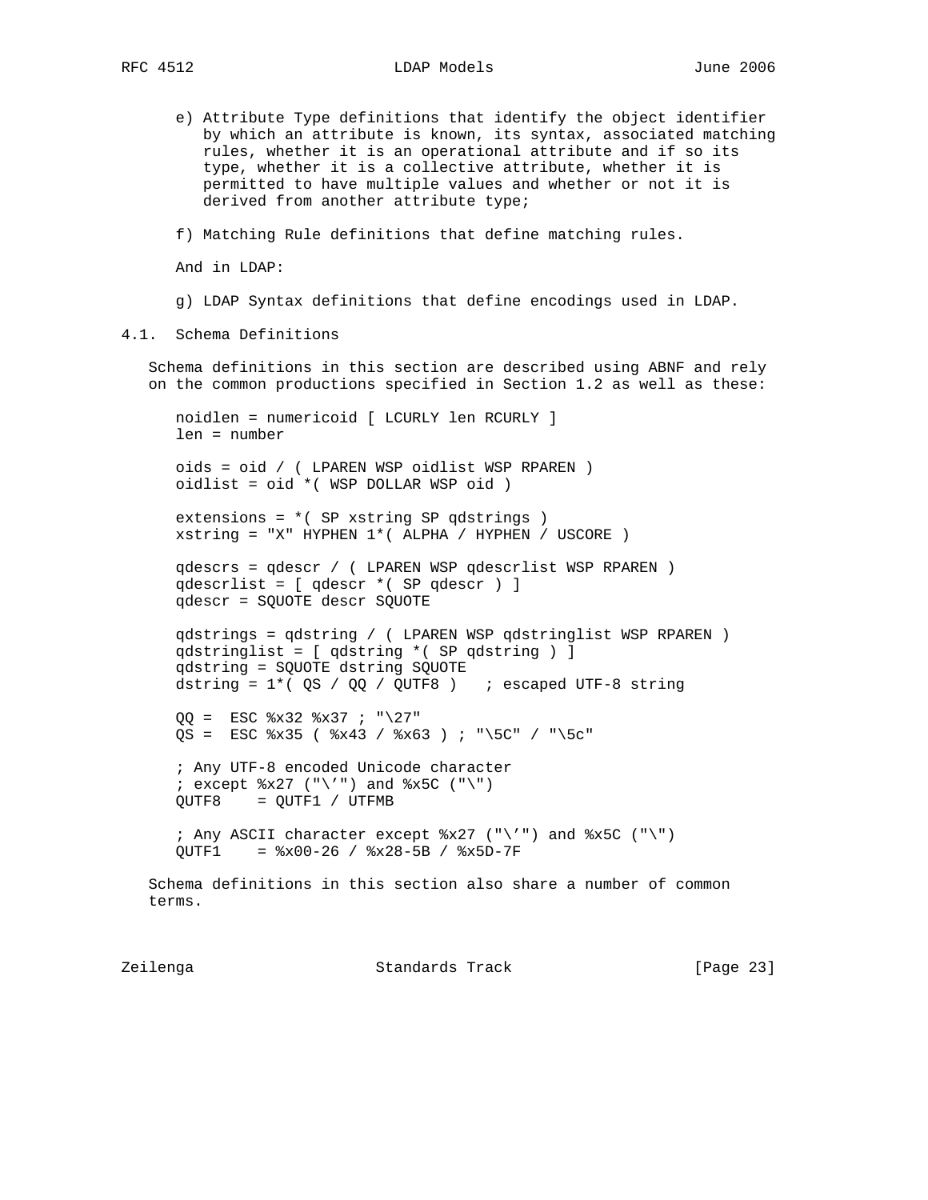e) Attribute Type definitions that identify the object identifier by which an attribute is known, its syntax, associated matching rules, whether it is an operational attribute and if so its type, whether it is a collective attribute, whether it is permitted to have multiple values and whether or not it is derived from another attribute type;

f) Matching Rule definitions that define matching rules.

And in LDAP:

g) LDAP Syntax definitions that define encodings used in LDAP.

### 4.1. Schema Definitions

Schema definitions in this section are described using ABNF and rely on the common productions specified in Section 1.2 as well as these:

```
noidlen = numericoid [ LCURLY len RCURLY ]
len = number

oids = oid / ( LPAREN WSP oidlist WSP RPAREN )
oidlist = oid *( WSP DOLLAR WSP oid )

extensions = *( SP xstring SP qdstrings )
xstring = "X" HYPHEN 1*( ALPHA / HYPHEN / USCORE )

qdescrs = qdescr / ( LPAREN WSP qdescrlist WSP RPAREN )
qdescrlist = [ qdescr *( SP qdescr ) ]
qdescr = SQUOTE descr SQUOTE

qdstrings = qdstring / ( LPAREN WSP qdstringlist WSP RPAREN )
qdstringlist = [ qdstring *( SP qdstring ) ]
qdstring = SQUOTE dstring SQUOTE
dstring = 1*( QS / QQ / QUTF8 )   ; escaped UTF-8 string

QQ =  ESC %x32 %x37 ; "\27"
QS =  ESC %x35 ( %x43 / %x63 ) ; "\5C" / "\5c"

; Any UTF-8 encoded Unicode character
; except %x27 ("\'") and %x5C ("\")
QUTF8    = QUTF1 / UTFMB

; Any ASCII character except %x27 ("\'") and %x5C ("\")
QUTF1    = %x00-26 / %x28-5B / %x5D-7F
```

Schema definitions in this section also share a number of common terms.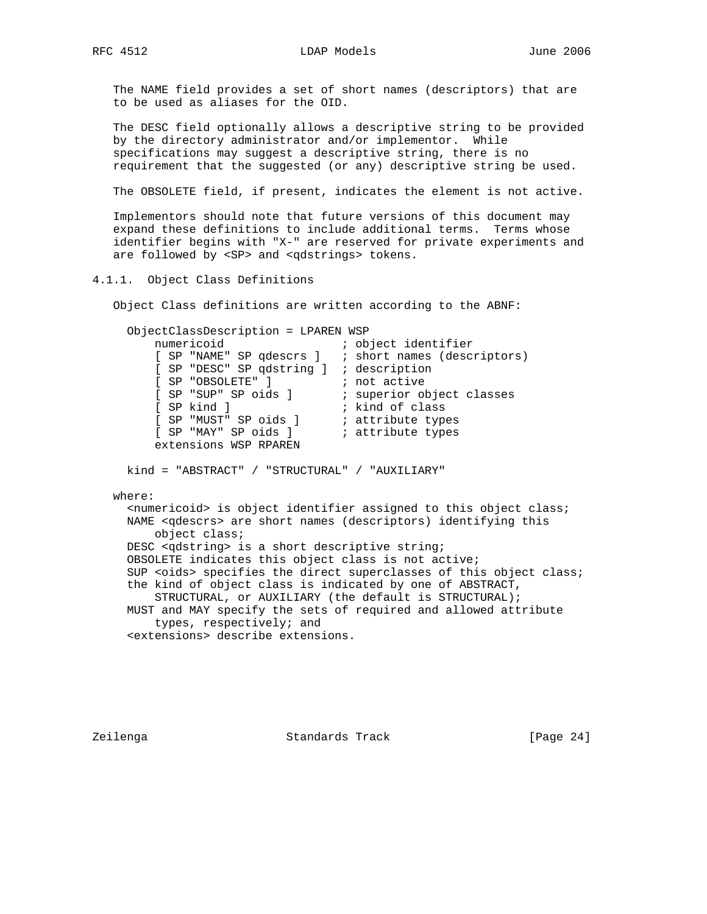The NAME field provides a set of short names (descriptors) that are to be used as aliases for the OID.

The DESC field optionally allows a descriptive string to be provided by the directory administrator and/or implementor. While specifications may suggest a descriptive string, there is no requirement that the suggested (or any) descriptive string be used.

The OBSOLETE field, if present, indicates the element is not active.

Implementors should note that future versions of this document may expand these definitions to include additional terms. Terms whose identifier begins with "X-" are reserved for private experiments and are followed by <SP> and <qdstrings> tokens.

### 4.1.1. Object Class Definitions

Object Class definitions are written according to the ABNF:

```
  ObjectClassDescription = LPAREN WSP
      numericoid                 ; object identifier
      [ SP "NAME" SP qdescrs ]   ; short names (descriptors)
      [ SP "DESC" SP qdstring ]  ; description
      [ SP "OBSOLETE" ]          ; not active
      [ SP "SUP" SP oids ]       ; superior object classes
      [ SP kind ]                ; kind of class
      [ SP "MUST" SP oids ]      ; attribute types
      [ SP "MAY" SP oids ]       ; attribute types
      extensions WSP RPAREN

  kind = "ABSTRACT" / "STRUCTURAL" / "AUXILIARY"
```

where:

- <numericoid> is object identifier assigned to this object class;
- NAME <qdescrs> are short names (descriptors) identifying this object class;
- DESC <qdstring> is a short descriptive string;
- OBSOLETE indicates this object class is not active;
- SUP <oids> specifies the direct superclasses of this object class;
- the kind of object class is indicated by one of ABSTRACT, STRUCTURAL, or AUXILIARY (the default is STRUCTURAL);
- MUST and MAY specify the sets of required and allowed attribute types, respectively; and
- <extensions> describe extensions.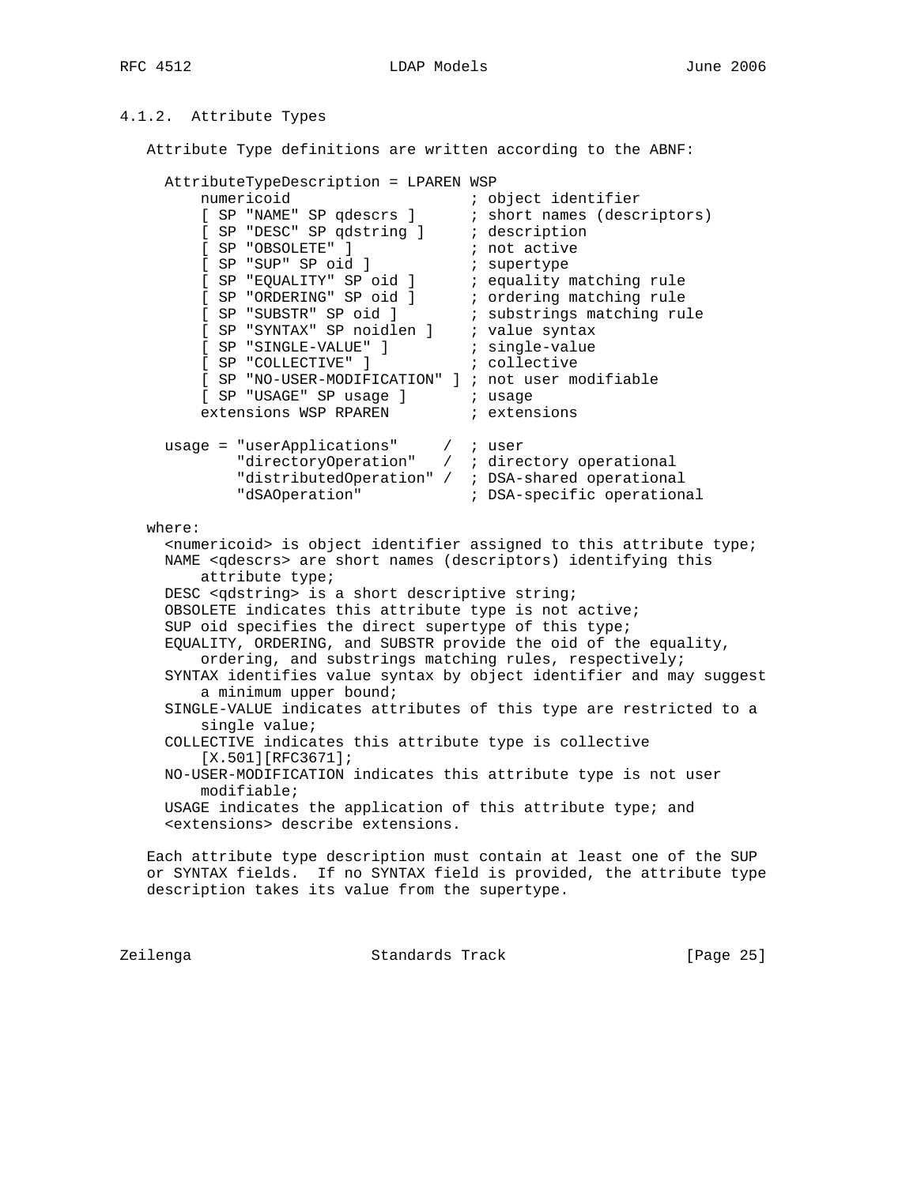### 4.1.2. Attribute Types

Attribute Type definitions are written according to the ABNF:

```
  AttributeTypeDescription = LPAREN WSP
      numericoid                    ; object identifier
      [ SP "NAME" SP qdescrs ]      ; short names (descriptors)
      [ SP "DESC" SP qdstring ]     ; description
      [ SP "OBSOLETE" ]             ; not active
      [ SP "SUP" SP oid ]           ; supertype
      [ SP "EQUALITY" SP oid ]      ; equality matching rule
      [ SP "ORDERING" SP oid ]      ; ordering matching rule
      [ SP "SUBSTR" SP oid ]        ; substrings matching rule
      [ SP "SYNTAX" SP noidlen ]    ; value syntax
      [ SP "SINGLE-VALUE" ]         ; single-value
      [ SP "COLLECTIVE" ]           ; collective
      [ SP "NO-USER-MODIFICATION" ] ; not user modifiable
      [ SP "USAGE" SP usage ]       ; usage
      extensions WSP RPAREN         ; extensions

  usage = "userApplications"     /  ; user
          "directoryOperation"   /  ; directory operational
          "distributedOperation" /  ; DSA-shared operational
          "dSAOperation"            ; DSA-specific operational
```

where:
  <numericoid> is object identifier assigned to this attribute type;
  NAME <qdescrs> are short names (descriptors) identifying this attribute type;
  DESC <qdstring> is a short descriptive string;
  OBSOLETE indicates this attribute type is not active;
  SUP oid specifies the direct supertype of this type;
  EQUALITY, ORDERING, and SUBSTR provide the oid of the equality, ordering, and substrings matching rules, respectively;
  SYNTAX identifies value syntax by object identifier and may suggest a minimum upper bound;
  SINGLE-VALUE indicates attributes of this type are restricted to a single value;
  COLLECTIVE indicates this attribute type is collective [X.501][RFC3671];
  NO-USER-MODIFICATION indicates this attribute type is not user modifiable;
  USAGE indicates the application of this attribute type; and
  <extensions> describe extensions.

Each attribute type description must contain at least one of the SUP or SYNTAX fields. If no SYNTAX field is provided, the attribute type description takes its value from the supertype.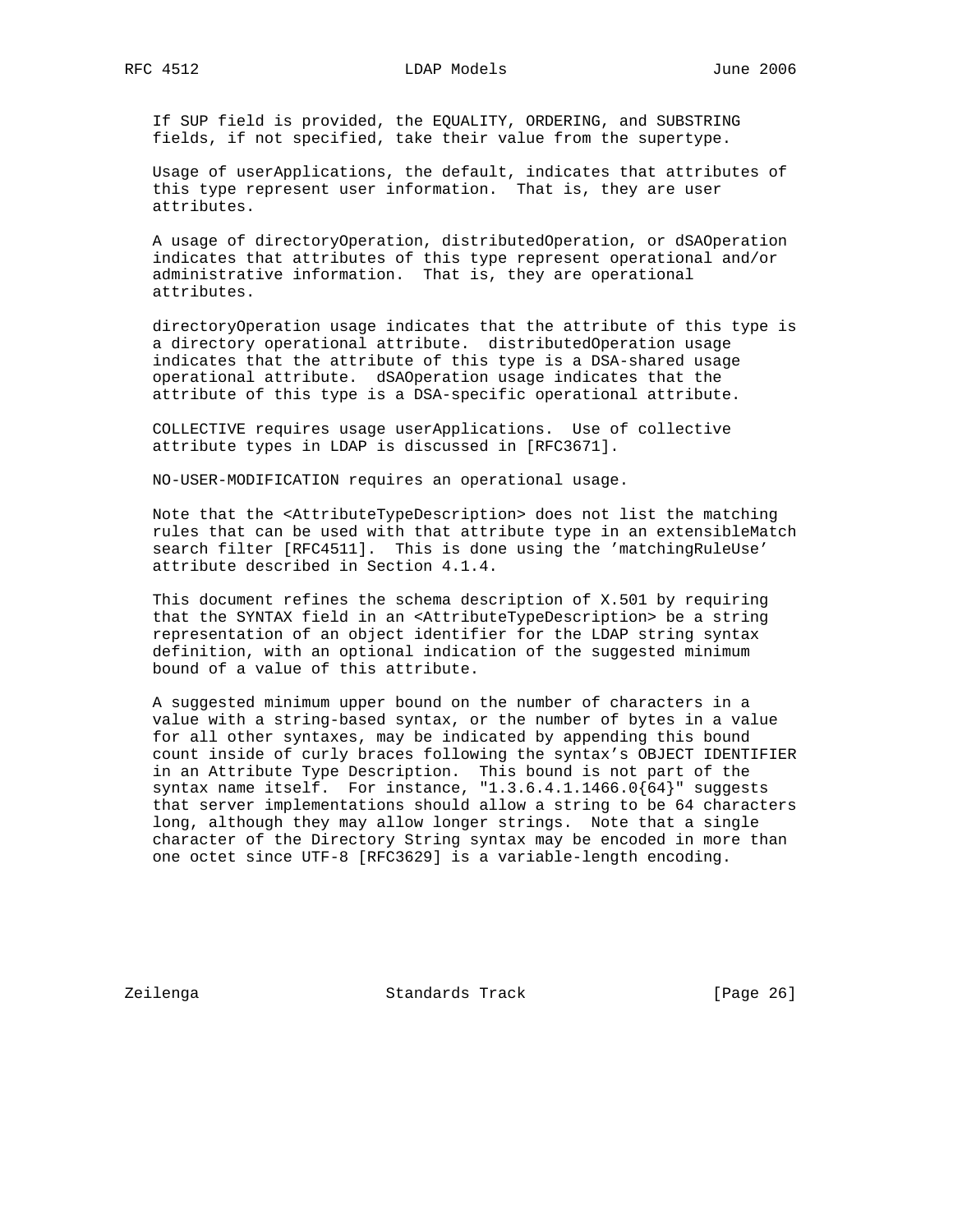If SUP field is provided, the EQUALITY, ORDERING, and SUBSTRING fields, if not specified, take their value from the supertype.

Usage of userApplications, the default, indicates that attributes of this type represent user information. That is, they are user attributes.

A usage of directoryOperation, distributedOperation, or dSAOperation indicates that attributes of this type represent operational and/or administrative information. That is, they are operational attributes.

directoryOperation usage indicates that the attribute of this type is a directory operational attribute. distributedOperation usage indicates that the attribute of this type is a DSA-shared usage operational attribute. dSAOperation usage indicates that the attribute of this type is a DSA-specific operational attribute.

COLLECTIVE requires usage userApplications. Use of collective attribute types in LDAP is discussed in [RFC3671].

NO-USER-MODIFICATION requires an operational usage.

Note that the <AttributeTypeDescription> does not list the matching rules that can be used with that attribute type in an extensibleMatch search filter [RFC4511]. This is done using the 'matchingRuleUse' attribute described in Section 4.1.4.

This document refines the schema description of X.501 by requiring that the SYNTAX field in an <AttributeTypeDescription> be a string representation of an object identifier for the LDAP string syntax definition, with an optional indication of the suggested minimum bound of a value of this attribute.

A suggested minimum upper bound on the number of characters in a value with a string-based syntax, or the number of bytes in a value for all other syntaxes, may be indicated by appending this bound count inside of curly braces following the syntax's OBJECT IDENTIFIER in an Attribute Type Description. This bound is not part of the syntax name itself. For instance, "1.3.6.4.1.1466.0{64}" suggests that server implementations should allow a string to be 64 characters long, although they may allow longer strings. Note that a single character of the Directory String syntax may be encoded in more than one octet since UTF-8 [RFC3629] is a variable-length encoding.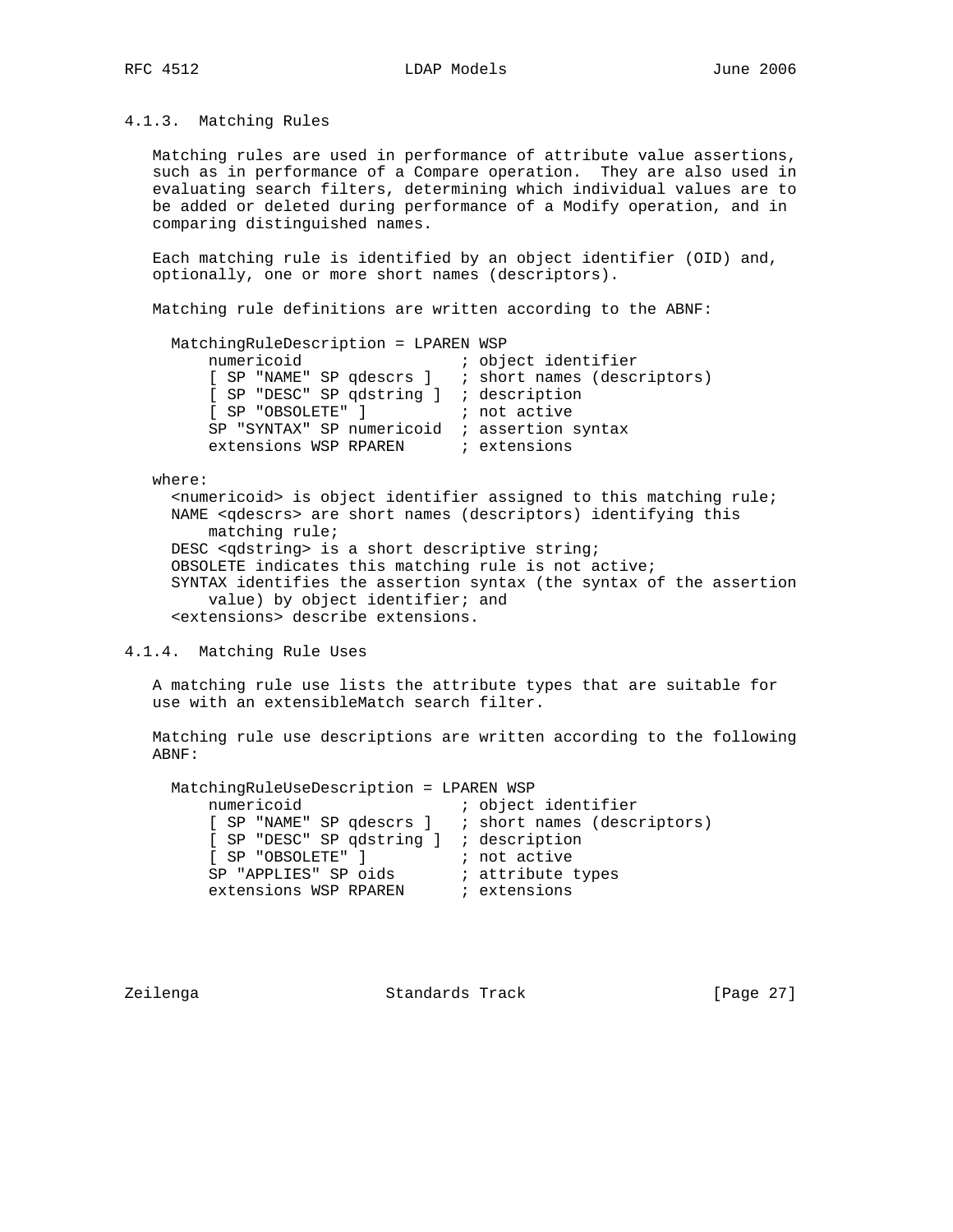### 4.1.3. Matching Rules

Matching rules are used in performance of attribute value assertions, such as in performance of a Compare operation. They are also used in evaluating search filters, determining which individual values are to be added or deleted during performance of a Modify operation, and in comparing distinguished names.

Each matching rule is identified by an object identifier (OID) and, optionally, one or more short names (descriptors).

Matching rule definitions are written according to the ABNF:

```
MatchingRuleDescription = LPAREN WSP
    numericoid                 ; object identifier
    [ SP "NAME" SP qdescrs ]   ; short names (descriptors)
    [ SP "DESC" SP qdstring ]  ; description
    [ SP "OBSOLETE" ]          ; not active
    SP "SYNTAX" SP numericoid  ; assertion syntax
    extensions WSP RPAREN      ; extensions
```

where:

- <numericoid> is object identifier assigned to this matching rule;
- NAME <qdescrs> are short names (descriptors) identifying this matching rule;
- DESC <qdstring> is a short descriptive string;
- OBSOLETE indicates this matching rule is not active;
- SYNTAX identifies the assertion syntax (the syntax of the assertion value) by object identifier; and
- <extensions> describe extensions.

### 4.1.4. Matching Rule Uses

A matching rule use lists the attribute types that are suitable for use with an extensibleMatch search filter.

Matching rule use descriptions are written according to the following ABNF:

```
MatchingRuleUseDescription = LPAREN WSP
    numericoid                 ; object identifier
    [ SP "NAME" SP qdescrs ]   ; short names (descriptors)
    [ SP "DESC" SP qdstring ]  ; description
    [ SP "OBSOLETE" ]          ; not active
    SP "APPLIES" SP oids       ; attribute types
    extensions WSP RPAREN      ; extensions
```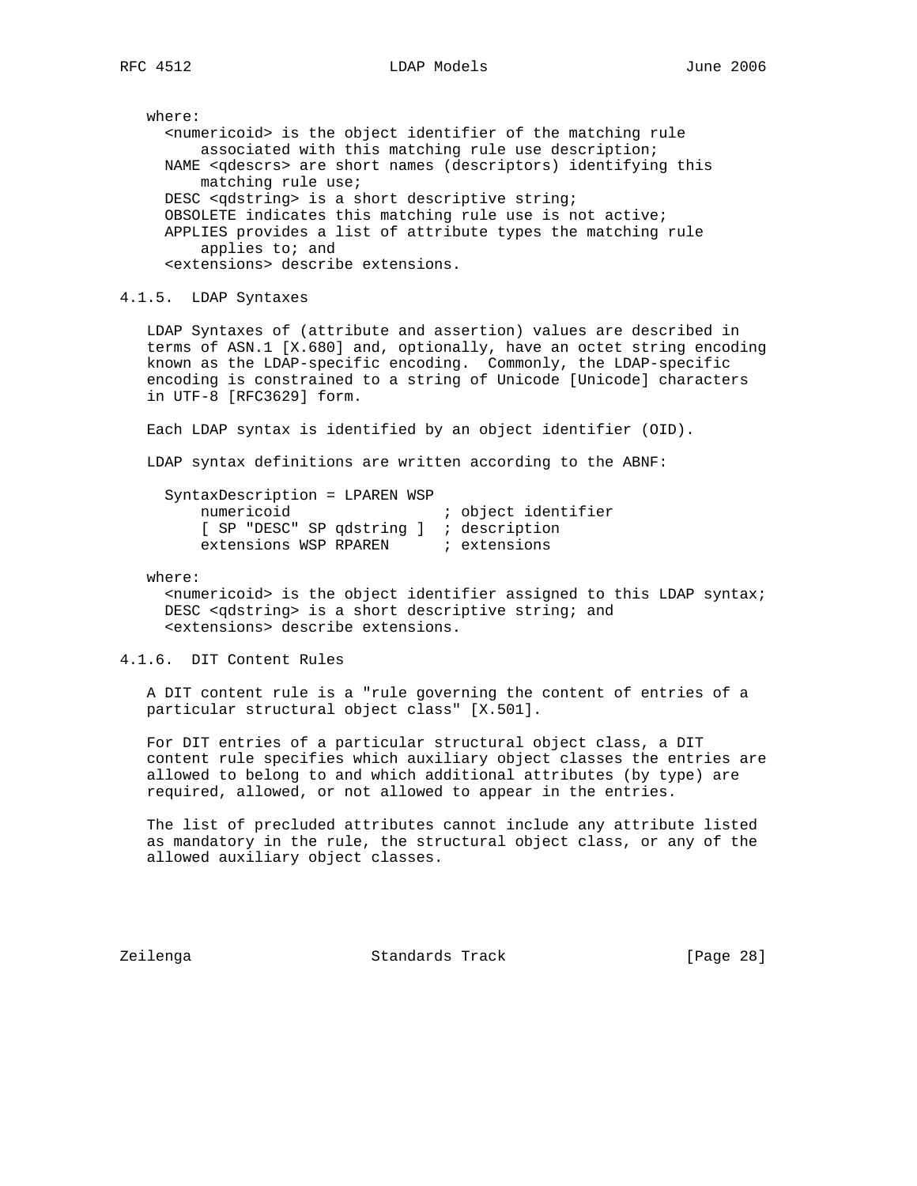where:
  <numericoid> is the object identifier of the matching rule
      associated with this matching rule use description;
  NAME <qdescrs> are short names (descriptors) identifying this
      matching rule use;
  DESC <qdstring> is a short descriptive string;
  OBSOLETE indicates this matching rule use is not active;
  APPLIES provides a list of attribute types the matching rule
      applies to; and
  <extensions> describe extensions.

### 4.1.5. LDAP Syntaxes

LDAP Syntaxes of (attribute and assertion) values are described in terms of ASN.1 [X.680] and, optionally, have an octet string encoding known as the LDAP-specific encoding. Commonly, the LDAP-specific encoding is constrained to a string of Unicode [Unicode] characters in UTF-8 [RFC3629] form.

Each LDAP syntax is identified by an object identifier (OID).

LDAP syntax definitions are written according to the ABNF:

```
  SyntaxDescription = LPAREN WSP
      numericoid                 ; object identifier
      [ SP "DESC" SP qdstring ]  ; description
      extensions WSP RPAREN      ; extensions
```

where:
  <numericoid> is the object identifier assigned to this LDAP syntax;
  DESC <qdstring> is a short descriptive string; and
  <extensions> describe extensions.

### 4.1.6. DIT Content Rules

A DIT content rule is a "rule governing the content of entries of a particular structural object class" [X.501].

For DIT entries of a particular structural object class, a DIT content rule specifies which auxiliary object classes the entries are allowed to belong to and which additional attributes (by type) are required, allowed, or not allowed to appear in the entries.

The list of precluded attributes cannot include any attribute listed as mandatory in the rule, the structural object class, or any of the allowed auxiliary object classes.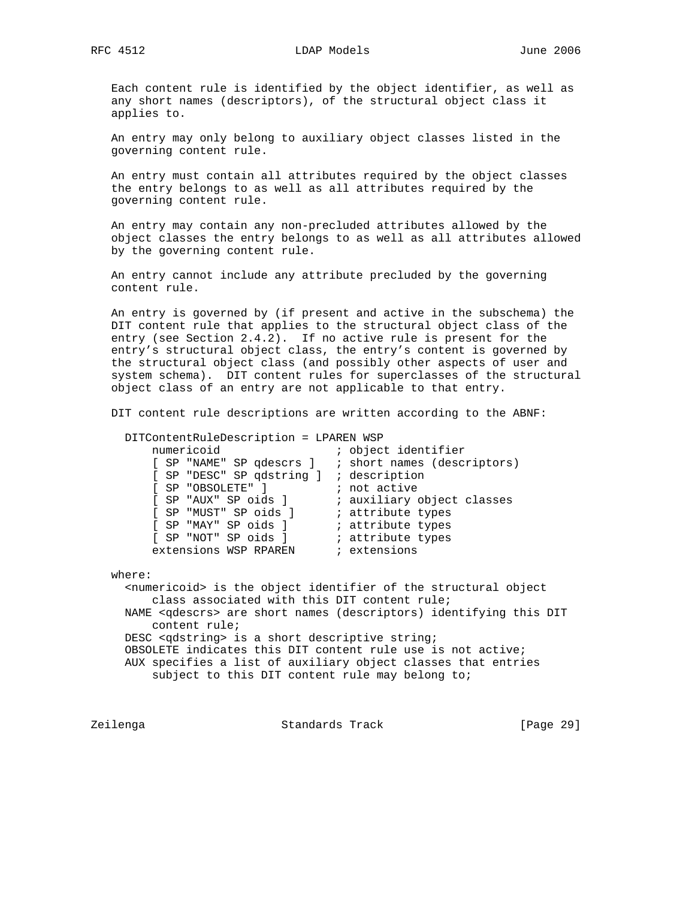Each content rule is identified by the object identifier, as well as any short names (descriptors), of the structural object class it applies to.

An entry may only belong to auxiliary object classes listed in the governing content rule.

An entry must contain all attributes required by the object classes the entry belongs to as well as all attributes required by the governing content rule.

An entry may contain any non-precluded attributes allowed by the object classes the entry belongs to as well as all attributes allowed by the governing content rule.

An entry cannot include any attribute precluded by the governing content rule.

An entry is governed by (if present and active in the subschema) the DIT content rule that applies to the structural object class of the entry (see Section 2.4.2). If no active rule is present for the entry's structural object class, the entry's content is governed by the structural object class (and possibly other aspects of user and system schema). DIT content rules for superclasses of the structural object class of an entry are not applicable to that entry.

DIT content rule descriptions are written according to the ABNF:

```
  DITContentRuleDescription = LPAREN WSP
      numericoid                 ; object identifier
      [ SP "NAME" SP qdescrs ]   ; short names (descriptors)
      [ SP "DESC" SP qdstring ]  ; description
      [ SP "OBSOLETE" ]          ; not active
      [ SP "AUX" SP oids ]       ; auxiliary object classes
      [ SP "MUST" SP oids ]      ; attribute types
      [ SP "MAY" SP oids ]       ; attribute types
      [ SP "NOT" SP oids ]       ; attribute types
      extensions WSP RPAREN      ; extensions
```

where:
  <numericoid> is the object identifier of the structural object class associated with this DIT content rule;
  NAME <qdescrs> are short names (descriptors) identifying this DIT content rule;
  DESC <qdstring> is a short descriptive string;
  OBSOLETE indicates this DIT content rule use is not active;
  AUX specifies a list of auxiliary object classes that entries subject to this DIT content rule may belong to;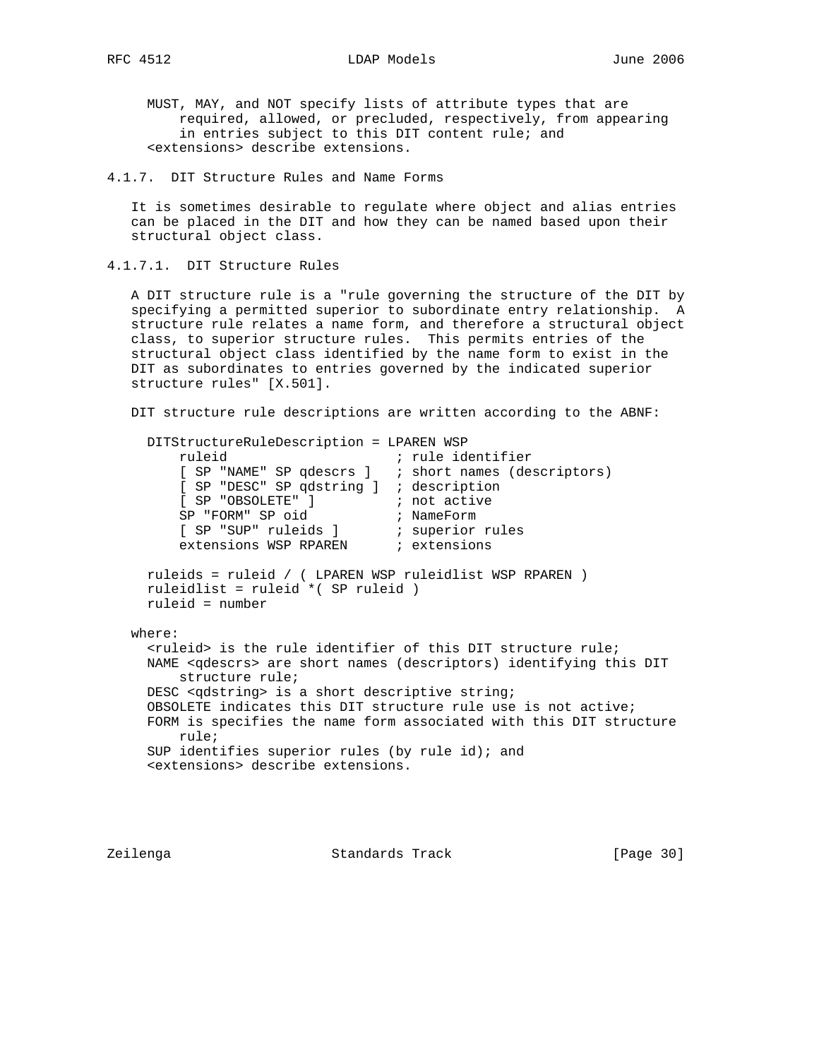MUST, MAY, and NOT specify lists of attribute types that are required, allowed, or precluded, respectively, from appearing in entries subject to this DIT content rule; and
<extensions> describe extensions.

#### 4.1.7. DIT Structure Rules and Name Forms

It is sometimes desirable to regulate where object and alias entries can be placed in the DIT and how they can be named based upon their structural object class.

##### 4.1.7.1. DIT Structure Rules

A DIT structure rule is a "rule governing the structure of the DIT by specifying a permitted superior to subordinate entry relationship. A structure rule relates a name form, and therefore a structural object class, to superior structure rules. This permits entries of the structural object class identified by the name form to exist in the DIT as subordinates to entries governed by the indicated superior structure rules" [X.501].

DIT structure rule descriptions are written according to the ABNF:

```
DITStructureRuleDescription = LPAREN WSP
    ruleid                    ; rule identifier
    [ SP "NAME" SP qdescrs ]   ; short names (descriptors)
    [ SP "DESC" SP qdstring ]  ; description
    [ SP "OBSOLETE" ]          ; not active
    SP "FORM" SP oid           ; NameForm
    [ SP "SUP" ruleids ]       ; superior rules
    extensions WSP RPAREN      ; extensions

ruleids = ruleid / ( LPAREN WSP ruleidlist WSP RPAREN )
ruleidlist = ruleid *( SP ruleid )
ruleid = number
```

where:
<ruleid> is the rule identifier of this DIT structure rule;
NAME <qdescrs> are short names (descriptors) identifying this DIT structure rule;
DESC <qdstring> is a short descriptive string;
OBSOLETE indicates this DIT structure rule use is not active;
FORM is specifies the name form associated with this DIT structure rule;
SUP identifies superior rules (by rule id); and
<extensions> describe extensions.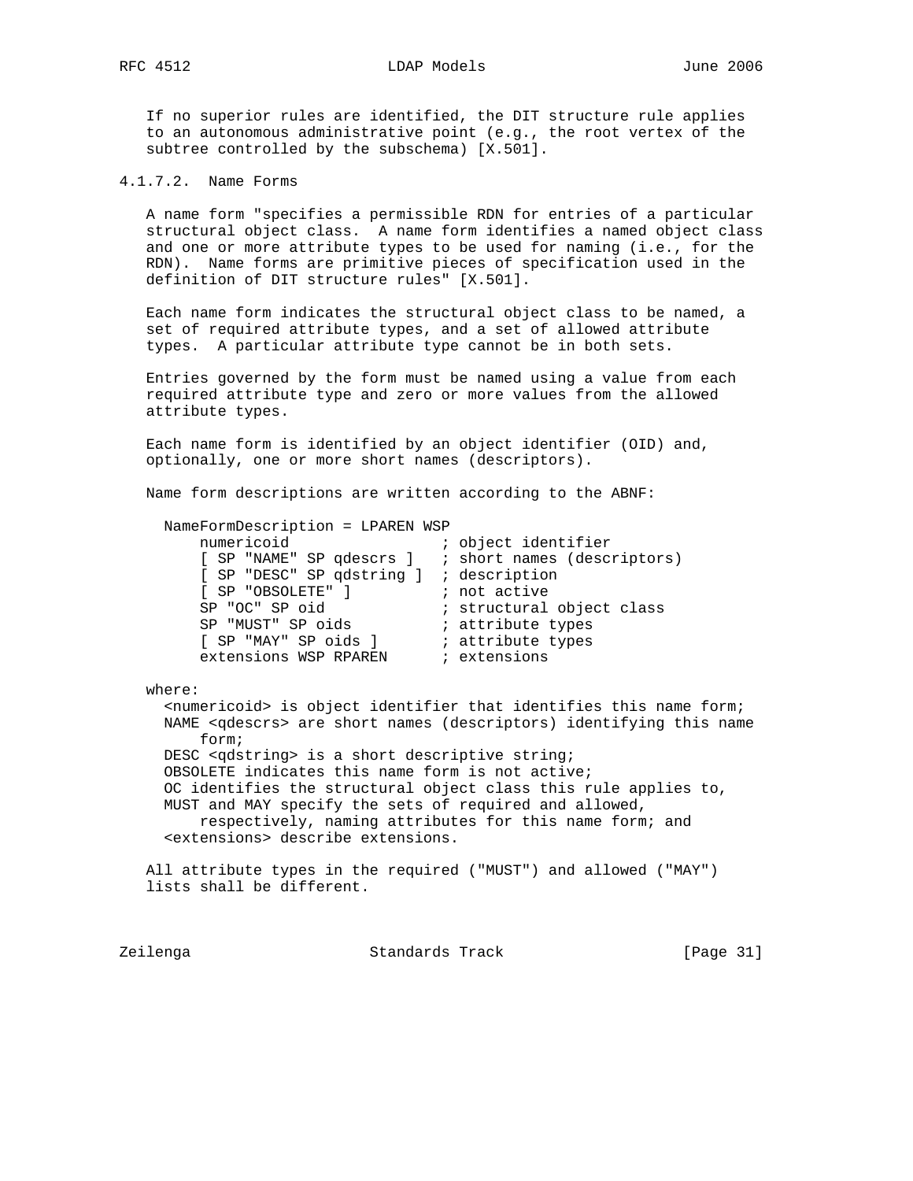If no superior rules are identified, the DIT structure rule applies to an autonomous administrative point (e.g., the root vertex of the subtree controlled by the subschema) [X.501].

#### 4.1.7.2. Name Forms

A name form "specifies a permissible RDN for entries of a particular structural object class. A name form identifies a named object class and one or more attribute types to be used for naming (i.e., for the RDN). Name forms are primitive pieces of specification used in the definition of DIT structure rules" [X.501].

Each name form indicates the structural object class to be named, a set of required attribute types, and a set of allowed attribute types. A particular attribute type cannot be in both sets.

Entries governed by the form must be named using a value from each required attribute type and zero or more values from the allowed attribute types.

Each name form is identified by an object identifier (OID) and, optionally, one or more short names (descriptors).

Name form descriptions are written according to the ABNF:

```
  NameFormDescription = LPAREN WSP
      numericoid                 ; object identifier
      [ SP "NAME" SP qdescrs ]   ; short names (descriptors)
      [ SP "DESC" SP qdstring ]  ; description
      [ SP "OBSOLETE" ]          ; not active
      SP "OC" SP oid             ; structural object class
      SP "MUST" SP oids          ; attribute types
      [ SP "MAY" SP oids ]       ; attribute types
      extensions WSP RPAREN      ; extensions
```

where:

```
  <numericoid> is object identifier that identifies this name form;
  NAME <qdescrs> are short names (descriptors) identifying this name
      form;
  DESC <qdstring> is a short descriptive string;
  OBSOLETE indicates this name form is not active;
  OC identifies the structural object class this rule applies to,
  MUST and MAY specify the sets of required and allowed,
      respectively, naming attributes for this name form; and
  <extensions> describe extensions.
```

All attribute types in the required ("MUST") and allowed ("MAY") lists shall be different.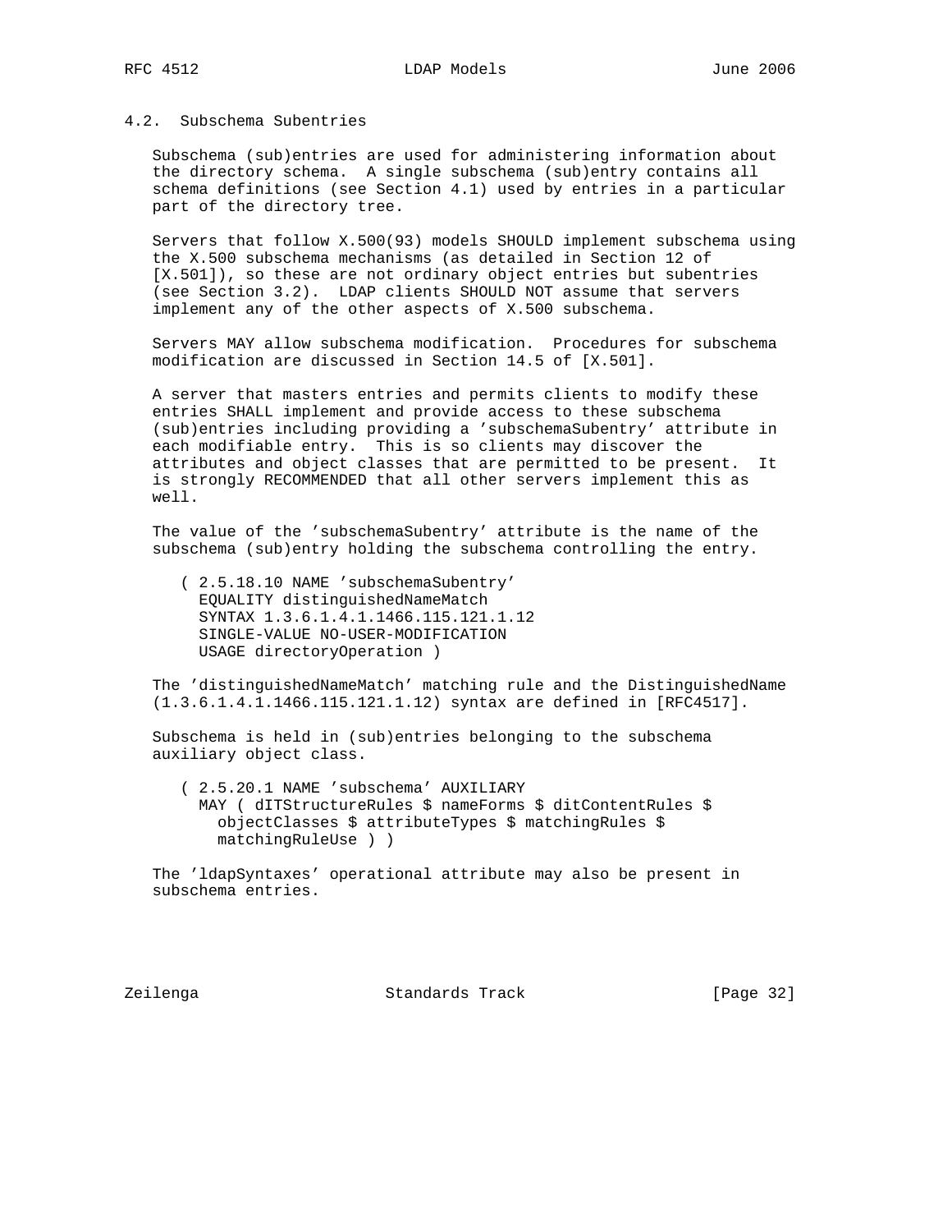## 4.2. Subschema Subentries

Subschema (sub)entries are used for administering information about the directory schema. A single subschema (sub)entry contains all schema definitions (see Section 4.1) used by entries in a particular part of the directory tree.

Servers that follow X.500(93) models SHOULD implement subschema using the X.500 subschema mechanisms (as detailed in Section 12 of [X.501]), so these are not ordinary object entries but subentries (see Section 3.2). LDAP clients SHOULD NOT assume that servers implement any of the other aspects of X.500 subschema.

Servers MAY allow subschema modification. Procedures for subschema modification are discussed in Section 14.5 of [X.501].

A server that masters entries and permits clients to modify these entries SHALL implement and provide access to these subschema (sub)entries including providing a 'subschemaSubentry' attribute in each modifiable entry. This is so clients may discover the attributes and object classes that are permitted to be present. It is strongly RECOMMENDED that all other servers implement this as well.

The value of the 'subschemaSubentry' attribute is the name of the subschema (sub)entry holding the subschema controlling the entry.

```
( 2.5.18.10 NAME 'subschemaSubentry'
  EQUALITY distinguishedNameMatch
  SYNTAX 1.3.6.1.4.1.1466.115.121.1.12
  SINGLE-VALUE NO-USER-MODIFICATION
  USAGE directoryOperation )
```

The 'distinguishedNameMatch' matching rule and the DistinguishedName (1.3.6.1.4.1.1466.115.121.1.12) syntax are defined in [RFC4517].

Subschema is held in (sub)entries belonging to the subschema auxiliary object class.

```
( 2.5.20.1 NAME 'subschema' AUXILIARY
  MAY ( dITStructureRules $ nameForms $ ditContentRules $
    objectClasses $ attributeTypes $ matchingRules $
    matchingRuleUse ) )
```

The 'ldapSyntaxes' operational attribute may also be present in subschema entries.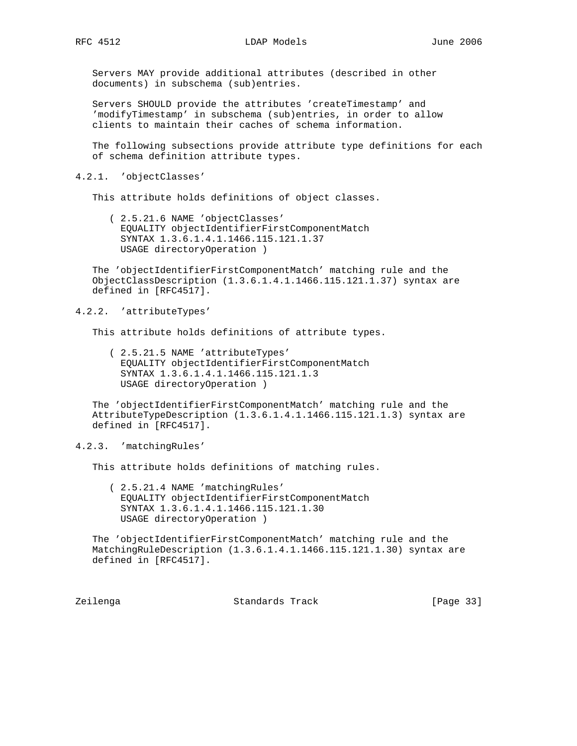Servers MAY provide additional attributes (described in other documents) in subschema (sub)entries.

Servers SHOULD provide the attributes 'createTimestamp' and 'modifyTimestamp' in subschema (sub)entries, in order to allow clients to maintain their caches of schema information.

The following subsections provide attribute type definitions for each of schema definition attribute types.

### 4.2.1. 'objectClasses'

This attribute holds definitions of object classes.

```
( 2.5.21.6 NAME 'objectClasses'
  EQUALITY objectIdentifierFirstComponentMatch
  SYNTAX 1.3.6.1.4.1.1466.115.121.1.37
  USAGE directoryOperation )
```

The 'objectIdentifierFirstComponentMatch' matching rule and the ObjectClassDescription (1.3.6.1.4.1.1466.115.121.1.37) syntax are defined in [RFC4517].

### 4.2.2. 'attributeTypes'

This attribute holds definitions of attribute types.

```
( 2.5.21.5 NAME 'attributeTypes'
  EQUALITY objectIdentifierFirstComponentMatch
  SYNTAX 1.3.6.1.4.1.1466.115.121.1.3
  USAGE directoryOperation )
```

The 'objectIdentifierFirstComponentMatch' matching rule and the AttributeTypeDescription (1.3.6.1.4.1.1466.115.121.1.3) syntax are defined in [RFC4517].

### 4.2.3. 'matchingRules'

This attribute holds definitions of matching rules.

```
( 2.5.21.4 NAME 'matchingRules'
  EQUALITY objectIdentifierFirstComponentMatch
  SYNTAX 1.3.6.1.4.1.1466.115.121.1.30
  USAGE directoryOperation )
```

The 'objectIdentifierFirstComponentMatch' matching rule and the MatchingRuleDescription (1.3.6.1.4.1.1466.115.121.1.30) syntax are defined in [RFC4517].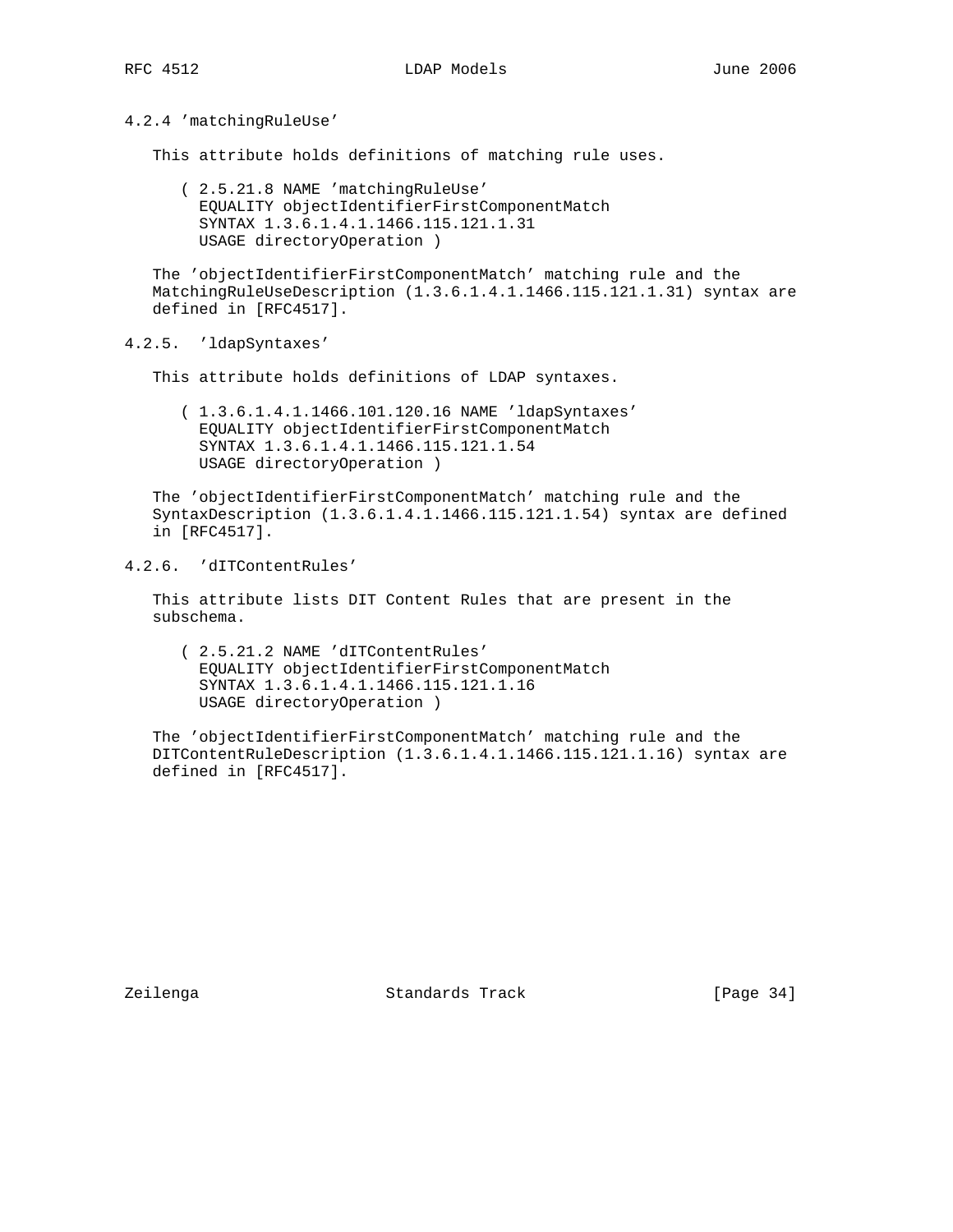#### 4.2.4 'matchingRuleUse'

This attribute holds definitions of matching rule uses.

```
( 2.5.21.8 NAME 'matchingRuleUse'
  EQUALITY objectIdentifierFirstComponentMatch
  SYNTAX 1.3.6.1.4.1.1466.115.121.1.31
  USAGE directoryOperation )
```

The 'objectIdentifierFirstComponentMatch' matching rule and the MatchingRuleUseDescription (1.3.6.1.4.1.1466.115.121.1.31) syntax are defined in [RFC4517].

#### 4.2.5. 'ldapSyntaxes'

This attribute holds definitions of LDAP syntaxes.

```
( 1.3.6.1.4.1.1466.101.120.16 NAME 'ldapSyntaxes'
  EQUALITY objectIdentifierFirstComponentMatch
  SYNTAX 1.3.6.1.4.1.1466.115.121.1.54
  USAGE directoryOperation )
```

The 'objectIdentifierFirstComponentMatch' matching rule and the SyntaxDescription (1.3.6.1.4.1.1466.115.121.1.54) syntax are defined in [RFC4517].

#### 4.2.6. 'dITContentRules'

This attribute lists DIT Content Rules that are present in the subschema.

```
( 2.5.21.2 NAME 'dITContentRules'
  EQUALITY objectIdentifierFirstComponentMatch
  SYNTAX 1.3.6.1.4.1.1466.115.121.1.16
  USAGE directoryOperation )
```

The 'objectIdentifierFirstComponentMatch' matching rule and the DITContentRuleDescription (1.3.6.1.4.1.1466.115.121.1.16) syntax are defined in [RFC4517].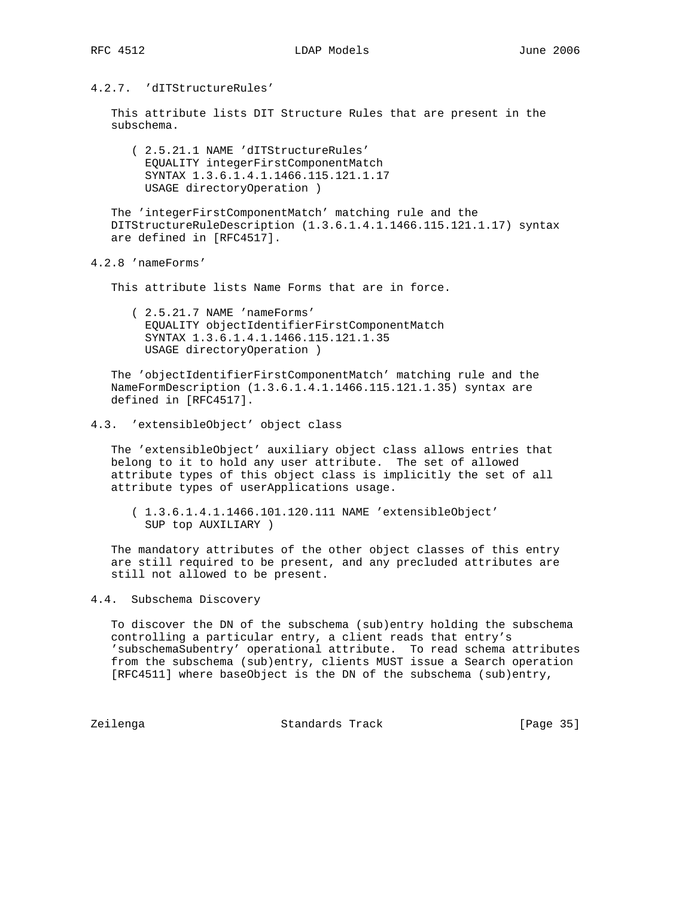### 4.2.7. 'dITStructureRules'

This attribute lists DIT Structure Rules that are present in the subschema.

```
( 2.5.21.1 NAME 'dITStructureRules'
  EQUALITY integerFirstComponentMatch
  SYNTAX 1.3.6.1.4.1.1466.115.121.1.17
  USAGE directoryOperation )
```

The 'integerFirstComponentMatch' matching rule and the DITStructureRuleDescription (1.3.6.1.4.1.1466.115.121.1.17) syntax are defined in [RFC4517].

### 4.2.8 'nameForms'

This attribute lists Name Forms that are in force.

```
( 2.5.21.7 NAME 'nameForms'
  EQUALITY objectIdentifierFirstComponentMatch
  SYNTAX 1.3.6.1.4.1.1466.115.121.1.35
  USAGE directoryOperation )
```

The 'objectIdentifierFirstComponentMatch' matching rule and the NameFormDescription (1.3.6.1.4.1.1466.115.121.1.35) syntax are defined in [RFC4517].

## 4.3. 'extensibleObject' object class

The 'extensibleObject' auxiliary object class allows entries that belong to it to hold any user attribute. The set of allowed attribute types of this object class is implicitly the set of all attribute types of userApplications usage.

```
( 1.3.6.1.4.1.1466.101.120.111 NAME 'extensibleObject'
  SUP top AUXILIARY )
```

The mandatory attributes of the other object classes of this entry are still required to be present, and any precluded attributes are still not allowed to be present.

## 4.4. Subschema Discovery

To discover the DN of the subschema (sub)entry holding the subschema controlling a particular entry, a client reads that entry's 'subschemaSubentry' operational attribute. To read schema attributes from the subschema (sub)entry, clients MUST issue a Search operation [RFC4511] where baseObject is the DN of the subschema (sub)entry,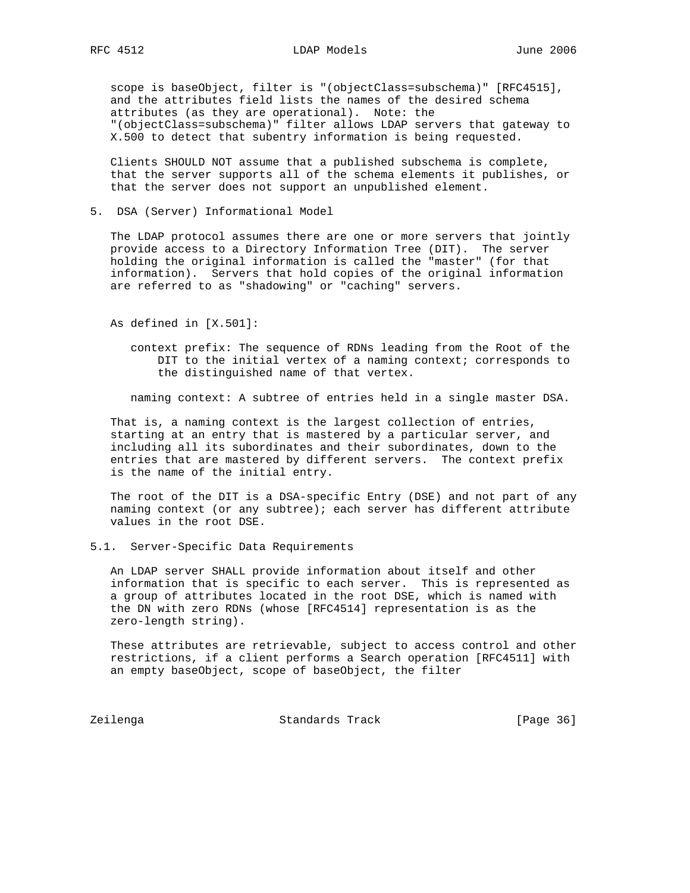scope is baseObject, filter is "(objectClass=subschema)" [RFC4515], and the attributes field lists the names of the desired schema attributes (as they are operational). Note: the "(objectClass=subschema)" filter allows LDAP servers that gateway to X.500 to detect that subentry information is being requested.

Clients SHOULD NOT assume that a published subschema is complete, that the server supports all of the schema elements it publishes, or that the server does not support an unpublished element.

## 5. DSA (Server) Informational Model

The LDAP protocol assumes there are one or more servers that jointly provide access to a Directory Information Tree (DIT). The server holding the original information is called the "master" (for that information). Servers that hold copies of the original information are referred to as "shadowing" or "caching" servers.

As defined in [X.501]:

context prefix: The sequence of RDNs leading from the Root of the DIT to the initial vertex of a naming context; corresponds to the distinguished name of that vertex.

naming context: A subtree of entries held in a single master DSA.

That is, a naming context is the largest collection of entries, starting at an entry that is mastered by a particular server, and including all its subordinates and their subordinates, down to the entries that are mastered by different servers. The context prefix is the name of the initial entry.

The root of the DIT is a DSA-specific Entry (DSE) and not part of any naming context (or any subtree); each server has different attribute values in the root DSE.

### 5.1. Server-Specific Data Requirements

An LDAP server SHALL provide information about itself and other information that is specific to each server. This is represented as a group of attributes located in the root DSE, which is named with the DN with zero RDNs (whose [RFC4514] representation is as the zero-length string).

These attributes are retrievable, subject to access control and other restrictions, if a client performs a Search operation [RFC4511] with an empty baseObject, scope of baseObject, the filter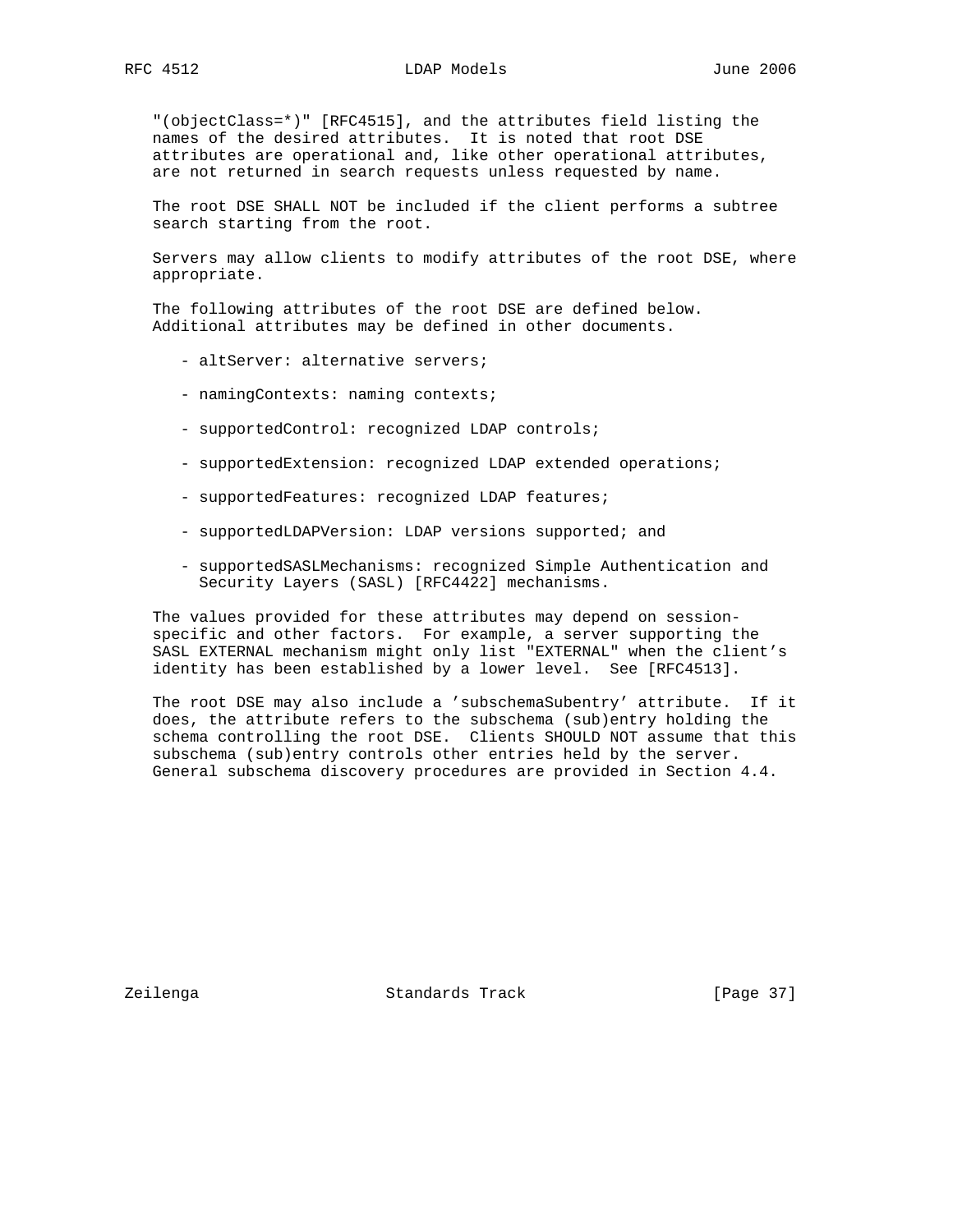"(objectClass=*)" [RFC4515], and the attributes field listing the names of the desired attributes. It is noted that root DSE attributes are operational and, like other operational attributes, are not returned in search requests unless requested by name.

The root DSE SHALL NOT be included if the client performs a subtree search starting from the root.

Servers may allow clients to modify attributes of the root DSE, where appropriate.

The following attributes of the root DSE are defined below. Additional attributes may be defined in other documents.

- altServer: alternative servers;

- namingContexts: naming contexts;

- supportedControl: recognized LDAP controls;

- supportedExtension: recognized LDAP extended operations;

- supportedFeatures: recognized LDAP features;

- supportedLDAPVersion: LDAP versions supported; and

- supportedSASLMechanisms: recognized Simple Authentication and Security Layers (SASL) [RFC4422] mechanisms.

The values provided for these attributes may depend on session-specific and other factors. For example, a server supporting the SASL EXTERNAL mechanism might only list "EXTERNAL" when the client's identity has been established by a lower level. See [RFC4513].

The root DSE may also include a 'subschemaSubentry' attribute. If it does, the attribute refers to the subschema (sub)entry holding the schema controlling the root DSE. Clients SHOULD NOT assume that this subschema (sub)entry controls other entries held by the server. General subschema discovery procedures are provided in Section 4.4.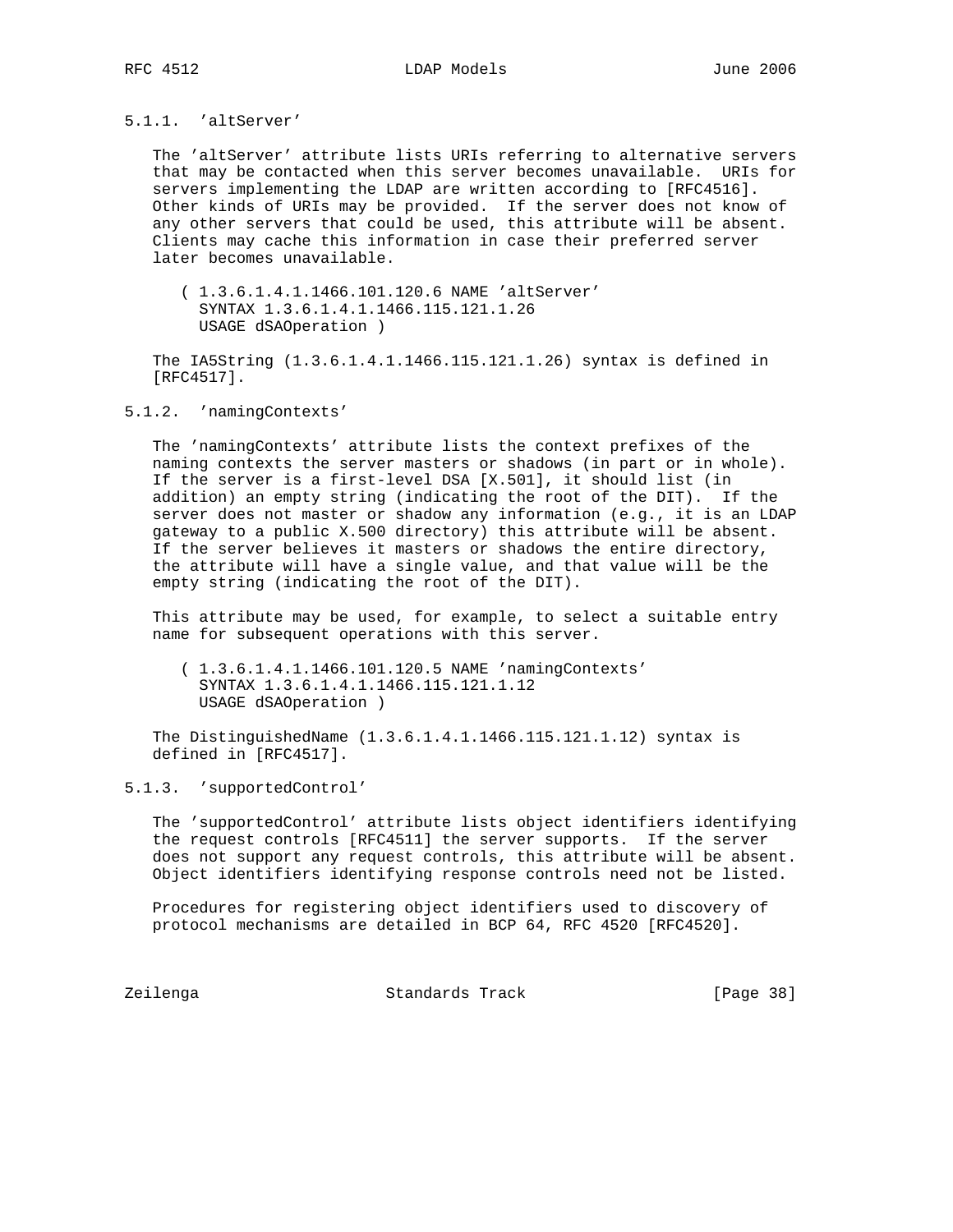#### 5.1.1. 'altServer'

The 'altServer' attribute lists URIs referring to alternative servers that may be contacted when this server becomes unavailable. URIs for servers implementing the LDAP are written according to [RFC4516]. Other kinds of URIs may be provided. If the server does not know of any other servers that could be used, this attribute will be absent. Clients may cache this information in case their preferred server later becomes unavailable.

```
( 1.3.6.1.4.1.1466.101.120.6 NAME 'altServer'
  SYNTAX 1.3.6.1.4.1.1466.115.121.1.26
  USAGE dSAOperation )
```

The IA5String (1.3.6.1.4.1.1466.115.121.1.26) syntax is defined in [RFC4517].

#### 5.1.2. 'namingContexts'

The 'namingContexts' attribute lists the context prefixes of the naming contexts the server masters or shadows (in part or in whole). If the server is a first-level DSA [X.501], it should list (in addition) an empty string (indicating the root of the DIT). If the server does not master or shadow any information (e.g., it is an LDAP gateway to a public X.500 directory) this attribute will be absent. If the server believes it masters or shadows the entire directory, the attribute will have a single value, and that value will be the empty string (indicating the root of the DIT).

This attribute may be used, for example, to select a suitable entry name for subsequent operations with this server.

```
( 1.3.6.1.4.1.1466.101.120.5 NAME 'namingContexts'
  SYNTAX 1.3.6.1.4.1.1466.115.121.1.12
  USAGE dSAOperation )
```

The DistinguishedName (1.3.6.1.4.1.1466.115.121.1.12) syntax is defined in [RFC4517].

#### 5.1.3. 'supportedControl'

The 'supportedControl' attribute lists object identifiers identifying the request controls [RFC4511] the server supports. If the server does not support any request controls, this attribute will be absent. Object identifiers identifying response controls need not be listed.

Procedures for registering object identifiers used to discovery of protocol mechanisms are detailed in BCP 64, RFC 4520 [RFC4520].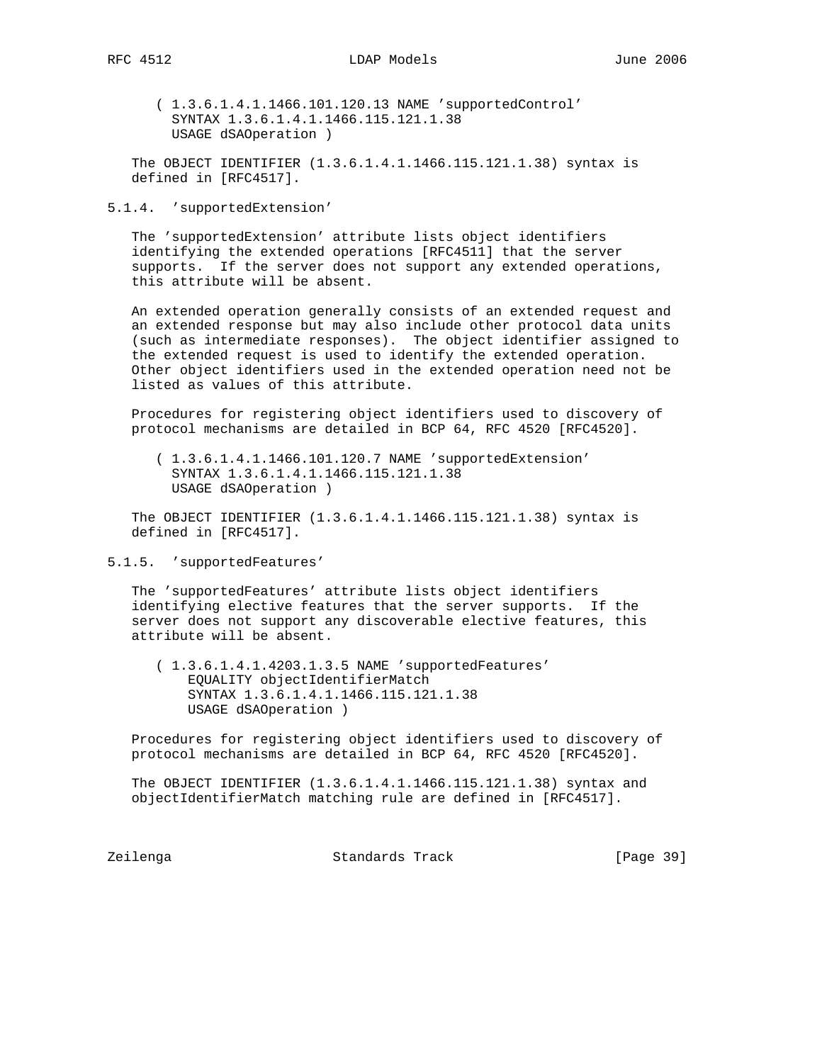```
( 1.3.6.1.4.1.1466.101.120.13 NAME 'supportedControl'
  SYNTAX 1.3.6.1.4.1.1466.115.121.1.38
  USAGE dSAOperation )
```

The OBJECT IDENTIFIER (1.3.6.1.4.1.1466.115.121.1.38) syntax is defined in [RFC4517].

### 5.1.4. 'supportedExtension'

The 'supportedExtension' attribute lists object identifiers identifying the extended operations [RFC4511] that the server supports. If the server does not support any extended operations, this attribute will be absent.

An extended operation generally consists of an extended request and an extended response but may also include other protocol data units (such as intermediate responses). The object identifier assigned to the extended request is used to identify the extended operation. Other object identifiers used in the extended operation need not be listed as values of this attribute.

Procedures for registering object identifiers used to discovery of protocol mechanisms are detailed in BCP 64, RFC 4520 [RFC4520].

```
( 1.3.6.1.4.1.1466.101.120.7 NAME 'supportedExtension'
  SYNTAX 1.3.6.1.4.1.1466.115.121.1.38
  USAGE dSAOperation )
```

The OBJECT IDENTIFIER (1.3.6.1.4.1.1466.115.121.1.38) syntax is defined in [RFC4517].

### 5.1.5. 'supportedFeatures'

The 'supportedFeatures' attribute lists object identifiers identifying elective features that the server supports. If the server does not support any discoverable elective features, this attribute will be absent.

```
( 1.3.6.1.4.1.4203.1.3.5 NAME 'supportedFeatures'
    EQUALITY objectIdentifierMatch
    SYNTAX 1.3.6.1.4.1.1466.115.121.1.38
    USAGE dSAOperation )
```

Procedures for registering object identifiers used to discovery of protocol mechanisms are detailed in BCP 64, RFC 4520 [RFC4520].

The OBJECT IDENTIFIER (1.3.6.1.4.1.1466.115.121.1.38) syntax and objectIdentifierMatch matching rule are defined in [RFC4517].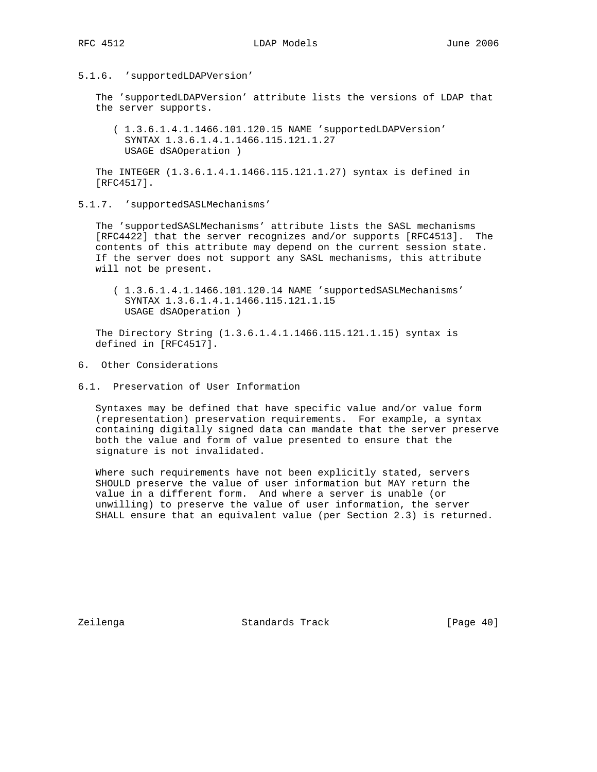#### 5.1.6. 'supportedLDAPVersion'

The 'supportedLDAPVersion' attribute lists the versions of LDAP that the server supports.

```
( 1.3.6.1.4.1.1466.101.120.15 NAME 'supportedLDAPVersion'
  SYNTAX 1.3.6.1.4.1.1466.115.121.1.27
  USAGE dSAOperation )
```

The INTEGER (1.3.6.1.4.1.1466.115.121.1.27) syntax is defined in [RFC4517].

#### 5.1.7. 'supportedSASLMechanisms'

The 'supportedSASLMechanisms' attribute lists the SASL mechanisms [RFC4422] that the server recognizes and/or supports [RFC4513]. The contents of this attribute may depend on the current session state. If the server does not support any SASL mechanisms, this attribute will not be present.

```
( 1.3.6.1.4.1.1466.101.120.14 NAME 'supportedSASLMechanisms'
  SYNTAX 1.3.6.1.4.1.1466.115.121.1.15
  USAGE dSAOperation )
```

The Directory String (1.3.6.1.4.1.1466.115.121.1.15) syntax is defined in [RFC4517].

## 6. Other Considerations

### 6.1. Preservation of User Information

Syntaxes may be defined that have specific value and/or value form (representation) preservation requirements. For example, a syntax containing digitally signed data can mandate that the server preserve both the value and form of value presented to ensure that the signature is not invalidated.

Where such requirements have not been explicitly stated, servers SHOULD preserve the value of user information but MAY return the value in a different form. And where a server is unable (or unwilling) to preserve the value of user information, the server SHALL ensure that an equivalent value (per Section 2.3) is returned.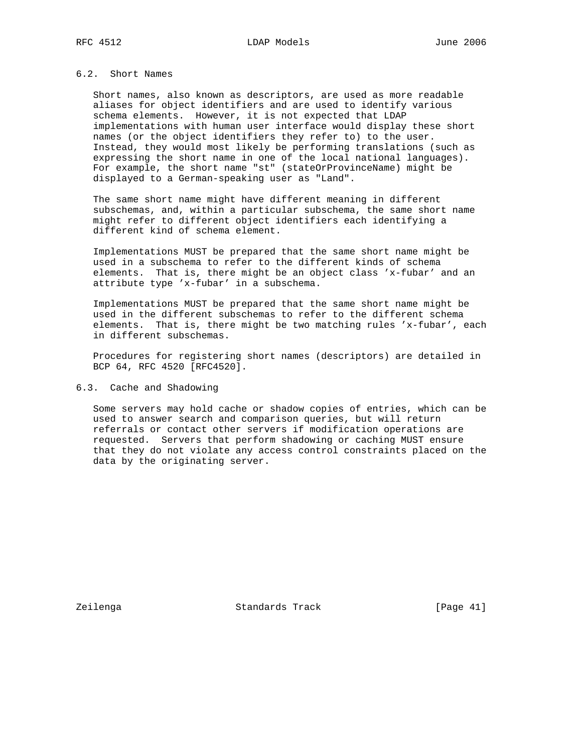## 6.2. Short Names

Short names, also known as descriptors, are used as more readable aliases for object identifiers and are used to identify various schema elements. However, it is not expected that LDAP implementations with human user interface would display these short names (or the object identifiers they refer to) to the user. Instead, they would most likely be performing translations (such as expressing the short name in one of the local national languages). For example, the short name "st" (stateOrProvinceName) might be displayed to a German-speaking user as "Land".

The same short name might have different meaning in different subschemas, and, within a particular subschema, the same short name might refer to different object identifiers each identifying a different kind of schema element.

Implementations MUST be prepared that the same short name might be used in a subschema to refer to the different kinds of schema elements. That is, there might be an object class 'x-fubar' and an attribute type 'x-fubar' in a subschema.

Implementations MUST be prepared that the same short name might be used in the different subschemas to refer to the different schema elements. That is, there might be two matching rules 'x-fubar', each in different subschemas.

Procedures for registering short names (descriptors) are detailed in BCP 64, RFC 4520 [RFC4520].

## 6.3. Cache and Shadowing

Some servers may hold cache or shadow copies of entries, which can be used to answer search and comparison queries, but will return referrals or contact other servers if modification operations are requested. Servers that perform shadowing or caching MUST ensure that they do not violate any access control constraints placed on the data by the originating server.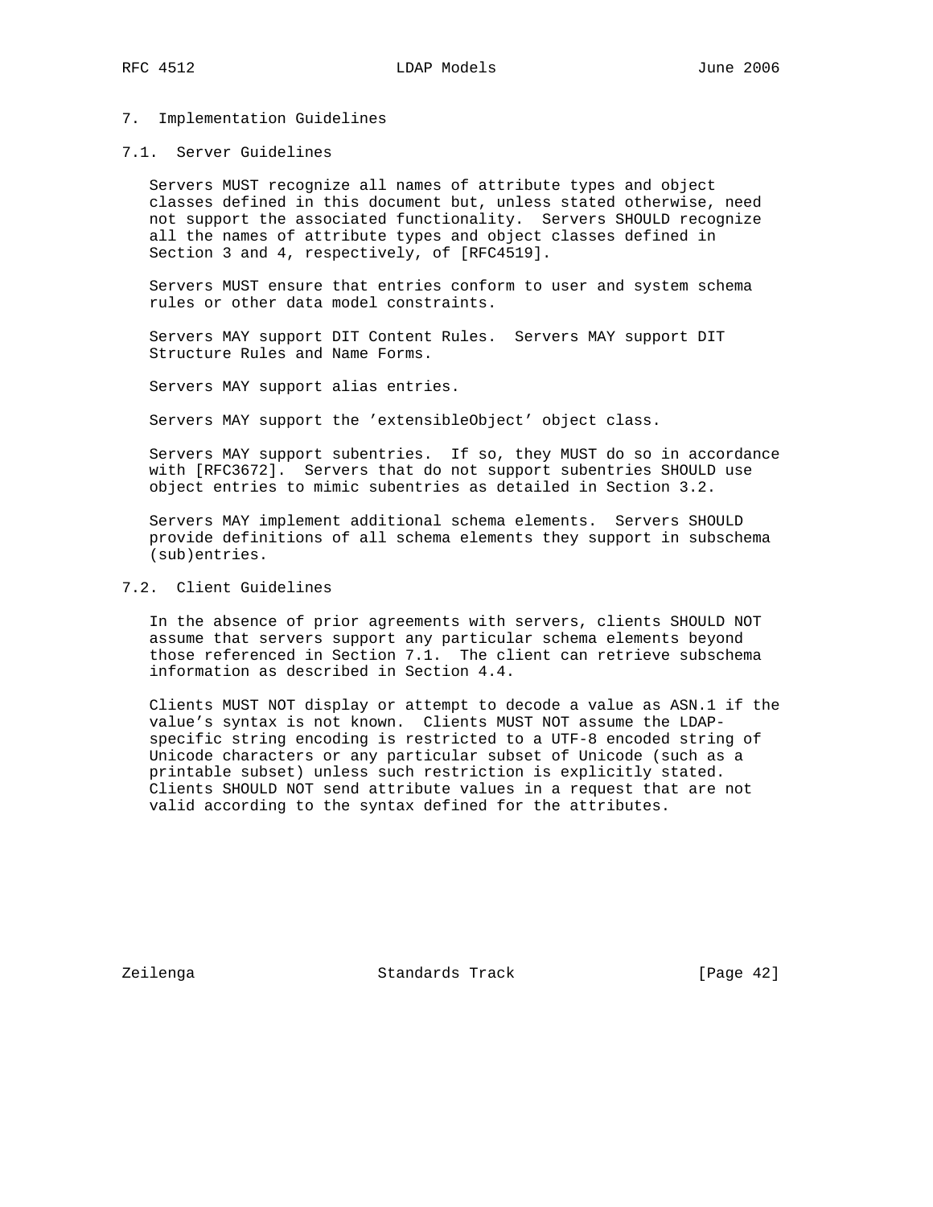# 7. Implementation Guidelines

## 7.1. Server Guidelines

Servers MUST recognize all names of attribute types and object classes defined in this document but, unless stated otherwise, need not support the associated functionality. Servers SHOULD recognize all the names of attribute types and object classes defined in Section 3 and 4, respectively, of [RFC4519].

Servers MUST ensure that entries conform to user and system schema rules or other data model constraints.

Servers MAY support DIT Content Rules. Servers MAY support DIT Structure Rules and Name Forms.

Servers MAY support alias entries.

Servers MAY support the 'extensibleObject' object class.

Servers MAY support subentries. If so, they MUST do so in accordance with [RFC3672]. Servers that do not support subentries SHOULD use object entries to mimic subentries as detailed in Section 3.2.

Servers MAY implement additional schema elements. Servers SHOULD provide definitions of all schema elements they support in subschema (sub)entries.

## 7.2. Client Guidelines

In the absence of prior agreements with servers, clients SHOULD NOT assume that servers support any particular schema elements beyond those referenced in Section 7.1. The client can retrieve subschema information as described in Section 4.4.

Clients MUST NOT display or attempt to decode a value as ASN.1 if the value's syntax is not known. Clients MUST NOT assume the LDAP-specific string encoding is restricted to a UTF-8 encoded string of Unicode characters or any particular subset of Unicode (such as a printable subset) unless such restriction is explicitly stated. Clients SHOULD NOT send attribute values in a request that are not valid according to the syntax defined for the attributes.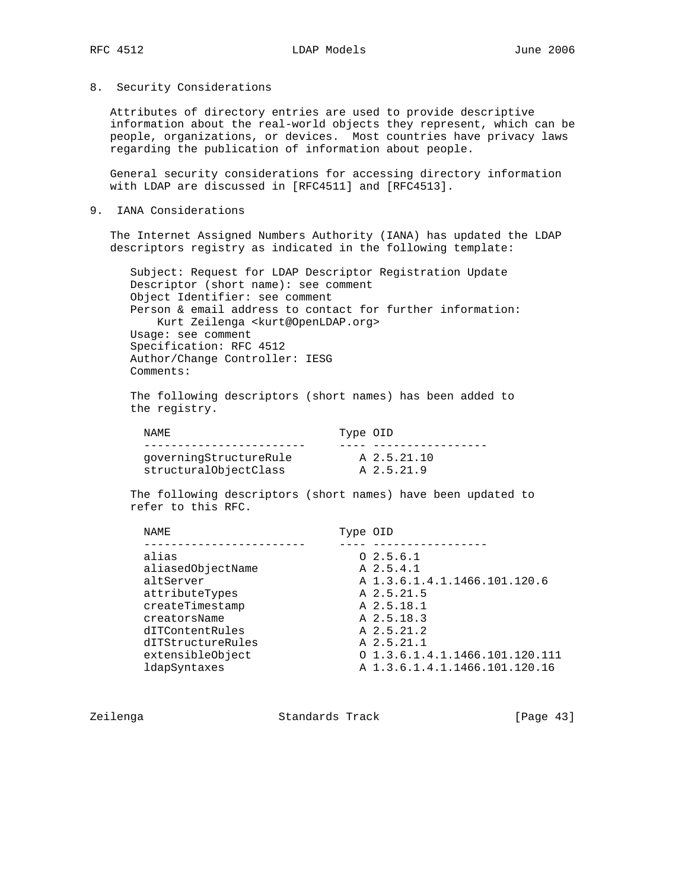## 8. Security Considerations

Attributes of directory entries are used to provide descriptive information about the real-world objects they represent, which can be people, organizations, or devices. Most countries have privacy laws regarding the publication of information about people.

General security considerations for accessing directory information with LDAP are discussed in [RFC4511] and [RFC4513].

## 9. IANA Considerations

The Internet Assigned Numbers Authority (IANA) has updated the LDAP descriptors registry as indicated in the following template:

```
   Subject: Request for LDAP Descriptor Registration Update
   Descriptor (short name): see comment
   Object Identifier: see comment
   Person & email address to contact for further information:
       Kurt Zeilenga <kurt@OpenLDAP.org>
   Usage: see comment
   Specification: RFC 4512
   Author/Change Controller: IESG
   Comments:
```

The following descriptors (short names) has been added to the registry.

```
     NAME                         Type OID
     ------------------------     ---- -----------------
     governingStructureRule          A 2.5.21.10
     structuralObjectClass           A 2.5.21.9
```

The following descriptors (short names) have been updated to refer to this RFC.

```
     NAME                         Type OID
     ------------------------     ---- -----------------
     alias                           O 2.5.6.1
     aliasedObjectName               A 2.5.4.1
     altServer                       A 1.3.6.1.4.1.1466.101.120.6
     attributeTypes                  A 2.5.21.5
     createTimestamp                 A 2.5.18.1
     creatorsName                    A 2.5.18.3
     dITContentRules                 A 2.5.21.2
     dITStructureRules               A 2.5.21.1
     extensibleObject                O 1.3.6.1.4.1.1466.101.120.111
     ldapSyntaxes                    A 1.3.6.1.4.1.1466.101.120.16
```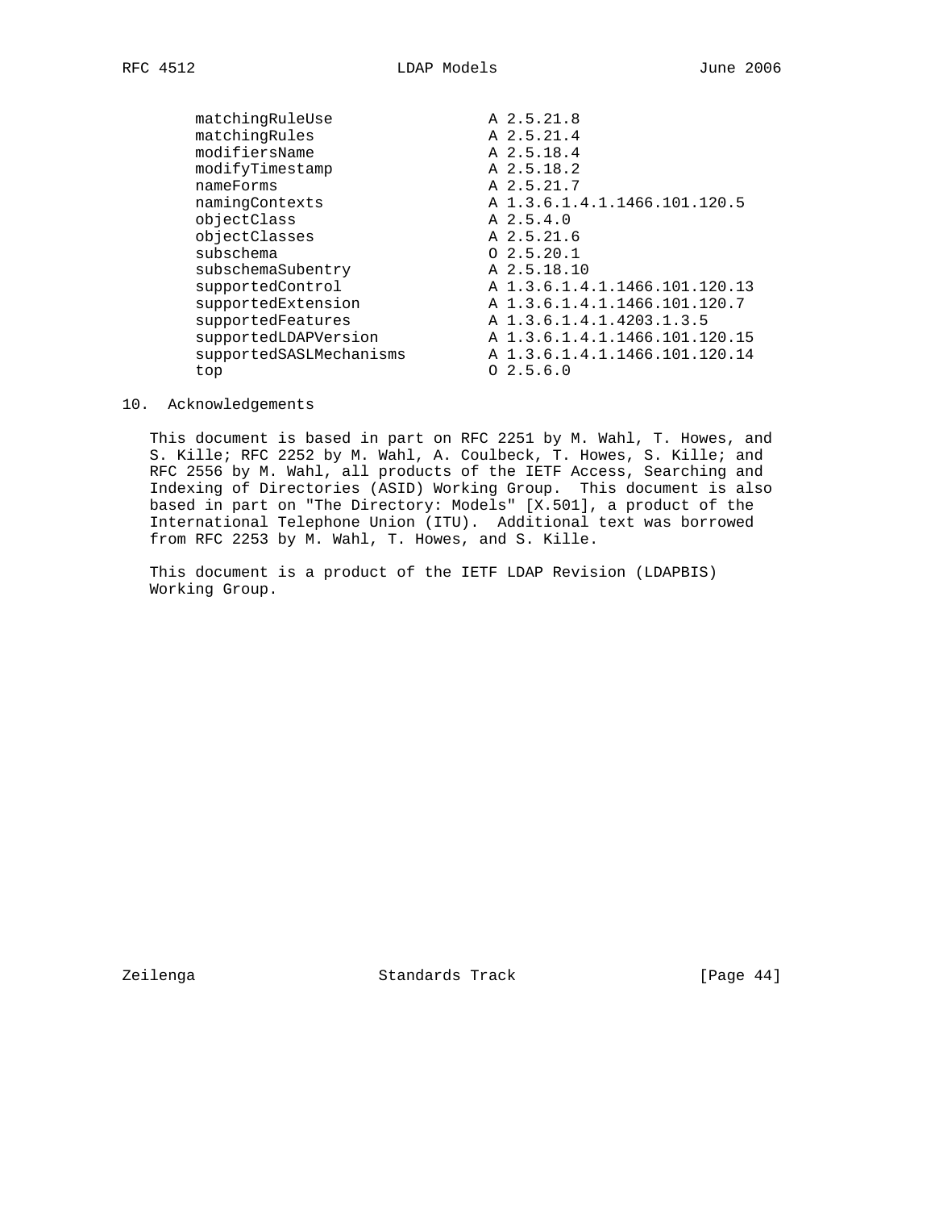```
      matchingRuleUse              A 2.5.21.8
      matchingRules                A 2.5.21.4
      modifiersName                A 2.5.18.4
      modifyTimestamp              A 2.5.18.2
      nameForms                    A 2.5.21.7
      namingContexts               A 1.3.6.1.4.1.1466.101.120.5
      objectClass                  A 2.5.4.0
      objectClasses                A 2.5.21.6
      subschema                    O 2.5.20.1
      subschemaSubentry            A 2.5.18.10
      supportedControl             A 1.3.6.1.4.1.1466.101.120.13
      supportedExtension           A 1.3.6.1.4.1.1466.101.120.7
      supportedFeatures            A 1.3.6.1.4.1.4203.1.3.5
      supportedLDAPVersion         A 1.3.6.1.4.1.1466.101.120.15
      supportedSASLMechanisms      A 1.3.6.1.4.1.1466.101.120.14
      top                          O 2.5.6.0
```

## 10. Acknowledgements

This document is based in part on RFC 2251 by M. Wahl, T. Howes, and S. Kille; RFC 2252 by M. Wahl, A. Coulbeck, T. Howes, S. Kille; and RFC 2556 by M. Wahl, all products of the IETF Access, Searching and Indexing of Directories (ASID) Working Group. This document is also based in part on "The Directory: Models" [X.501], a product of the International Telephone Union (ITU). Additional text was borrowed from RFC 2253 by M. Wahl, T. Howes, and S. Kille.

This document is a product of the IETF LDAP Revision (LDAPBIS) Working Group.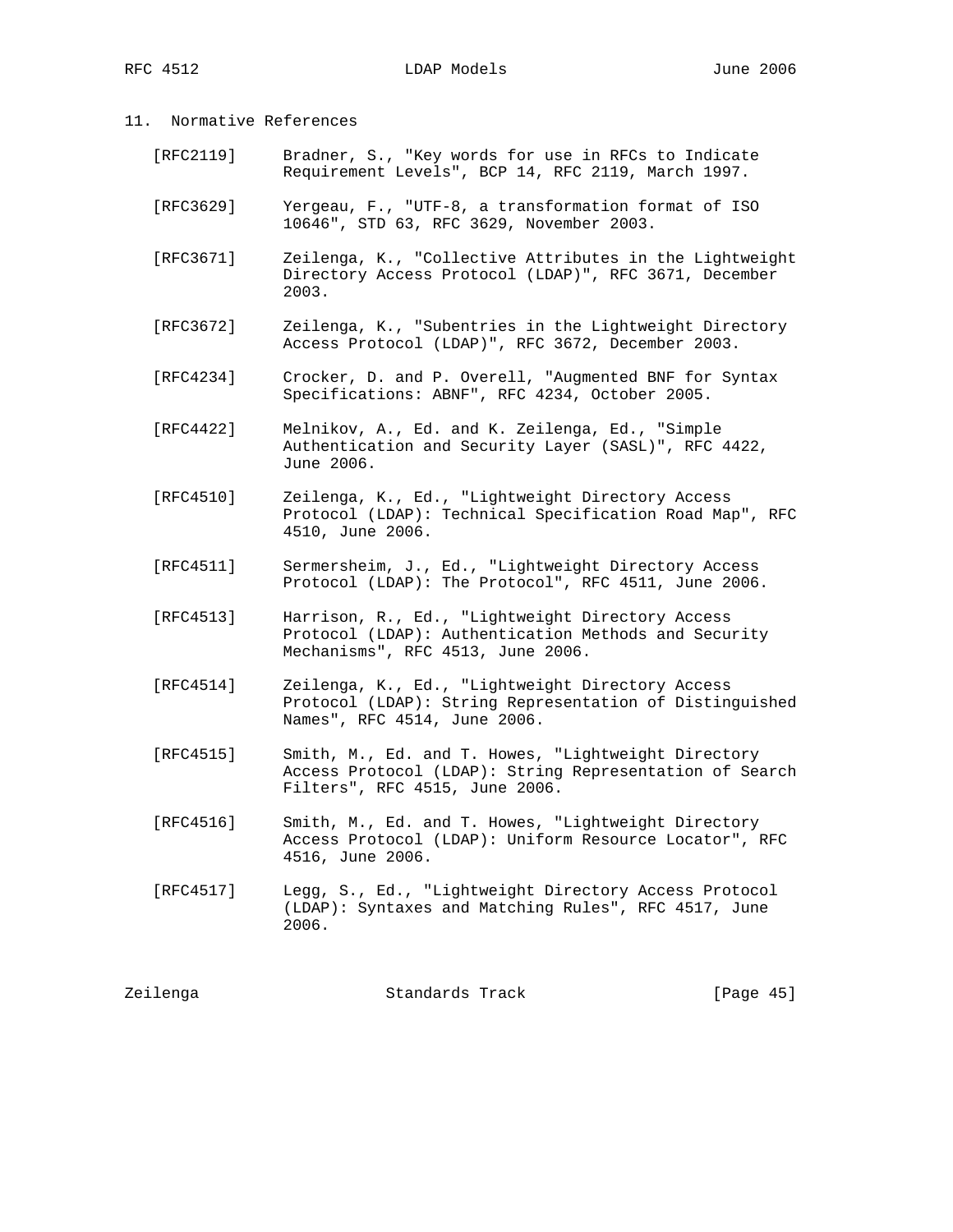## 11. Normative References

[RFC2119] Bradner, S., "Key words for use in RFCs to Indicate Requirement Levels", BCP 14, RFC 2119, March 1997.

[RFC3629] Yergeau, F., "UTF-8, a transformation format of ISO 10646", STD 63, RFC 3629, November 2003.

[RFC3671] Zeilenga, K., "Collective Attributes in the Lightweight Directory Access Protocol (LDAP)", RFC 3671, December 2003.

[RFC3672] Zeilenga, K., "Subentries in the Lightweight Directory Access Protocol (LDAP)", RFC 3672, December 2003.

[RFC4234] Crocker, D. and P. Overell, "Augmented BNF for Syntax Specifications: ABNF", RFC 4234, October 2005.

[RFC4422] Melnikov, A., Ed. and K. Zeilenga, Ed., "Simple Authentication and Security Layer (SASL)", RFC 4422, June 2006.

[RFC4510] Zeilenga, K., Ed., "Lightweight Directory Access Protocol (LDAP): Technical Specification Road Map", RFC 4510, June 2006.

[RFC4511] Sermersheim, J., Ed., "Lightweight Directory Access Protocol (LDAP): The Protocol", RFC 4511, June 2006.

[RFC4513] Harrison, R., Ed., "Lightweight Directory Access Protocol (LDAP): Authentication Methods and Security Mechanisms", RFC 4513, June 2006.

[RFC4514] Zeilenga, K., Ed., "Lightweight Directory Access Protocol (LDAP): String Representation of Distinguished Names", RFC 4514, June 2006.

[RFC4515] Smith, M., Ed. and T. Howes, "Lightweight Directory Access Protocol (LDAP): String Representation of Search Filters", RFC 4515, June 2006.

[RFC4516] Smith, M., Ed. and T. Howes, "Lightweight Directory Access Protocol (LDAP): Uniform Resource Locator", RFC 4516, June 2006.

[RFC4517] Legg, S., Ed., "Lightweight Directory Access Protocol (LDAP): Syntaxes and Matching Rules", RFC 4517, June 2006.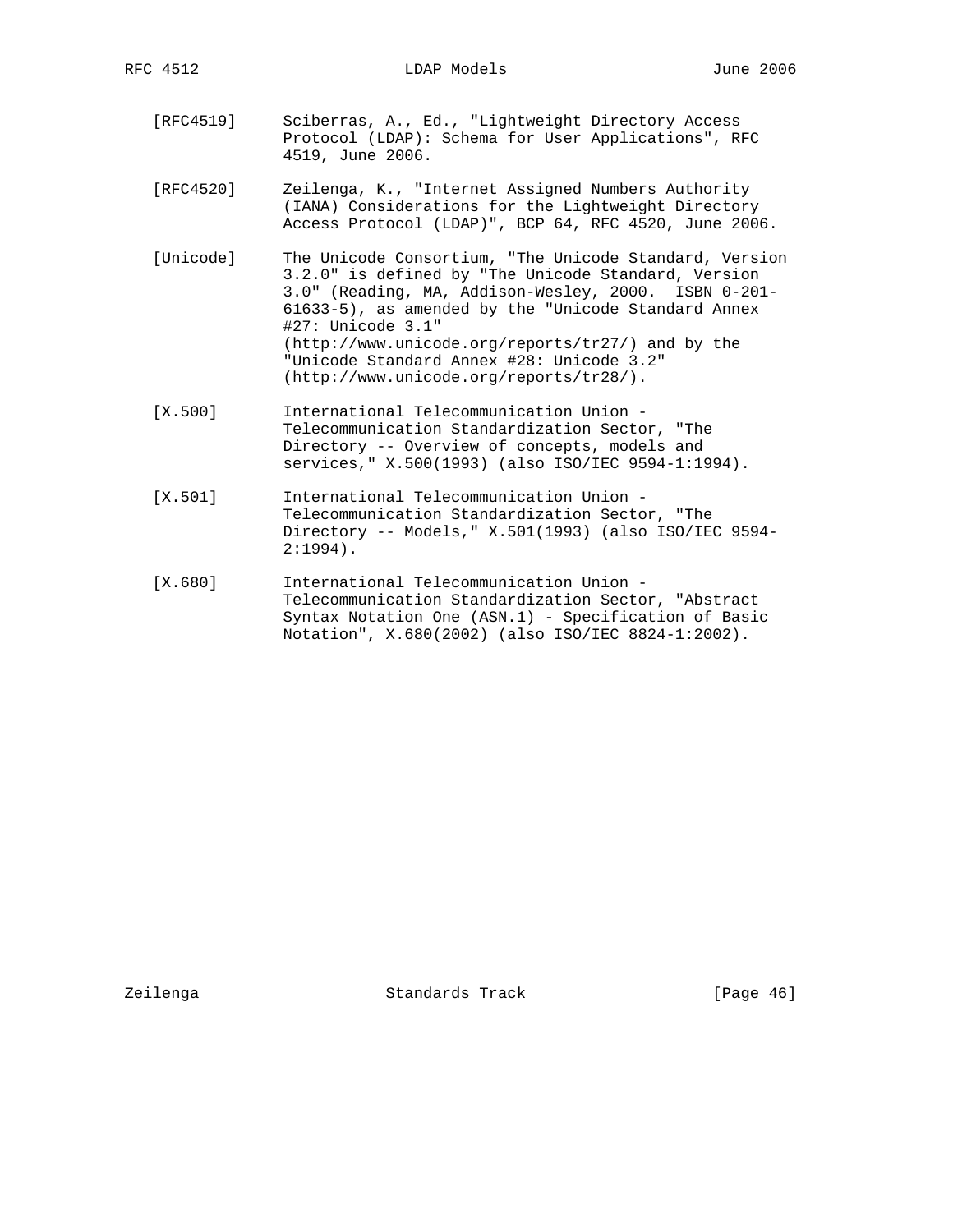[RFC4519] Sciberras, A., Ed., "Lightweight Directory Access Protocol (LDAP): Schema for User Applications", RFC 4519, June 2006.

[RFC4520] Zeilenga, K., "Internet Assigned Numbers Authority (IANA) Considerations for the Lightweight Directory Access Protocol (LDAP)", BCP 64, RFC 4520, June 2006.

[Unicode] The Unicode Consortium, "The Unicode Standard, Version 3.2.0" is defined by "The Unicode Standard, Version 3.0" (Reading, MA, Addison-Wesley, 2000. ISBN 0-201-61633-5), as amended by the "Unicode Standard Annex #27: Unicode 3.1" (http://www.unicode.org/reports/tr27/) and by the "Unicode Standard Annex #28: Unicode 3.2" (http://www.unicode.org/reports/tr28/).

[X.500] International Telecommunication Union - Telecommunication Standardization Sector, "The Directory -- Overview of concepts, models and services," X.500(1993) (also ISO/IEC 9594-1:1994).

[X.501] International Telecommunication Union - Telecommunication Standardization Sector, "The Directory -- Models," X.501(1993) (also ISO/IEC 9594-2:1994).

[X.680] International Telecommunication Union - Telecommunication Standardization Sector, "Abstract Syntax Notation One (ASN.1) - Specification of Basic Notation", X.680(2002) (also ISO/IEC 8824-1:2002).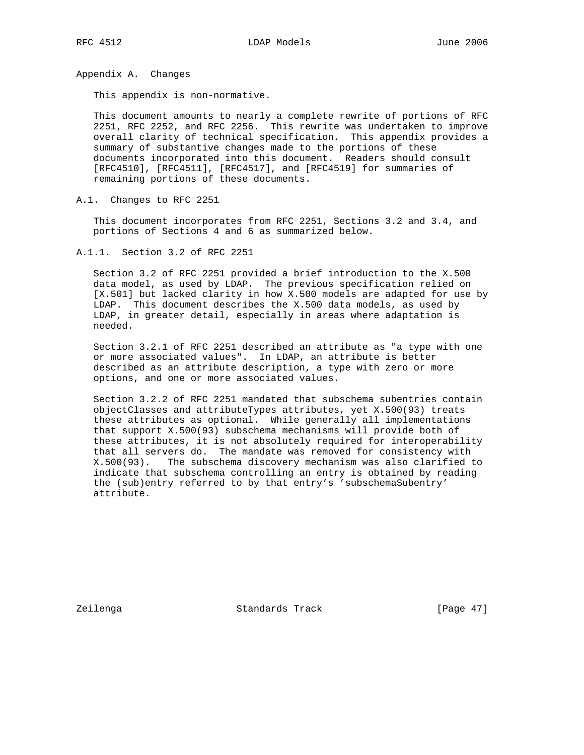## Appendix A. Changes

This appendix is non-normative.

This document amounts to nearly a complete rewrite of portions of RFC 2251, RFC 2252, and RFC 2256. This rewrite was undertaken to improve overall clarity of technical specification. This appendix provides a summary of substantive changes made to the portions of these documents incorporated into this document. Readers should consult [RFC4510], [RFC4511], [RFC4517], and [RFC4519] for summaries of remaining portions of these documents.

### A.1. Changes to RFC 2251

This document incorporates from RFC 2251, Sections 3.2 and 3.4, and portions of Sections 4 and 6 as summarized below.

#### A.1.1. Section 3.2 of RFC 2251

Section 3.2 of RFC 2251 provided a brief introduction to the X.500 data model, as used by LDAP. The previous specification relied on [X.501] but lacked clarity in how X.500 models are adapted for use by LDAP. This document describes the X.500 data models, as used by LDAP, in greater detail, especially in areas where adaptation is needed.

Section 3.2.1 of RFC 2251 described an attribute as "a type with one or more associated values". In LDAP, an attribute is better described as an attribute description, a type with zero or more options, and one or more associated values.

Section 3.2.2 of RFC 2251 mandated that subschema subentries contain objectClasses and attributeTypes attributes, yet X.500(93) treats these attributes as optional. While generally all implementations that support X.500(93) subschema mechanisms will provide both of these attributes, it is not absolutely required for interoperability that all servers do. The mandate was removed for consistency with X.500(93). The subschema discovery mechanism was also clarified to indicate that subschema controlling an entry is obtained by reading the (sub)entry referred to by that entry's 'subschemaSubentry' attribute.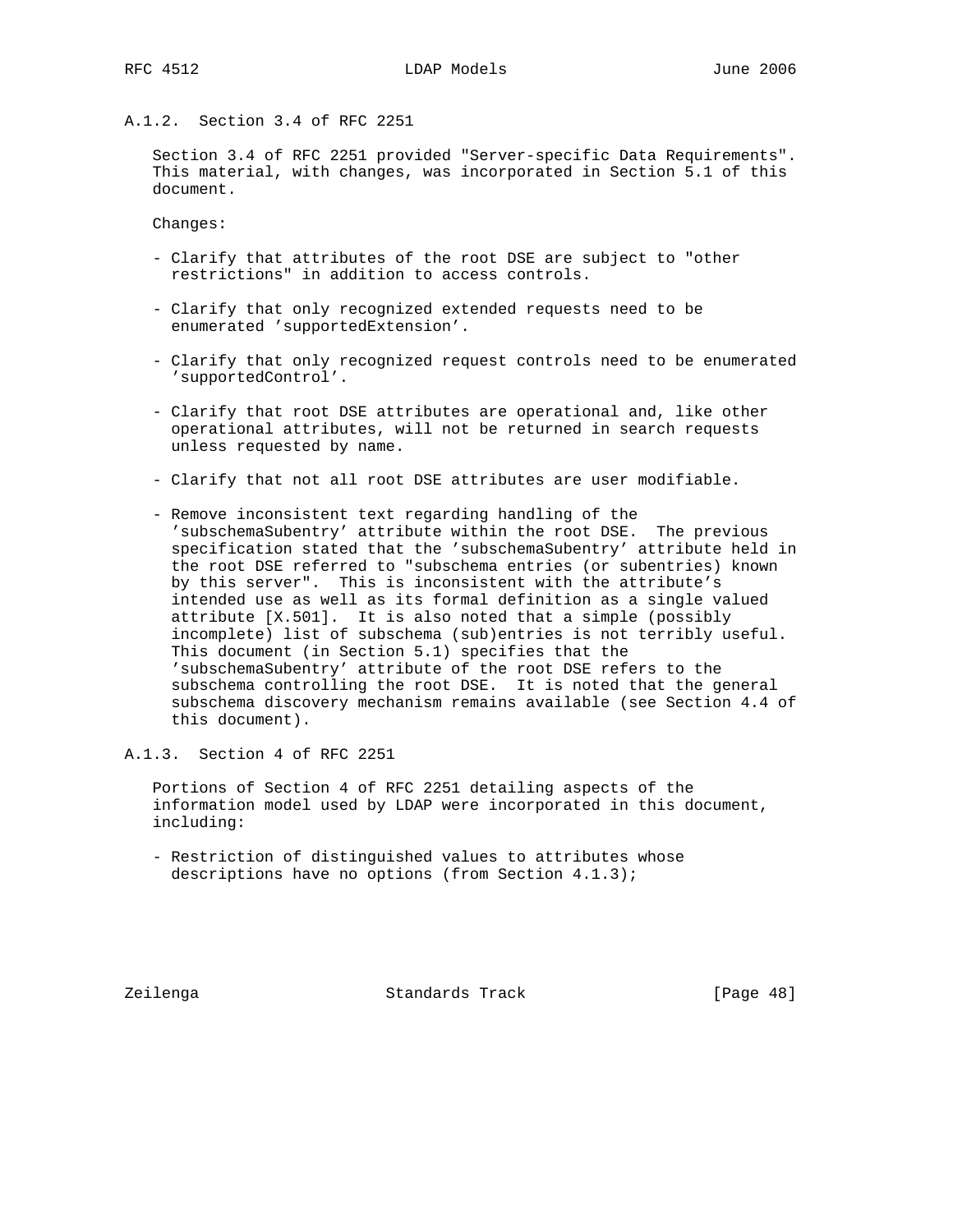### A.1.2. Section 3.4 of RFC 2251

Section 3.4 of RFC 2251 provided "Server-specific Data Requirements". This material, with changes, was incorporated in Section 5.1 of this document.

Changes:

- Clarify that attributes of the root DSE are subject to "other restrictions" in addition to access controls.
- Clarify that only recognized extended requests need to be enumerated 'supportedExtension'.
- Clarify that only recognized request controls need to be enumerated 'supportedControl'.
- Clarify that root DSE attributes are operational and, like other operational attributes, will not be returned in search requests unless requested by name.
- Clarify that not all root DSE attributes are user modifiable.
- Remove inconsistent text regarding handling of the 'subschemaSubentry' attribute within the root DSE. The previous specification stated that the 'subschemaSubentry' attribute held in the root DSE referred to "subschema entries (or subentries) known by this server". This is inconsistent with the attribute's intended use as well as its formal definition as a single valued attribute [X.501]. It is also noted that a simple (possibly incomplete) list of subschema (sub)entries is not terribly useful. This document (in Section 5.1) specifies that the 'subschemaSubentry' attribute of the root DSE refers to the subschema controlling the root DSE. It is noted that the general subschema discovery mechanism remains available (see Section 4.4 of this document).

### A.1.3. Section 4 of RFC 2251

Portions of Section 4 of RFC 2251 detailing aspects of the information model used by LDAP were incorporated in this document, including:

- Restriction of distinguished values to attributes whose descriptions have no options (from Section 4.1.3);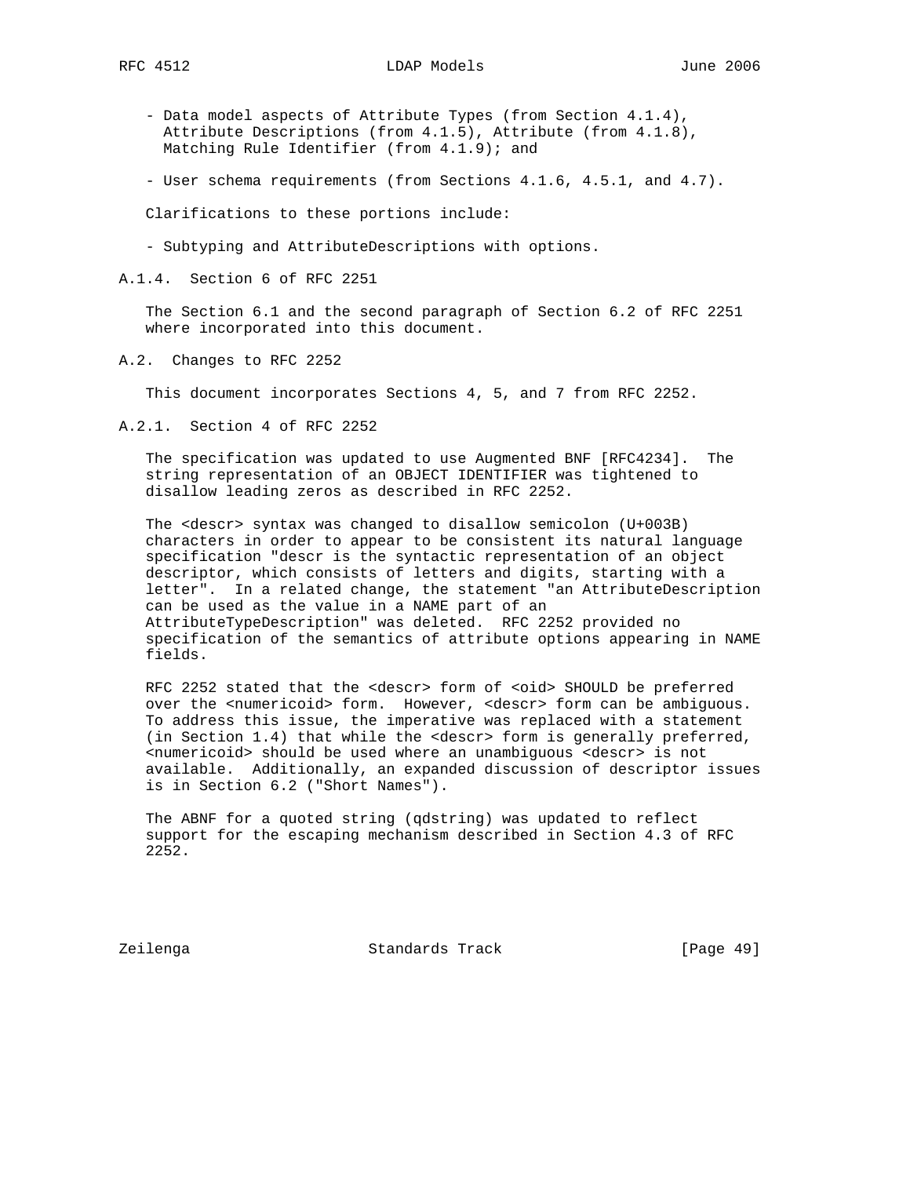- Data model aspects of Attribute Types (from Section 4.1.4), Attribute Descriptions (from 4.1.5), Attribute (from 4.1.8), Matching Rule Identifier (from 4.1.9); and

- User schema requirements (from Sections 4.1.6, 4.5.1, and 4.7).

Clarifications to these portions include:

- Subtyping and AttributeDescriptions with options.

### A.1.4. Section 6 of RFC 2251

The Section 6.1 and the second paragraph of Section 6.2 of RFC 2251 where incorporated into this document.

## A.2. Changes to RFC 2252

This document incorporates Sections 4, 5, and 7 from RFC 2252.

### A.2.1. Section 4 of RFC 2252

The specification was updated to use Augmented BNF [RFC4234]. The string representation of an OBJECT IDENTIFIER was tightened to disallow leading zeros as described in RFC 2252.

The <descr> syntax was changed to disallow semicolon (U+003B) characters in order to appear to be consistent its natural language specification "descr is the syntactic representation of an object descriptor, which consists of letters and digits, starting with a letter". In a related change, the statement "an AttributeDescription can be used as the value in a NAME part of an AttributeTypeDescription" was deleted. RFC 2252 provided no specification of the semantics of attribute options appearing in NAME fields.

RFC 2252 stated that the <descr> form of <oid> SHOULD be preferred over the <numericoid> form. However, <descr> form can be ambiguous. To address this issue, the imperative was replaced with a statement (in Section 1.4) that while the <descr> form is generally preferred, <numericoid> should be used where an unambiguous <descr> is not available. Additionally, an expanded discussion of descriptor issues is in Section 6.2 ("Short Names").

The ABNF for a quoted string (qdstring) was updated to reflect support for the escaping mechanism described in Section 4.3 of RFC 2252.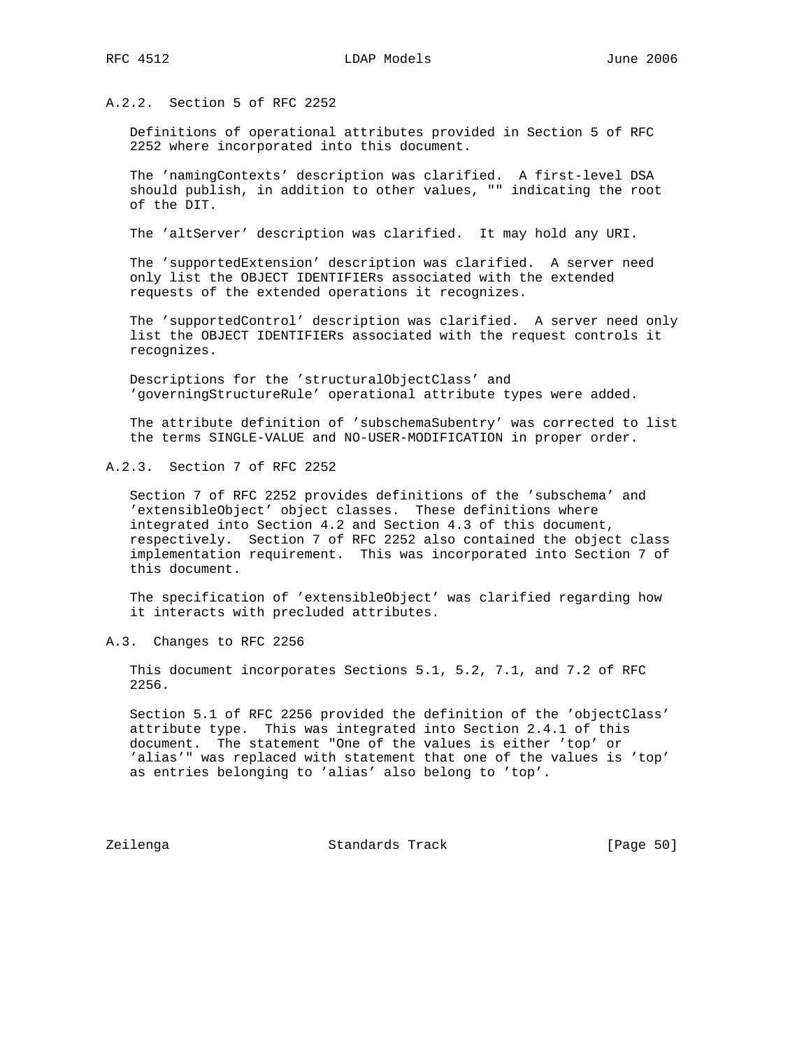### A.2.2. Section 5 of RFC 2252

Definitions of operational attributes provided in Section 5 of RFC 2252 where incorporated into this document.

The 'namingContexts' description was clarified. A first-level DSA should publish, in addition to other values, "" indicating the root of the DIT.

The 'altServer' description was clarified. It may hold any URI.

The 'supportedExtension' description was clarified. A server need only list the OBJECT IDENTIFIERs associated with the extended requests of the extended operations it recognizes.

The 'supportedControl' description was clarified. A server need only list the OBJECT IDENTIFIERs associated with the request controls it recognizes.

Descriptions for the 'structuralObjectClass' and 'governingStructureRule' operational attribute types were added.

The attribute definition of 'subschemaSubentry' was corrected to list the terms SINGLE-VALUE and NO-USER-MODIFICATION in proper order.

### A.2.3. Section 7 of RFC 2252

Section 7 of RFC 2252 provides definitions of the 'subschema' and 'extensibleObject' object classes. These definitions where integrated into Section 4.2 and Section 4.3 of this document, respectively. Section 7 of RFC 2252 also contained the object class implementation requirement. This was incorporated into Section 7 of this document.

The specification of 'extensibleObject' was clarified regarding how it interacts with precluded attributes.

## A.3. Changes to RFC 2256

This document incorporates Sections 5.1, 5.2, 7.1, and 7.2 of RFC 2256.

Section 5.1 of RFC 2256 provided the definition of the 'objectClass' attribute type. This was integrated into Section 2.4.1 of this document. The statement "One of the values is either 'top' or 'alias'" was replaced with statement that one of the values is 'top' as entries belonging to 'alias' also belong to 'top'.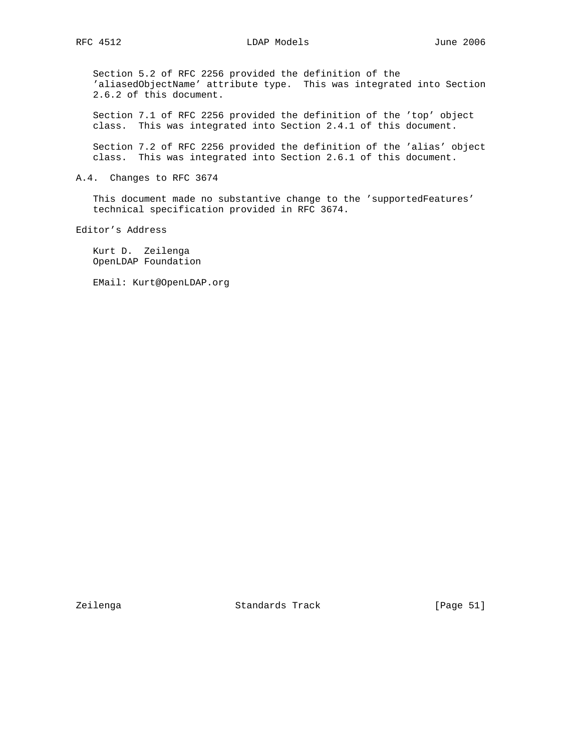Section 5.2 of RFC 2256 provided the definition of the 'aliasedObjectName' attribute type. This was integrated into Section 2.6.2 of this document.

Section 7.1 of RFC 2256 provided the definition of the 'top' object class. This was integrated into Section 2.4.1 of this document.

Section 7.2 of RFC 2256 provided the definition of the 'alias' object class. This was integrated into Section 2.6.1 of this document.

### A.4. Changes to RFC 3674

This document made no substantive change to the 'supportedFeatures' technical specification provided in RFC 3674.

## Editor's Address

Kurt D. Zeilenga
OpenLDAP Foundation

EMail: Kurt@OpenLDAP.org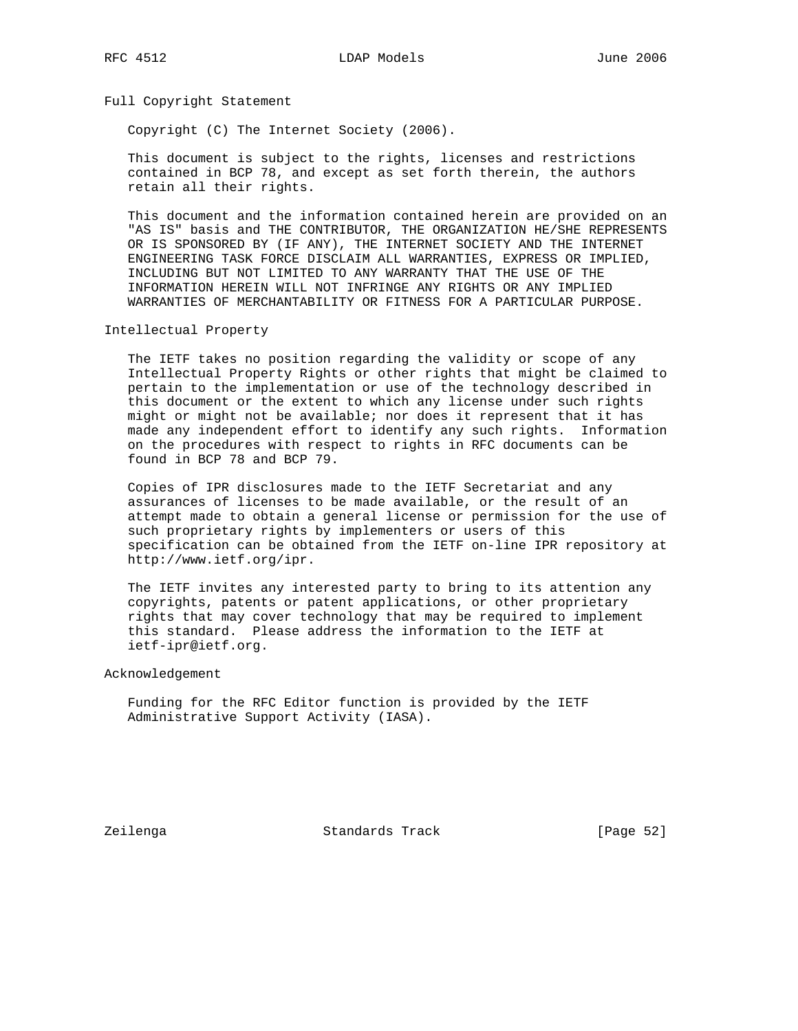## Full Copyright Statement

Copyright (C) The Internet Society (2006).

This document is subject to the rights, licenses and restrictions contained in BCP 78, and except as set forth therein, the authors retain all their rights.

This document and the information contained herein are provided on an "AS IS" basis and THE CONTRIBUTOR, THE ORGANIZATION HE/SHE REPRESENTS OR IS SPONSORED BY (IF ANY), THE INTERNET SOCIETY AND THE INTERNET ENGINEERING TASK FORCE DISCLAIM ALL WARRANTIES, EXPRESS OR IMPLIED, INCLUDING BUT NOT LIMITED TO ANY WARRANTY THAT THE USE OF THE INFORMATION HEREIN WILL NOT INFRINGE ANY RIGHTS OR ANY IMPLIED WARRANTIES OF MERCHANTABILITY OR FITNESS FOR A PARTICULAR PURPOSE.

## Intellectual Property

The IETF takes no position regarding the validity or scope of any Intellectual Property Rights or other rights that might be claimed to pertain to the implementation or use of the technology described in this document or the extent to which any license under such rights might or might not be available; nor does it represent that it has made any independent effort to identify any such rights. Information on the procedures with respect to rights in RFC documents can be found in BCP 78 and BCP 79.

Copies of IPR disclosures made to the IETF Secretariat and any assurances of licenses to be made available, or the result of an attempt made to obtain a general license or permission for the use of such proprietary rights by implementers or users of this specification can be obtained from the IETF on-line IPR repository at http://www.ietf.org/ipr.

The IETF invites any interested party to bring to its attention any copyrights, patents or patent applications, or other proprietary rights that may cover technology that may be required to implement this standard. Please address the information to the IETF at ietf-ipr@ietf.org.

## Acknowledgement

Funding for the RFC Editor function is provided by the IETF Administrative Support Activity (IASA).